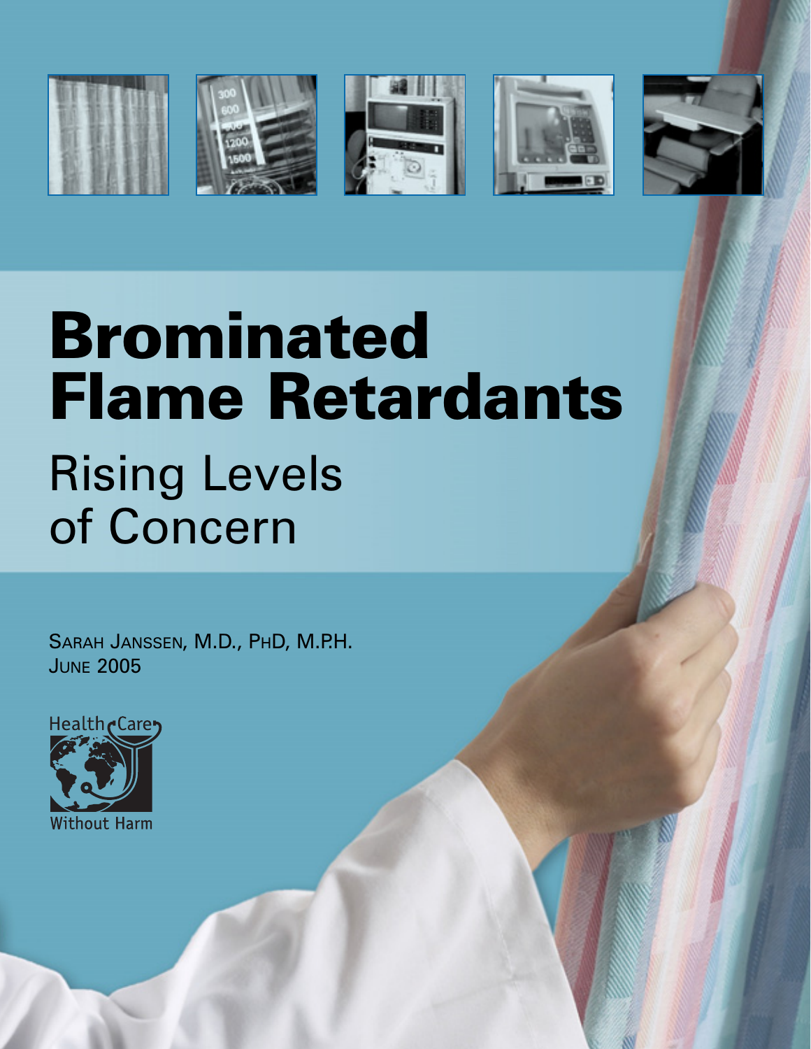# Brominated Flame Retardants

## Rising Levels of Concern

Sarah Janssen, M.D., PhD, M.P.H.
June 2005

Health Care Without Harm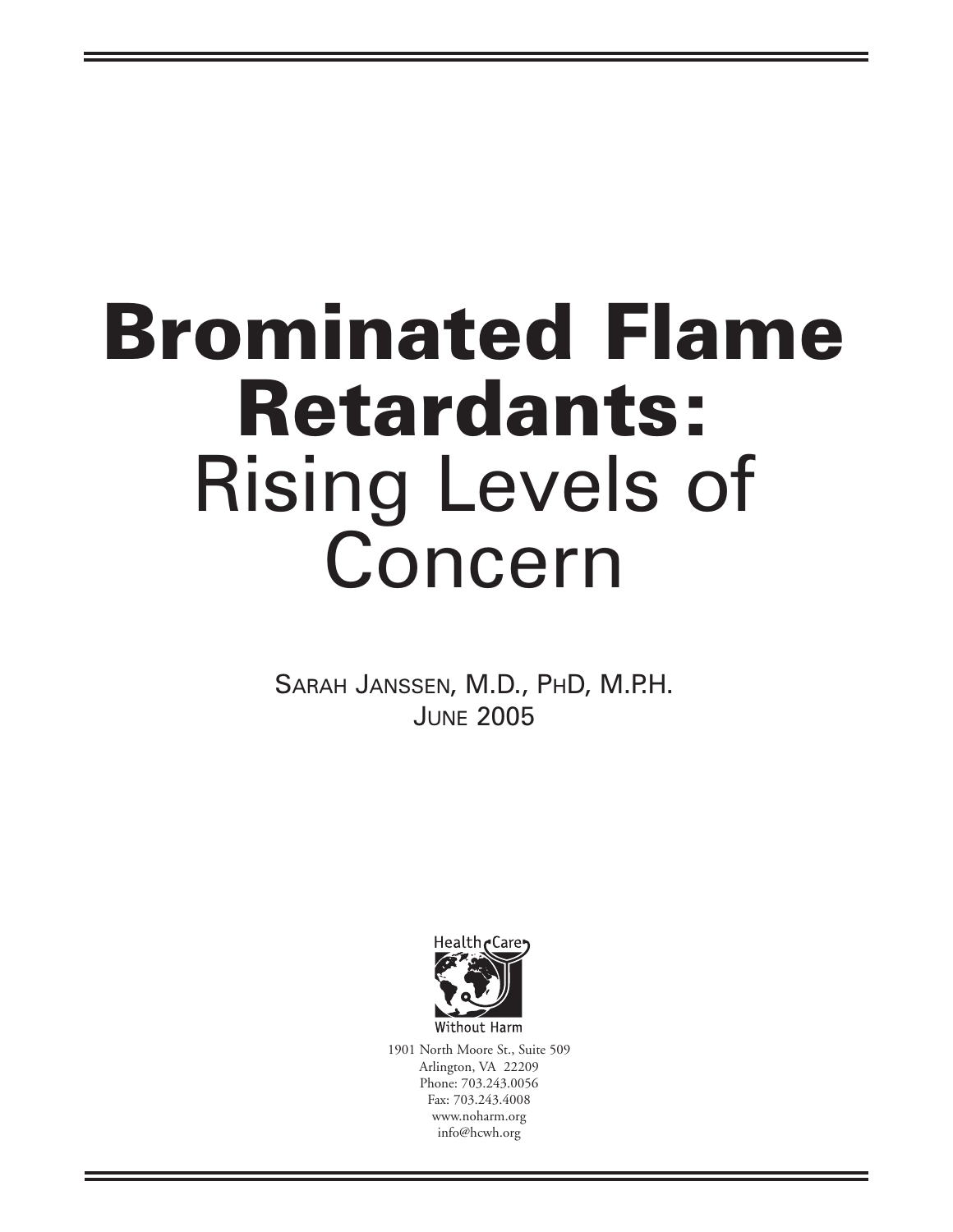# Brominated Flame Retardants: Rising Levels of Concern

Sarah Janssen, M.D., PhD, M.P.H.

June 2005

Health Care Without Harm

1901 North Moore St., Suite 509
Arlington, VA 22209
Phone: 703.243.0056
Fax: 703.243.4008
www.noharm.org
info@hcwh.org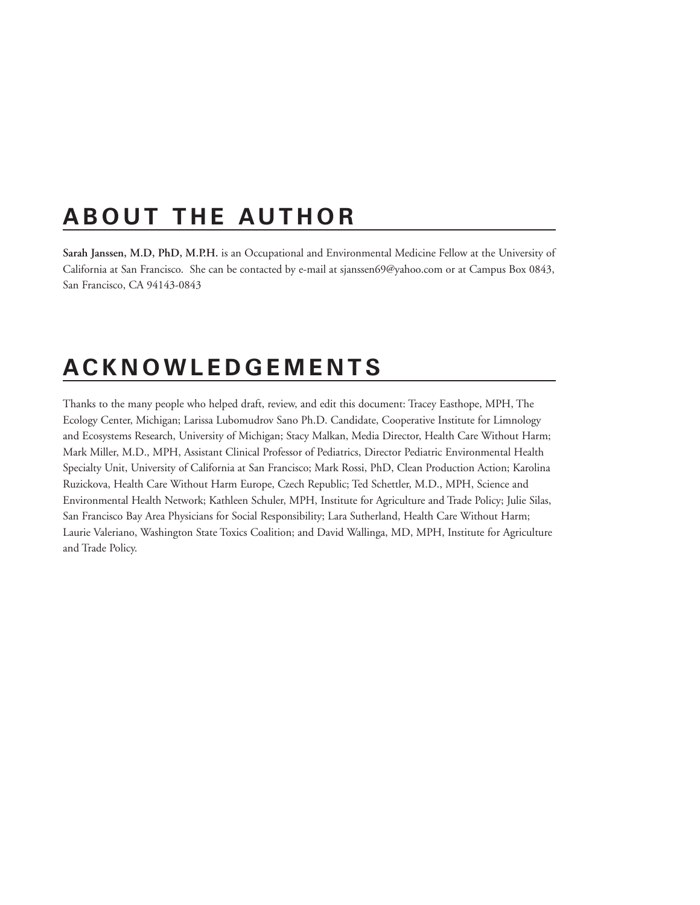## ABOUT THE AUTHOR

**Sarah Janssen, M.D, PhD, M.P.H.** is an Occupational and Environmental Medicine Fellow at the University of California at San Francisco. She can be contacted by e-mail at sjanssen69@yahoo.com or at Campus Box 0843, San Francisco, CA 94143-0843

## ACKNOWLEDGEMENTS

Thanks to the many people who helped draft, review, and edit this document: Tracey Easthope, MPH, The Ecology Center, Michigan; Larissa Lubomudrov Sano Ph.D. Candidate, Cooperative Institute for Limnology and Ecosystems Research, University of Michigan; Stacy Malkan, Media Director, Health Care Without Harm; Mark Miller, M.D., MPH, Assistant Clinical Professor of Pediatrics, Director Pediatric Environmental Health Specialty Unit, University of California at San Francisco; Mark Rossi, PhD, Clean Production Action; Karolina Ruzickova, Health Care Without Harm Europe, Czech Republic; Ted Schettler, M.D., MPH, Science and Environmental Health Network; Kathleen Schuler, MPH, Institute for Agriculture and Trade Policy; Julie Silas, San Francisco Bay Area Physicians for Social Responsibility; Lara Sutherland, Health Care Without Harm; Laurie Valeriano, Washington State Toxics Coalition; and David Wallinga, MD, MPH, Institute for Agriculture and Trade Policy.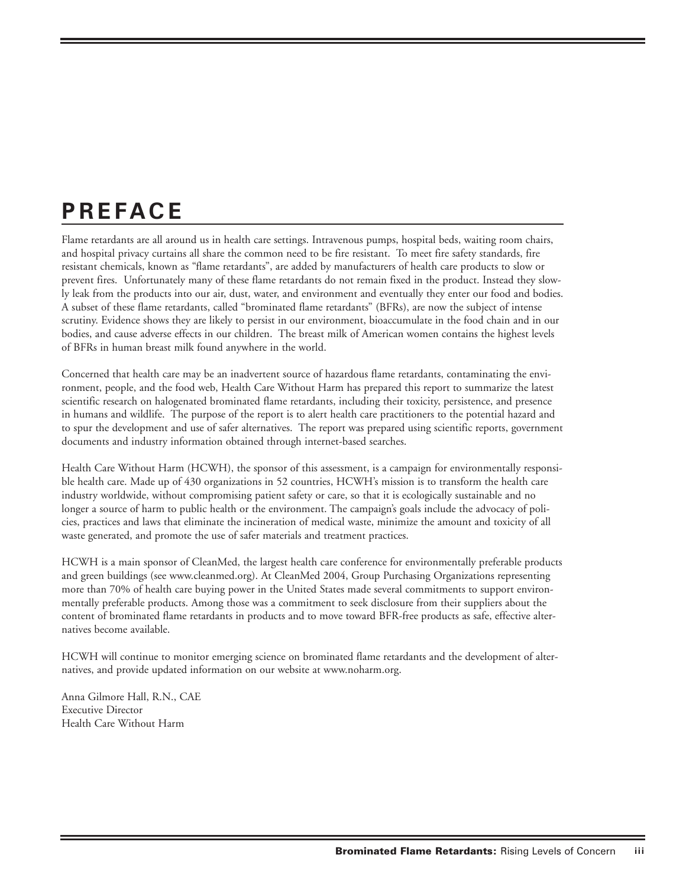# PREFACE

Flame retardants are all around us in health care settings. Intravenous pumps, hospital beds, waiting room chairs, and hospital privacy curtains all share the common need to be fire resistant. To meet fire safety standards, fire resistant chemicals, known as "flame retardants", are added by manufacturers of health care products to slow or prevent fires. Unfortunately many of these flame retardants do not remain fixed in the product. Instead they slowly leak from the products into our air, dust, water, and environment and eventually they enter our food and bodies. A subset of these flame retardants, called "brominated flame retardants" (BFRs), are now the subject of intense scrutiny. Evidence shows they are likely to persist in our environment, bioaccumulate in the food chain and in our bodies, and cause adverse effects in our children. The breast milk of American women contains the highest levels of BFRs in human breast milk found anywhere in the world.

Concerned that health care may be an inadvertent source of hazardous flame retardants, contaminating the environment, people, and the food web, Health Care Without Harm has prepared this report to summarize the latest scientific research on halogenated brominated flame retardants, including their toxicity, persistence, and presence in humans and wildlife. The purpose of the report is to alert health care practitioners to the potential hazard and to spur the development and use of safer alternatives. The report was prepared using scientific reports, government documents and industry information obtained through internet-based searches.

Health Care Without Harm (HCWH), the sponsor of this assessment, is a campaign for environmentally responsible health care. Made up of 430 organizations in 52 countries, HCWH's mission is to transform the health care industry worldwide, without compromising patient safety or care, so that it is ecologically sustainable and no longer a source of harm to public health or the environment. The campaign's goals include the advocacy of policies, practices and laws that eliminate the incineration of medical waste, minimize the amount and toxicity of all waste generated, and promote the use of safer materials and treatment practices.

HCWH is a main sponsor of CleanMed, the largest health care conference for environmentally preferable products and green buildings (see www.cleanmed.org). At CleanMed 2004, Group Purchasing Organizations representing more than 70% of health care buying power in the United States made several commitments to support environmentally preferable products. Among those was a commitment to seek disclosure from their suppliers about the content of brominated flame retardants in products and to move toward BFR-free products as safe, effective alternatives become available.

HCWH will continue to monitor emerging science on brominated flame retardants and the development of alternatives, and provide updated information on our website at www.noharm.org.

Anna Gilmore Hall, R.N., CAE
Executive Director
Health Care Without Harm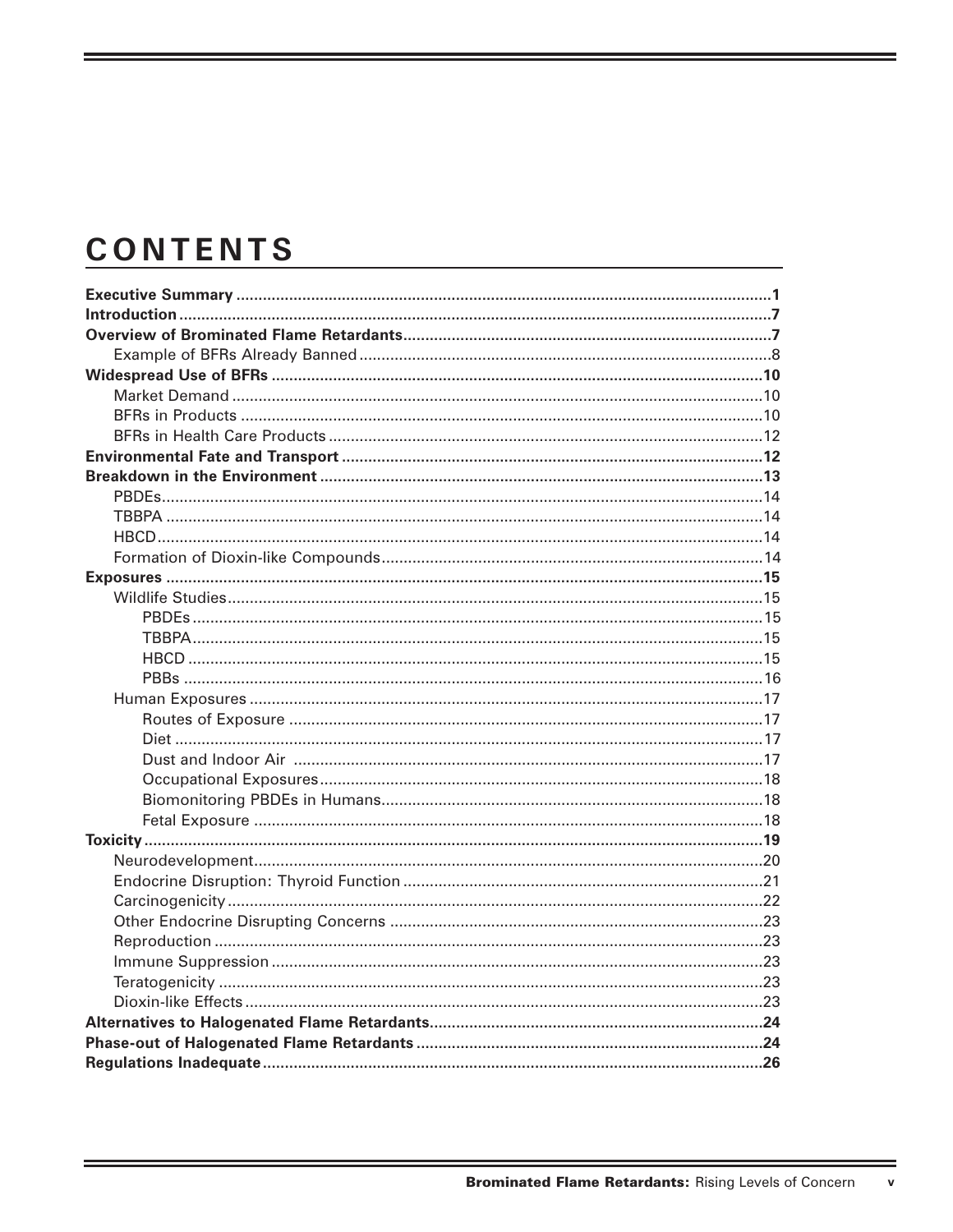# CONTENTS

**Executive Summary** ........................................................ **1**
**Introduction** ........................................................ **7**
**Overview of Brominated Flame Retardants** ........................................................ **7**
- Example of BFRs Already Banned ........................................................ 8

**Widespread Use of BFRs** ........................................................ **10**
- Market Demand ........................................................ 10
- BFRs in Products ........................................................ 10
- BFRs in Health Care Products ........................................................ 12

**Environmental Fate and Transport** ........................................................ **12**
**Breakdown in the Environment** ........................................................ **13**
- PBDEs ........................................................ 14
- TBBPA ........................................................ 14
- HBCD ........................................................ 14
- Formation of Dioxin-like Compounds ........................................................ 14

**Exposures** ........................................................ **15**
- Wildlife Studies ........................................................ 15
  - PBDEs ........................................................ 15
  - TBBPA ........................................................ 15
  - HBCD ........................................................ 15
  - PBBs ........................................................ 16
- Human Exposures ........................................................ 17
  - Routes of Exposure ........................................................ 17
  - Diet ........................................................ 17
  - Dust and Indoor Air ........................................................ 17
  - Occupational Exposures ........................................................ 18
  - Biomonitoring PBDEs in Humans ........................................................ 18
  - Fetal Exposure ........................................................ 18

**Toxicity** ........................................................ **19**
- Neurodevelopment ........................................................ 20
- Endocrine Disruption: Thyroid Function ........................................................ 21
- Carcinogenicity ........................................................ 22
- Other Endocrine Disrupting Concerns ........................................................ 23
- Reproduction ........................................................ 23
- Immune Suppression ........................................................ 23
- Teratogenicity ........................................................ 23
- Dioxin-like Effects ........................................................ 23

**Alternatives to Halogenated Flame Retardants** ........................................................ **24**
**Phase-out of Halogenated Flame Retardants** ........................................................ **24**
**Regulations Inadequate** ........................................................ **26**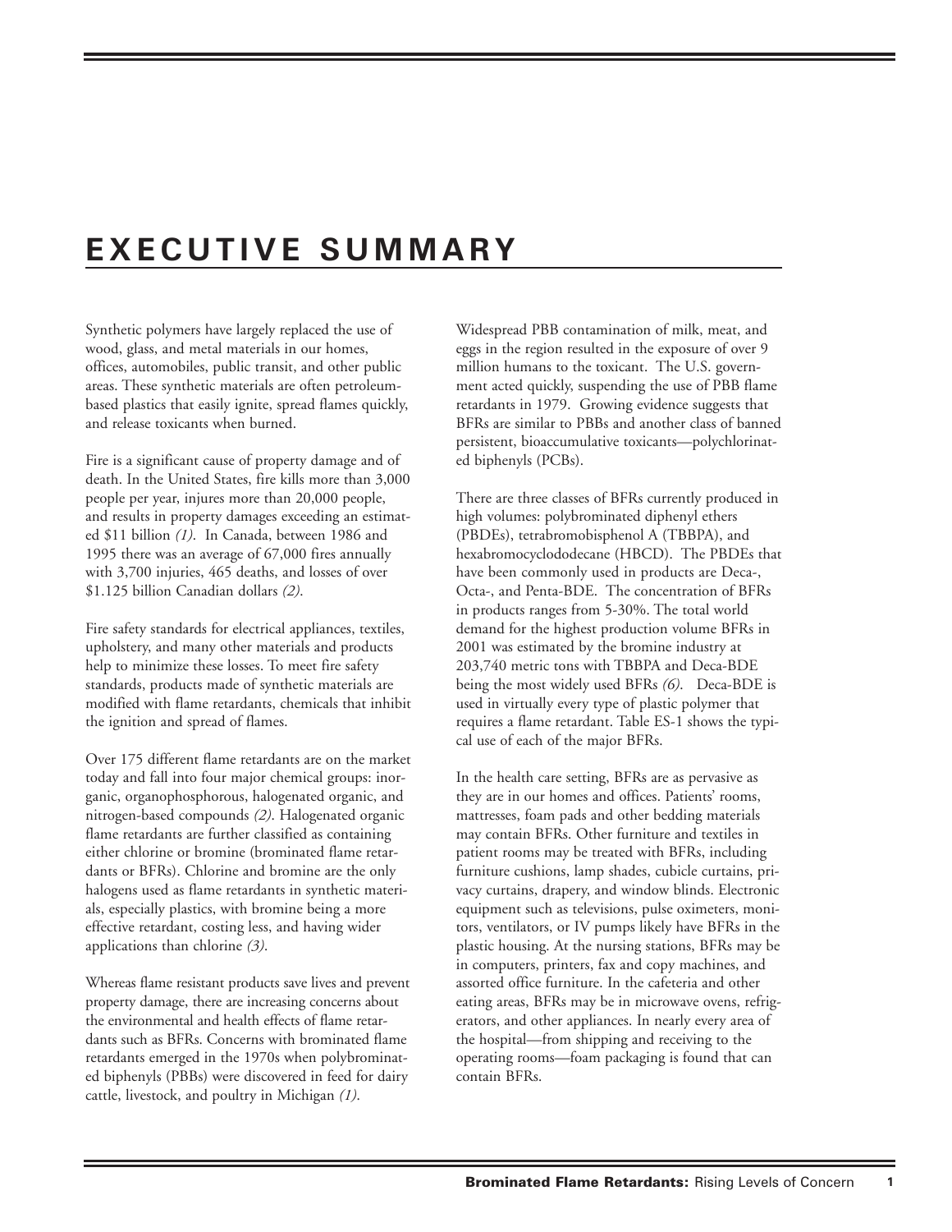# EXECUTIVE SUMMARY

Synthetic polymers have largely replaced the use of wood, glass, and metal materials in our homes, offices, automobiles, public transit, and other public areas. These synthetic materials are often petroleum-based plastics that easily ignite, spread flames quickly, and release toxicants when burned.

Fire is a significant cause of property damage and of death. In the United States, fire kills more than 3,000 people per year, injures more than 20,000 people, and results in property damages exceeding an estimated $11 billion *(1)*. In Canada, between 1986 and 1995 there was an average of 67,000 fires annually with 3,700 injuries, 465 deaths, and losses of over $1.125 billion Canadian dollars *(2)*.

Fire safety standards for electrical appliances, textiles, upholstery, and many other materials and products help to minimize these losses. To meet fire safety standards, products made of synthetic materials are modified with flame retardants, chemicals that inhibit the ignition and spread of flames.

Over 175 different flame retardants are on the market today and fall into four major chemical groups: inorganic, organophosphorous, halogenated organic, and nitrogen-based compounds *(2)*. Halogenated organic flame retardants are further classified as containing either chlorine or bromine (brominated flame retardants or BFRs). Chlorine and bromine are the only halogens used as flame retardants in synthetic materials, especially plastics, with bromine being a more effective retardant, costing less, and having wider applications than chlorine *(3)*.

Whereas flame resistant products save lives and prevent property damage, there are increasing concerns about the environmental and health effects of flame retardants such as BFRs. Concerns with brominated flame retardants emerged in the 1970s when polybrominated biphenyls (PBBs) were discovered in feed for dairy cattle, livestock, and poultry in Michigan *(1)*.

Widespread PBB contamination of milk, meat, and eggs in the region resulted in the exposure of over 9 million humans to the toxicant. The U.S. government acted quickly, suspending the use of PBB flame retardants in 1979. Growing evidence suggests that BFRs are similar to PBBs and another class of banned persistent, bioaccumulative toxicants—polychlorinated biphenyls (PCBs).

There are three classes of BFRs currently produced in high volumes: polybrominated diphenyl ethers (PBDEs), tetrabromobisphenol A (TBBPA), and hexabromocyclododecane (HBCD). The PBDEs that have been commonly used in products are Deca-, Octa-, and Penta-BDE. The concentration of BFRs in products ranges from 5-30%. The total world demand for the highest production volume BFRs in 2001 was estimated by the bromine industry at 203,740 metric tons with TBBPA and Deca-BDE being the most widely used BFRs *(6)*. Deca-BDE is used in virtually every type of plastic polymer that requires a flame retardant. Table ES-1 shows the typical use of each of the major BFRs.

In the health care setting, BFRs are as pervasive as they are in our homes and offices. Patients' rooms, mattresses, foam pads and other bedding materials may contain BFRs. Other furniture and textiles in patient rooms may be treated with BFRs, including furniture cushions, lamp shades, cubicle curtains, privacy curtains, drapery, and window blinds. Electronic equipment such as televisions, pulse oximeters, monitors, ventilators, or IV pumps likely have BFRs in the plastic housing. At the nursing stations, BFRs may be in computers, printers, fax and copy machines, and assorted office furniture. In the cafeteria and other eating areas, BFRs may be in microwave ovens, refrigerators, and other appliances. In nearly every area of the hospital—from shipping and receiving to the operating rooms—foam packaging is found that can contain BFRs.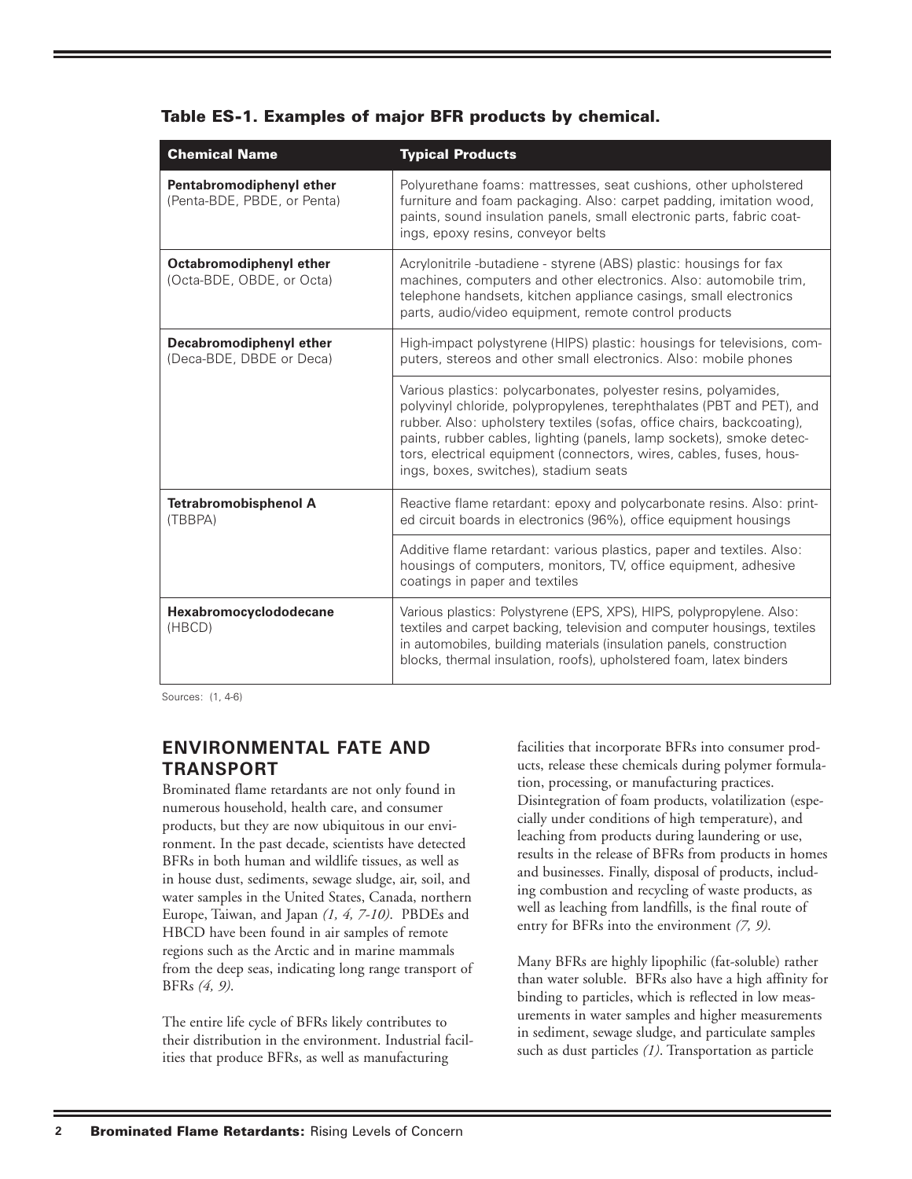**Table ES-1. Examples of major BFR products by chemical.**

| Chemical Name | Typical Products |
|---|---|
| **Pentabromodiphenyl ether** (Penta-BDE, PBDE, or Penta) | Polyurethane foams: mattresses, seat cushions, other upholstered furniture and foam packaging. Also: carpet padding, imitation wood, paints, sound insulation panels, small electronic parts, fabric coatings, epoxy resins, conveyor belts |
| **Octabromodiphenyl ether** (Octa-BDE, OBDE, or Octa) | Acrylonitrile -butadiene - styrene (ABS) plastic: housings for fax machines, computers and other electronics. Also: automobile trim, telephone handsets, kitchen appliance casings, small electronics parts, audio/video equipment, remote control products |
| **Decabromodiphenyl ether** (Deca-BDE, DBDE or Deca) | High-impact polystyrene (HIPS) plastic: housings for televisions, computers, stereos and other small electronics. Also: mobile phones |
| | Various plastics: polycarbonates, polyester resins, polyamides, polyvinyl chloride, polypropylenes, terephthalates (PBT and PET), and rubber. Also: upholstery textiles (sofas, office chairs, backcoating), paints, rubber cables, lighting (panels, lamp sockets), smoke detectors, electrical equipment (connectors, wires, cables, fuses, housings, boxes, switches), stadium seats |
| **Tetrabromobisphenol A** (TBBPA) | Reactive flame retardant: epoxy and polycarbonate resins. Also: printed circuit boards in electronics (96%), office equipment housings |
| | Additive flame retardant: various plastics, paper and textiles. Also: housings of computers, monitors, TV, office equipment, adhesive coatings in paper and textiles |
| **Hexabromocyclododecane** (HBCD) | Various plastics: Polystyrene (EPS, XPS), HIPS, polypropylene. Also: textiles and carpet backing, television and computer housings, textiles in automobiles, building materials (insulation panels, construction blocks, thermal insulation, roofs), upholstered foam, latex binders |

Sources: (1, 4-6)

## ENVIRONMENTAL FATE AND TRANSPORT

Brominated flame retardants are not only found in numerous household, health care, and consumer products, but they are now ubiquitous in our environment. In the past decade, scientists have detected BFRs in both human and wildlife tissues, as well as in house dust, sediments, sewage sludge, air, soil, and water samples in the United States, Canada, northern Europe, Taiwan, and Japan *(1, 4, 7-10)*. PBDEs and HBCD have been found in air samples of remote regions such as the Arctic and in marine mammals from the deep seas, indicating long range transport of BFRs *(4, 9)*.

The entire life cycle of BFRs likely contributes to their distribution in the environment. Industrial facilities that produce BFRs, as well as manufacturing facilities that incorporate BFRs into consumer products, release these chemicals during polymer formulation, processing, or manufacturing practices. Disintegration of foam products, volatilization (especially under conditions of high temperature), and leaching from products during laundering or use, results in the release of BFRs from products in homes and businesses. Finally, disposal of products, including combustion and recycling of waste products, as well as leaching from landfills, is the final route of entry for BFRs into the environment *(7, 9)*.

Many BFRs are highly lipophilic (fat-soluble) rather than water soluble. BFRs also have a high affinity for binding to particles, which is reflected in low measurements in water samples and higher measurements in sediment, sewage sludge, and particulate samples such as dust particles *(1)*. Transportation as particle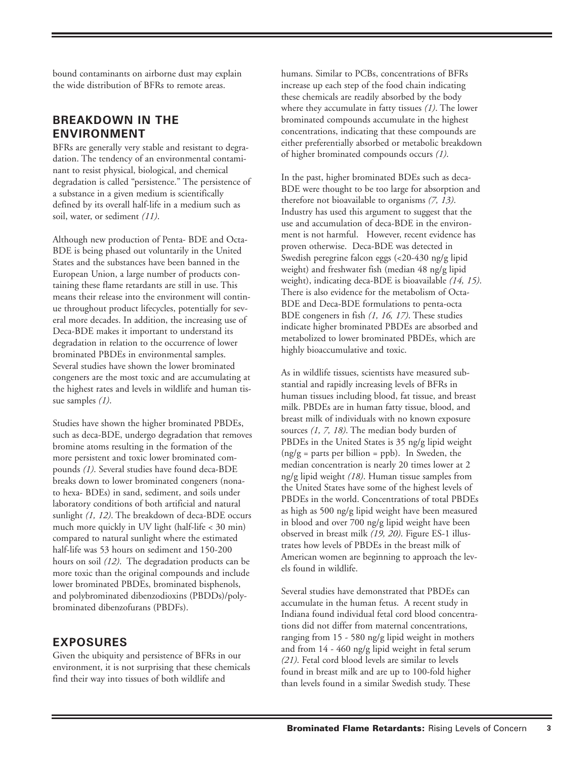bound contaminants on airborne dust may explain the wide distribution of BFRs to remote areas.

## BREAKDOWN IN THE ENVIRONMENT

BFRs are generally very stable and resistant to degradation. The tendency of an environmental contaminant to resist physical, biological, and chemical degradation is called "persistence." The persistence of a substance in a given medium is scientifically defined by its overall half-life in a medium such as soil, water, or sediment *(11)*.

Although new production of Penta- BDE and Octa-BDE is being phased out voluntarily in the United States and the substances have been banned in the European Union, a large number of products containing these flame retardants are still in use. This means their release into the environment will continue throughout product lifecycles, potentially for several more decades. In addition, the increasing use of Deca-BDE makes it important to understand its degradation in relation to the occurrence of lower brominated PBDEs in environmental samples. Several studies have shown the lower brominated congeners are the most toxic and are accumulating at the highest rates and levels in wildlife and human tissue samples *(1)*.

Studies have shown the higher brominated PBDEs, such as deca-BDE, undergo degradation that removes bromine atoms resulting in the formation of the more persistent and toxic lower brominated compounds *(1)*. Several studies have found deca-BDE breaks down to lower brominated congeners (nona- to hexa- BDEs) in sand, sediment, and soils under laboratory conditions of both artificial and natural sunlight *(1, 12)*. The breakdown of deca-BDE occurs much more quickly in UV light (half-life < 30 min) compared to natural sunlight where the estimated half-life was 53 hours on sediment and 150-200 hours on soil *(12)*. The degradation products can be more toxic than the original compounds and include lower brominated PBDEs, brominated bisphenols, and polybrominated dibenzodioxins (PBDDs)/polybrominated dibenzofurans (PBDFs).

## EXPOSURES

Given the ubiquity and persistence of BFRs in our environment, it is not surprising that these chemicals find their way into tissues of both wildlife and humans. Similar to PCBs, concentrations of BFRs increase up each step of the food chain indicating these chemicals are readily absorbed by the body where they accumulate in fatty tissues *(1)*. The lower brominated compounds accumulate in the highest concentrations, indicating that these compounds are either preferentially absorbed or metabolic breakdown of higher brominated compounds occurs *(1)*.

In the past, higher brominated BDEs such as deca-BDE were thought to be too large for absorption and therefore not bioavailable to organisms *(7, 13)*. Industry has used this argument to suggest that the use and accumulation of deca-BDE in the environment is not harmful. However, recent evidence has proven otherwise. Deca-BDE was detected in Swedish peregrine falcon eggs (<20-430 ng/g lipid weight) and freshwater fish (median 48 ng/g lipid weight), indicating deca-BDE is bioavailable *(14, 15)*. There is also evidence for the metabolism of Octa-BDE and Deca-BDE formulations to penta-octa BDE congeners in fish *(1, 16, 17)*. These studies indicate higher brominated PBDEs are absorbed and metabolized to lower brominated PBDEs, which are highly bioaccumulative and toxic.

As in wildlife tissues, scientists have measured substantial and rapidly increasing levels of BFRs in human tissues including blood, fat tissue, and breast milk. PBDEs are in human fatty tissue, blood, and breast milk of individuals with no known exposure sources *(1, 7, 18)*. The median body burden of PBDEs in the United States is 35 ng/g lipid weight (ng/g = parts per billion = ppb). In Sweden, the median concentration is nearly 20 times lower at 2 ng/g lipid weight *(18)*. Human tissue samples from the United States have some of the highest levels of PBDEs in the world. Concentrations of total PBDEs as high as 500 ng/g lipid weight have been measured in blood and over 700 ng/g lipid weight have been observed in breast milk *(19, 20)*. Figure ES-1 illustrates how levels of PBDEs in the breast milk of American women are beginning to approach the levels found in wildlife.

Several studies have demonstrated that PBDEs can accumulate in the human fetus. A recent study in Indiana found individual fetal cord blood concentrations did not differ from maternal concentrations, ranging from 15 - 580 ng/g lipid weight in mothers and from 14 - 460 ng/g lipid weight in fetal serum *(21)*. Fetal cord blood levels are similar to levels found in breast milk and are up to 100-fold higher than levels found in a similar Swedish study. These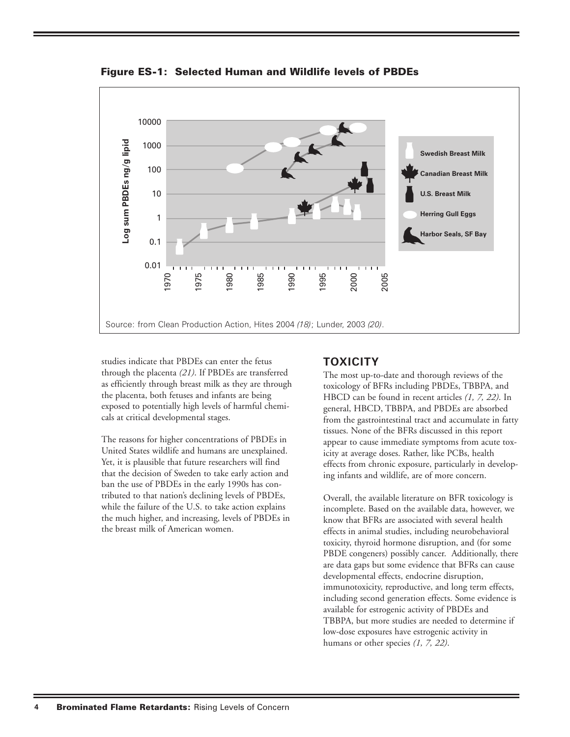**Figure ES-1: Selected Human and Wildlife levels of PBDEs**

Source: from Clean Production Action, Hites 2004 *(18)*; Lunder, 2003 *(20)*.

studies indicate that PBDEs can enter the fetus through the placenta *(21)*. If PBDEs are transferred as efficiently through breast milk as they are through the placenta, both fetuses and infants are being exposed to potentially high levels of harmful chemicals at critical developmental stages.

The reasons for higher concentrations of PBDEs in United States wildlife and humans are unexplained. Yet, it is plausible that future researchers will find that the decision of Sweden to take early action and ban the use of PBDEs in the early 1990s has contributed to that nation's declining levels of PBDEs, while the failure of the U.S. to take action explains the much higher, and increasing, levels of PBDEs in the breast milk of American women.

## TOXICITY

The most up-to-date and thorough reviews of the toxicology of BFRs including PBDEs, TBBPA, and HBCD can be found in recent articles *(1, 7, 22)*. In general, HBCD, TBBPA, and PBDEs are absorbed from the gastrointestinal tract and accumulate in fatty tissues. None of the BFRs discussed in this report appear to cause immediate symptoms from acute toxicity at average doses. Rather, like PCBs, health effects from chronic exposure, particularly in developing infants and wildlife, are of more concern.

Overall, the available literature on BFR toxicology is incomplete. Based on the available data, however, we know that BFRs are associated with several health effects in animal studies, including neurobehavioral toxicity, thyroid hormone disruption, and (for some PBDE congeners) possibly cancer. Additionally, there are data gaps but some evidence that BFRs can cause developmental effects, endocrine disruption, immunotoxicity, reproductive, and long term effects, including second generation effects. Some evidence is available for estrogenic activity of PBDEs and TBBPA, but more studies are needed to determine if low-dose exposures have estrogenic activity in humans or other species *(1, 7, 22)*.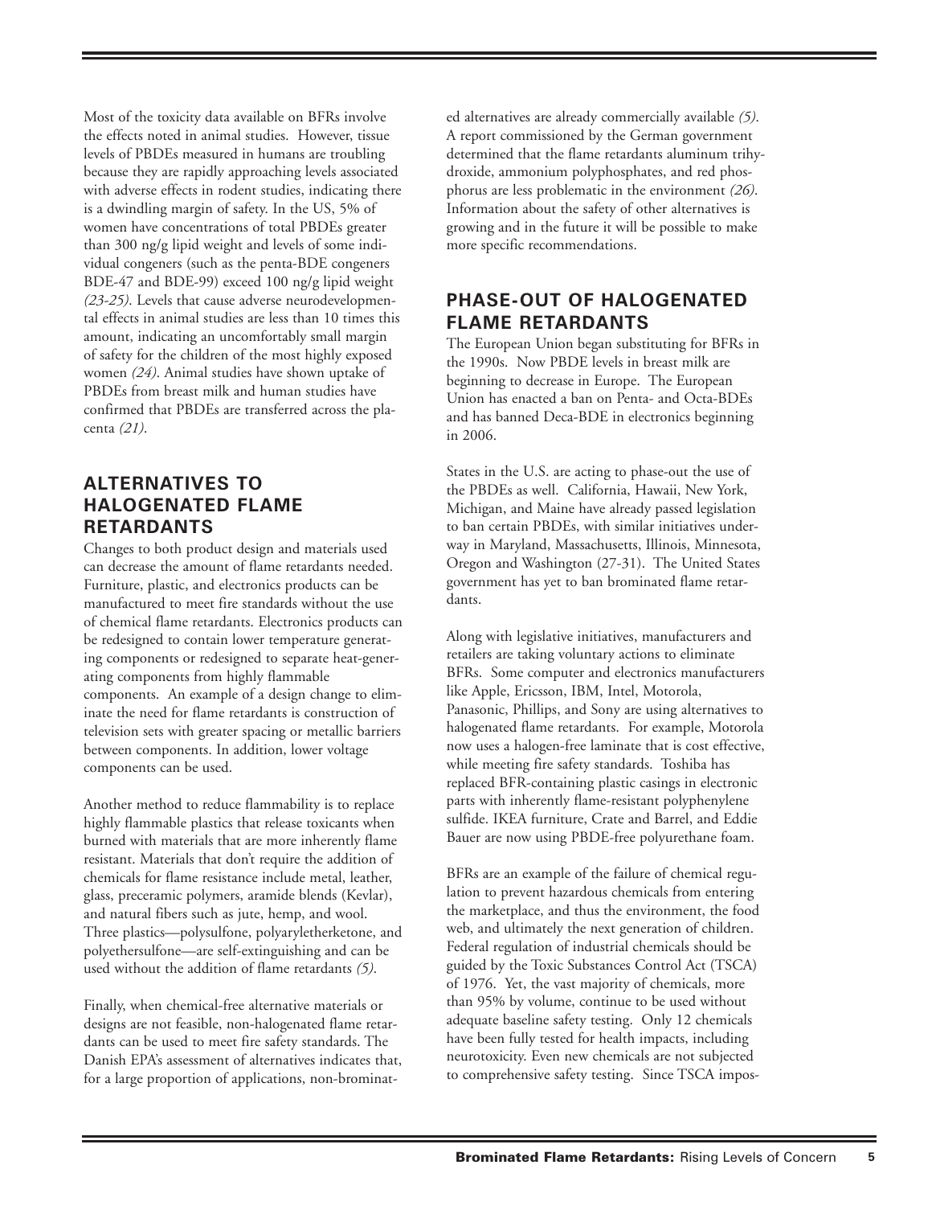Most of the toxicity data available on BFRs involve the effects noted in animal studies. However, tissue levels of PBDEs measured in humans are troubling because they are rapidly approaching levels associated with adverse effects in rodent studies, indicating there is a dwindling margin of safety. In the US, 5% of women have concentrations of total PBDEs greater than 300 ng/g lipid weight and levels of some individual congeners (such as the penta-BDE congeners BDE-47 and BDE-99) exceed 100 ng/g lipid weight *(23-25)*. Levels that cause adverse neurodevelopmental effects in animal studies are less than 10 times this amount, indicating an uncomfortably small margin of safety for the children of the most highly exposed women *(24)*. Animal studies have shown uptake of PBDEs from breast milk and human studies have confirmed that PBDEs are transferred across the placenta *(21)*.

## ALTERNATIVES TO HALOGENATED FLAME RETARDANTS

Changes to both product design and materials used can decrease the amount of flame retardants needed. Furniture, plastic, and electronics products can be manufactured to meet fire standards without the use of chemical flame retardants. Electronics products can be redesigned to contain lower temperature generating components or redesigned to separate heat-generating components from highly flammable components. An example of a design change to eliminate the need for flame retardants is construction of television sets with greater spacing or metallic barriers between components. In addition, lower voltage components can be used.

Another method to reduce flammability is to replace highly flammable plastics that release toxicants when burned with materials that are more inherently flame resistant. Materials that don't require the addition of chemicals for flame resistance include metal, leather, glass, preceramic polymers, aramide blends (Kevlar), and natural fibers such as jute, hemp, and wool. Three plastics—polysulfone, polyaryletherketone, and polyethersulfone—are self-extinguishing and can be used without the addition of flame retardants *(5)*.

Finally, when chemical-free alternative materials or designs are not feasible, non-halogenated flame retardants can be used to meet fire safety standards. The Danish EPA's assessment of alternatives indicates that, for a large proportion of applications, non-brominated alternatives are already commercially available *(5)*. A report commissioned by the German government determined that the flame retardants aluminum trihydroxide, ammonium polyphosphates, and red phosphorus are less problematic in the environment *(26)*. Information about the safety of other alternatives is growing and in the future it will be possible to make more specific recommendations.

## PHASE-OUT OF HALOGENATED FLAME RETARDANTS

The European Union began substituting for BFRs in the 1990s. Now PBDE levels in breast milk are beginning to decrease in Europe. The European Union has enacted a ban on Penta- and Octa-BDEs and has banned Deca-BDE in electronics beginning in 2006.

States in the U.S. are acting to phase-out the use of the PBDEs as well. California, Hawaii, New York, Michigan, and Maine have already passed legislation to ban certain PBDEs, with similar initiatives underway in Maryland, Massachusetts, Illinois, Minnesota, Oregon and Washington (27-31). The United States government has yet to ban brominated flame retardants.

Along with legislative initiatives, manufacturers and retailers are taking voluntary actions to eliminate BFRs. Some computer and electronics manufacturers like Apple, Ericsson, IBM, Intel, Motorola, Panasonic, Phillips, and Sony are using alternatives to halogenated flame retardants. For example, Motorola now uses a halogen-free laminate that is cost effective, while meeting fire safety standards. Toshiba has replaced BFR-containing plastic casings in electronic parts with inherently flame-resistant polyphenylene sulfide. IKEA furniture, Crate and Barrel, and Eddie Bauer are now using PBDE-free polyurethane foam.

BFRs are an example of the failure of chemical regulation to prevent hazardous chemicals from entering the marketplace, and thus the environment, the food web, and ultimately the next generation of children. Federal regulation of industrial chemicals should be guided by the Toxic Substances Control Act (TSCA) of 1976. Yet, the vast majority of chemicals, more than 95% by volume, continue to be used without adequate baseline safety testing. Only 12 chemicals have been fully tested for health impacts, including neurotoxicity. Even new chemicals are not subjected to comprehensive safety testing. Since TSCA impos-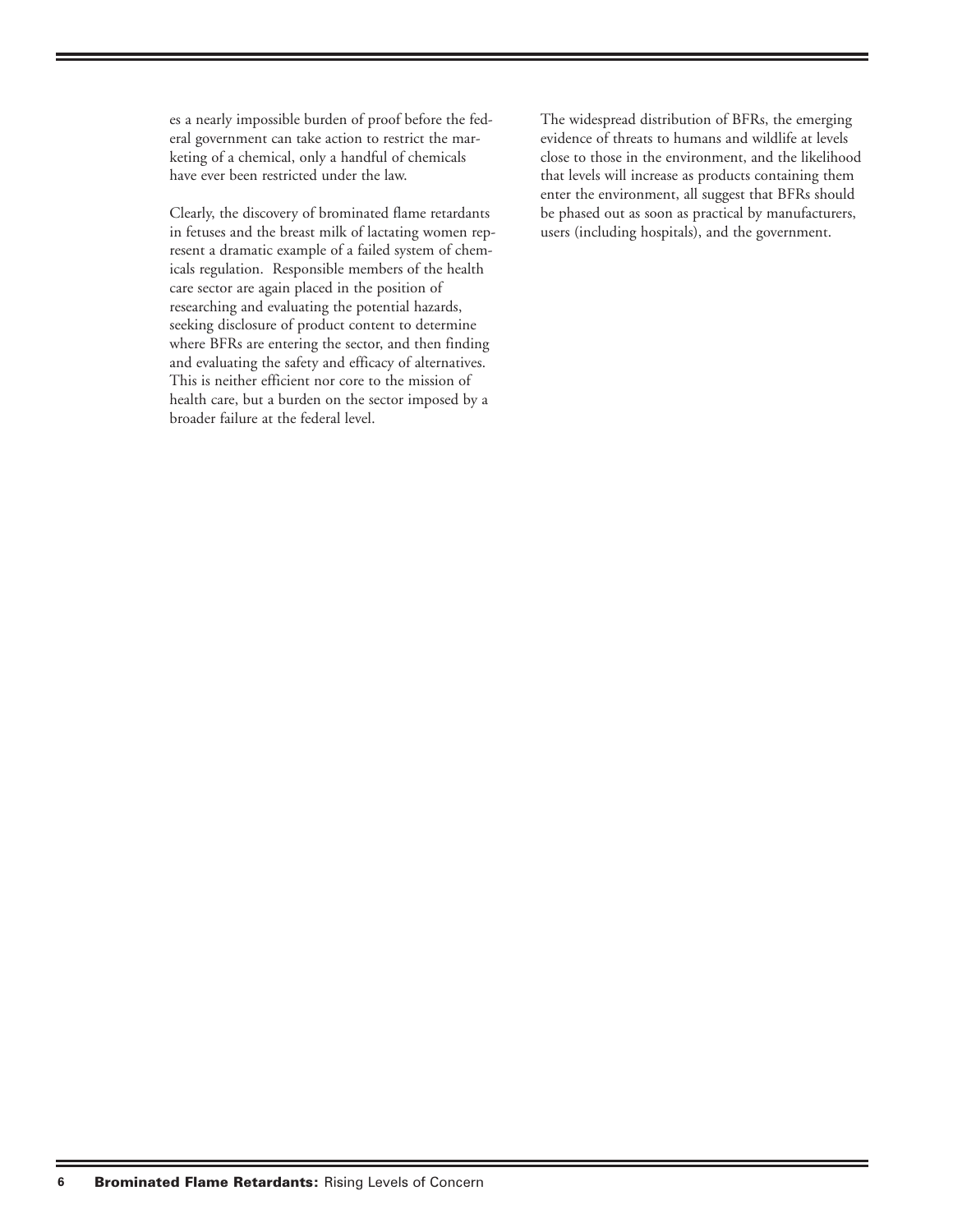es a nearly impossible burden of proof before the federal government can take action to restrict the marketing of a chemical, only a handful of chemicals have ever been restricted under the law.

Clearly, the discovery of brominated flame retardants in fetuses and the breast milk of lactating women represent a dramatic example of a failed system of chemicals regulation. Responsible members of the health care sector are again placed in the position of researching and evaluating the potential hazards, seeking disclosure of product content to determine where BFRs are entering the sector, and then finding and evaluating the safety and efficacy of alternatives. This is neither efficient nor core to the mission of health care, but a burden on the sector imposed by a broader failure at the federal level.

The widespread distribution of BFRs, the emerging evidence of threats to humans and wildlife at levels close to those in the environment, and the likelihood that levels will increase as products containing them enter the environment, all suggest that BFRs should be phased out as soon as practical by manufacturers, users (including hospitals), and the government.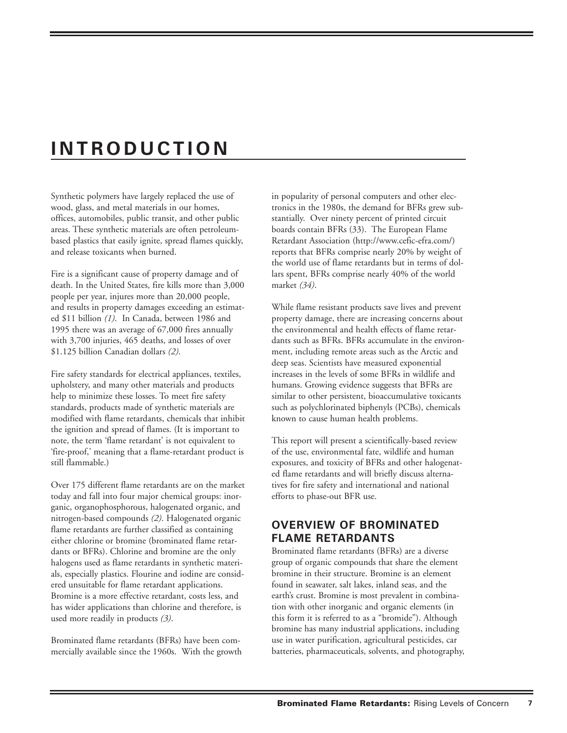# INTRODUCTION

Synthetic polymers have largely replaced the use of wood, glass, and metal materials in our homes, offices, automobiles, public transit, and other public areas. These synthetic materials are often petroleum-based plastics that easily ignite, spread flames quickly, and release toxicants when burned.

Fire is a significant cause of property damage and of death. In the United States, fire kills more than 3,000 people per year, injures more than 20,000 people, and results in property damages exceeding an estimated $11 billion *(1)*. In Canada, between 1986 and 1995 there was an average of 67,000 fires annually with 3,700 injuries, 465 deaths, and losses of over $1.125 billion Canadian dollars *(2)*.

Fire safety standards for electrical appliances, textiles, upholstery, and many other materials and products help to minimize these losses. To meet fire safety standards, products made of synthetic materials are modified with flame retardants, chemicals that inhibit the ignition and spread of flames. (It is important to note, the term 'flame retardant' is not equivalent to 'fire-proof,' meaning that a flame-retardant product is still flammable.)

Over 175 different flame retardants are on the market today and fall into four major chemical groups: inorganic, organophosphorous, halogenated organic, and nitrogen-based compounds *(2)*. Halogenated organic flame retardants are further classified as containing either chlorine or bromine (brominated flame retardants or BFRs). Chlorine and bromine are the only halogens used as flame retardants in synthetic materials, especially plastics. Flourine and iodine are considered unsuitable for flame retardant applications. Bromine is a more effective retardant, costs less, and has wider applications than chlorine and therefore, is used more readily in products *(3)*.

Brominated flame retardants (BFRs) have been commercially available since the 1960s. With the growth in popularity of personal computers and other electronics in the 1980s, the demand for BFRs grew substantially. Over ninety percent of printed circuit boards contain BFRs (33). The European Flame Retardant Association (http://www.cefic-efra.com/) reports that BFRs comprise nearly 20% by weight of the world use of flame retardants but in terms of dollars spent, BFRs comprise nearly 40% of the world market *(34)*.

While flame resistant products save lives and prevent property damage, there are increasing concerns about the environmental and health effects of flame retardants such as BFRs. BFRs accumulate in the environment, including remote areas such as the Arctic and deep seas. Scientists have measured exponential increases in the levels of some BFRs in wildlife and humans. Growing evidence suggests that BFRs are similar to other persistent, bioaccumulative toxicants such as polychlorinated biphenyls (PCBs), chemicals known to cause human health problems.

This report will present a scientifically-based review of the use, environmental fate, wildlife and human exposures, and toxicity of BFRs and other halogenated flame retardants and will briefly discuss alternatives for fire safety and international and national efforts to phase-out BFR use.

## OVERVIEW OF BROMINATED FLAME RETARDANTS

Brominated flame retardants (BFRs) are a diverse group of organic compounds that share the element bromine in their structure. Bromine is an element found in seawater, salt lakes, inland seas, and the earth's crust. Bromine is most prevalent in combination with other inorganic and organic elements (in this form it is referred to as a "bromide"). Although bromine has many industrial applications, including use in water purification, agricultural pesticides, car batteries, pharmaceuticals, solvents, and photography,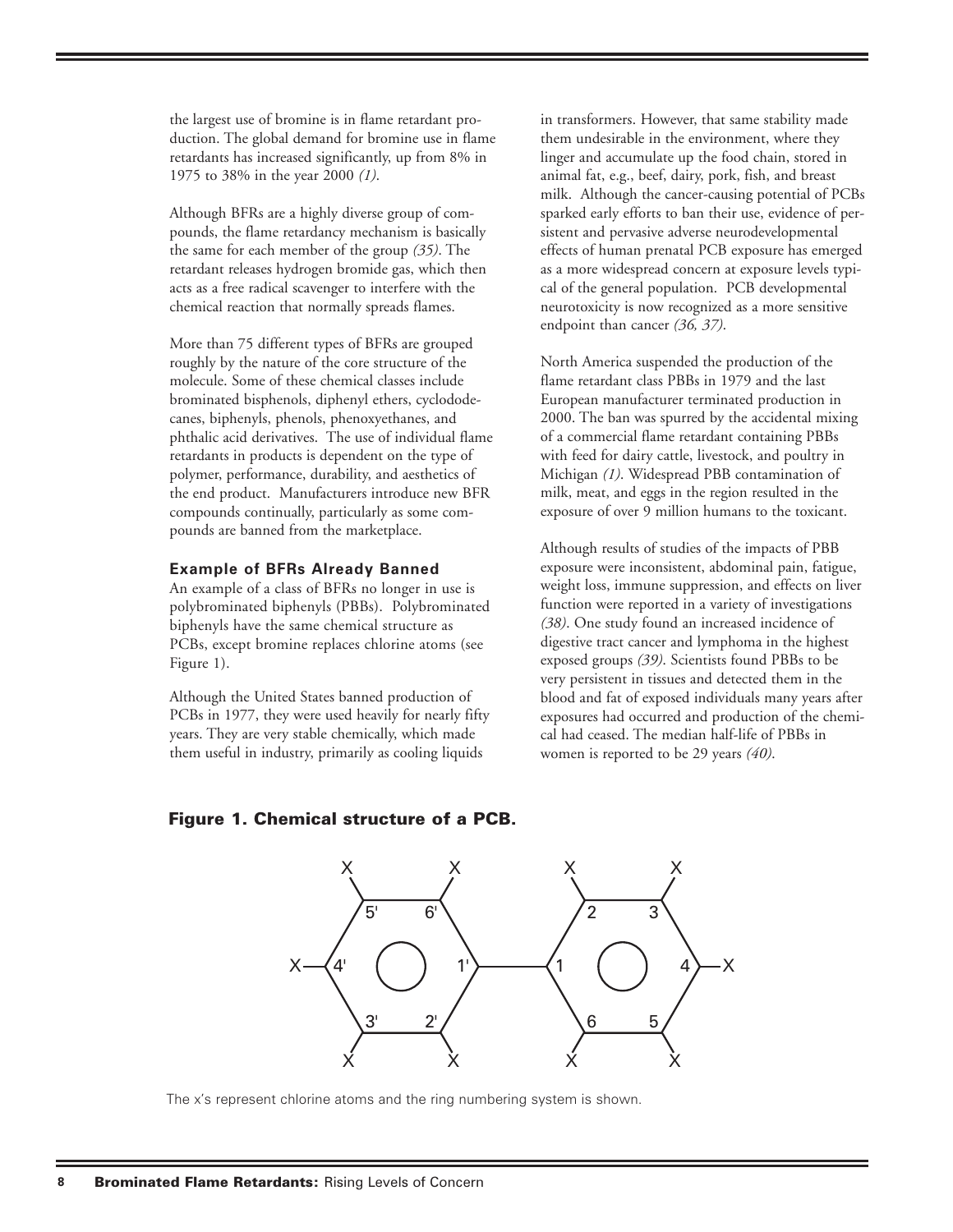the largest use of bromine is in flame retardant production. The global demand for bromine use in flame retardants has increased significantly, up from 8% in 1975 to 38% in the year 2000 *(1)*.

Although BFRs are a highly diverse group of compounds, the flame retardancy mechanism is basically the same for each member of the group *(35)*. The retardant releases hydrogen bromide gas, which then acts as a free radical scavenger to interfere with the chemical reaction that normally spreads flames.

More than 75 different types of BFRs are grouped roughly by the nature of the core structure of the molecule. Some of these chemical classes include brominated bisphenols, diphenyl ethers, cyclododecanes, biphenyls, phenols, phenoxyethanes, and phthalic acid derivatives. The use of individual flame retardants in products is dependent on the type of polymer, performance, durability, and aesthetics of the end product. Manufacturers introduce new BFR compounds continually, particularly as some compounds are banned from the marketplace.

### Example of BFRs Already Banned

An example of a class of BFRs no longer in use is polybrominated biphenyls (PBBs). Polybrominated biphenyls have the same chemical structure as PCBs, except bromine replaces chlorine atoms (see Figure 1).

Although the United States banned production of PCBs in 1977, they were used heavily for nearly fifty years. They are very stable chemically, which made them useful in industry, primarily as cooling liquids in transformers. However, that same stability made them undesirable in the environment, where they linger and accumulate up the food chain, stored in animal fat, e.g., beef, dairy, pork, fish, and breast milk. Although the cancer-causing potential of PCBs sparked early efforts to ban their use, evidence of persistent and pervasive adverse neurodevelopmental effects of human prenatal PCB exposure has emerged as a more widespread concern at exposure levels typical of the general population. PCB developmental neurotoxicity is now recognized as a more sensitive endpoint than cancer *(36, 37)*.

North America suspended the production of the flame retardant class PBBs in 1979 and the last European manufacturer terminated production in 2000. The ban was spurred by the accidental mixing of a commercial flame retardant containing PBBs with feed for dairy cattle, livestock, and poultry in Michigan *(1)*. Widespread PBB contamination of milk, meat, and eggs in the region resulted in the exposure of over 9 million humans to the toxicant.

Although results of studies of the impacts of PBB exposure were inconsistent, abdominal pain, fatigue, weight loss, immune suppression, and effects on liver function were reported in a variety of investigations *(38)*. One study found an increased incidence of digestive tract cancer and lymphoma in the highest exposed groups *(39)*. Scientists found PBBs to be very persistent in tissues and detected them in the blood and fat of exposed individuals many years after exposures had occurred and production of the chemical had ceased. The median half-life of PBBs in women is reported to be 29 years *(40)*.

**Figure 1. Chemical structure of a PCB.**

The x's represent chlorine atoms and the ring numbering system is shown.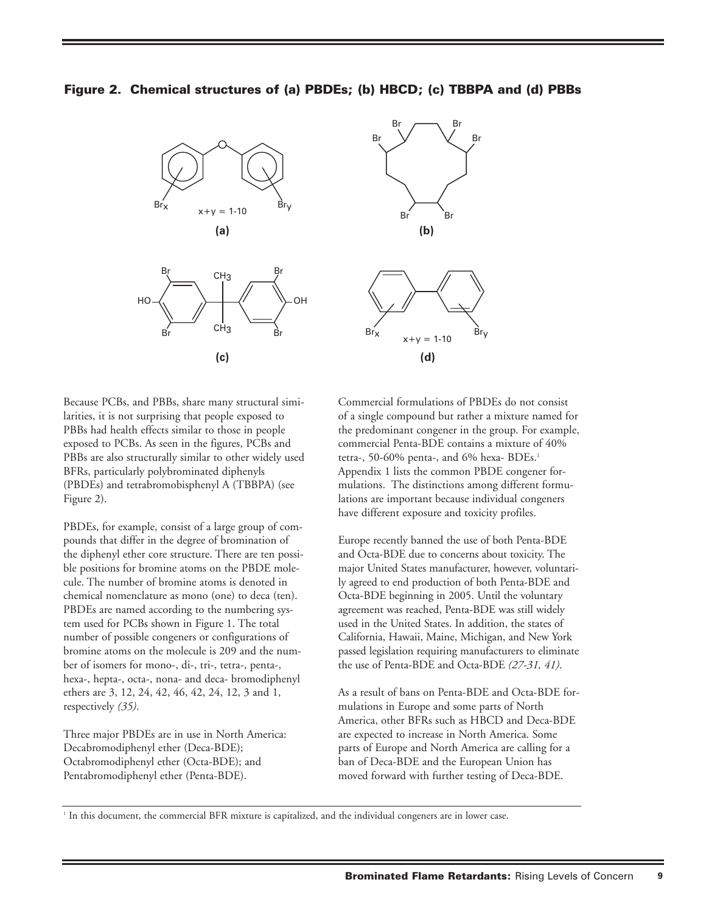**Figure 2. Chemical structures of (a) PBDEs; (b) HBCD; (c) TBBPA and (d) PBBs**

Because PCBs, and PBBs, share many structural similarities, it is not surprising that people exposed to PBBs had health effects similar to those in people exposed to PCBs. As seen in the figures, PCBs and PBBs are also structurally similar to other widely used BFRs, particularly polybrominated diphenyls (PBDEs) and tetrabromobisphenyl A (TBBPA) (see Figure 2).

PBDEs, for example, consist of a large group of compounds that differ in the degree of bromination of the diphenyl ether core structure. There are ten possible positions for bromine atoms on the PBDE molecule. The number of bromine atoms is denoted in chemical nomenclature as mono (one) to deca (ten). PBDEs are named according to the numbering system used for PCBs shown in Figure 1. The total number of possible congeners or configurations of bromine atoms on the molecule is 209 and the number of isomers for mono-, di-, tri-, tetra-, penta-, hexa-, hepta-, octa-, nona- and deca- bromodiphenyl ethers are 3, 12, 24, 42, 46, 42, 24, 12, 3 and 1, respectively *(35)*.

Three major PBDEs are in use in North America: Decabromodiphenyl ether (Deca-BDE); Octabromodiphenyl ether (Octa-BDE); and Pentabromodiphenyl ether (Penta-BDE).

Commercial formulations of PBDEs do not consist of a single compound but rather a mixture named for the predominant congener in the group. For example, commercial Penta-BDE contains a mixture of 40% tetra-, 50-60% penta-, and 6% hexa- BDEs.[1] Appendix 1 lists the common PBDE congener formulations. The distinctions among different formulations are important because individual congeners have different exposure and toxicity profiles.

Europe recently banned the use of both Penta-BDE and Octa-BDE due to concerns about toxicity. The major United States manufacturer, however, voluntarily agreed to end production of both Penta-BDE and Octa-BDE beginning in 2005. Until the voluntary agreement was reached, Penta-BDE was still widely used in the United States. In addition, the states of California, Hawaii, Maine, Michigan, and New York passed legislation requiring manufacturers to eliminate the use of Penta-BDE and Octa-BDE *(27-31, 41)*.

As a result of bans on Penta-BDE and Octa-BDE formulations in Europe and some parts of North America, other BFRs such as HBCD and Deca-BDE are expected to increase in North America. Some parts of Europe and North America are calling for a ban of Deca-BDE and the European Union has moved forward with further testing of Deca-BDE.

[1] In this document, the commercial BFR mixture is capitalized, and the individual congeners are in lower case.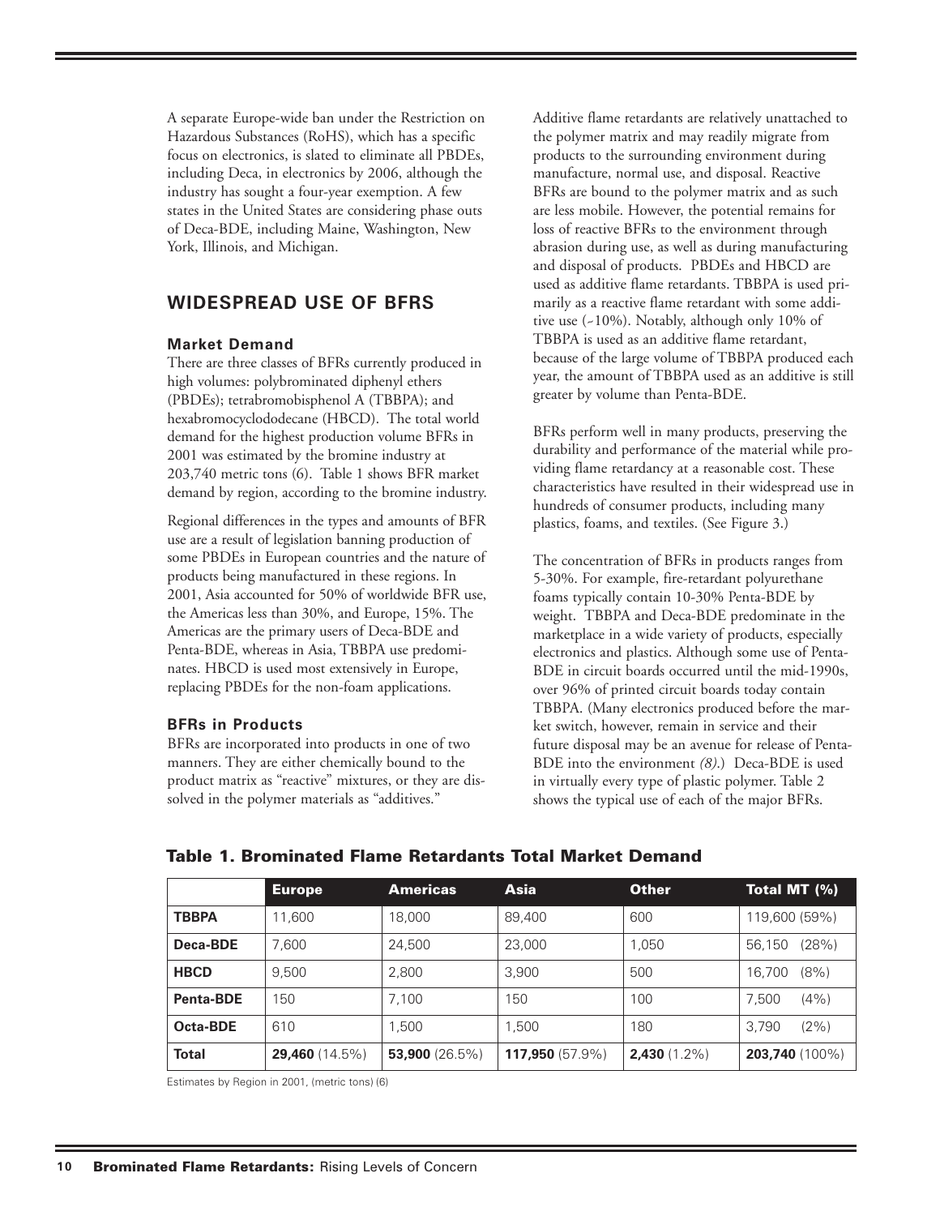A separate Europe-wide ban under the Restriction on Hazardous Substances (RoHS), which has a specific focus on electronics, is slated to eliminate all PBDEs, including Deca, in electronics by 2006, although the industry has sought a four-year exemption. A few states in the United States are considering phase outs of Deca-BDE, including Maine, Washington, New York, Illinois, and Michigan.

## WIDESPREAD USE OF BFRS

### Market Demand

There are three classes of BFRs currently produced in high volumes: polybrominated diphenyl ethers (PBDEs); tetrabromobisphenol A (TBBPA); and hexabromocyclododecane (HBCD). The total world demand for the highest production volume BFRs in 2001 was estimated by the bromine industry at 203,740 metric tons (6). Table 1 shows BFR market demand by region, according to the bromine industry.

Regional differences in the types and amounts of BFR use are a result of legislation banning production of some PBDEs in European countries and the nature of products being manufactured in these regions. In 2001, Asia accounted for 50% of worldwide BFR use, the Americas less than 30%, and Europe, 15%. The Americas are the primary users of Deca-BDE and Penta-BDE, whereas in Asia, TBBPA use predominates. HBCD is used most extensively in Europe, replacing PBDEs for the non-foam applications.

### BFRs in Products

BFRs are incorporated into products in one of two manners. They are either chemically bound to the product matrix as "reactive" mixtures, or they are dissolved in the polymer materials as "additives."

Additive flame retardants are relatively unattached to the polymer matrix and may readily migrate from products to the surrounding environment during manufacture, normal use, and disposal. Reactive BFRs are bound to the polymer matrix and as such are less mobile. However, the potential remains for loss of reactive BFRs to the environment through abrasion during use, as well as during manufacturing and disposal of products. PBDEs and HBCD are used as additive flame retardants. TBBPA is used primarily as a reactive flame retardant with some additive use (~10%). Notably, although only 10% of TBBPA is used as an additive flame retardant, because of the large volume of TBBPA produced each year, the amount of TBBPA used as an additive is still greater by volume than Penta-BDE.

BFRs perform well in many products, preserving the durability and performance of the material while providing flame retardancy at a reasonable cost. These characteristics have resulted in their widespread use in hundreds of consumer products, including many plastics, foams, and textiles. (See Figure 3.)

The concentration of BFRs in products ranges from 5-30%. For example, fire-retardant polyurethane foams typically contain 10-30% Penta-BDE by weight. TBBPA and Deca-BDE predominate in the marketplace in a wide variety of products, especially electronics and plastics. Although some use of Penta-BDE in circuit boards occurred until the mid-1990s, over 96% of printed circuit boards today contain TBBPA. (Many electronics produced before the market switch, however, remain in service and their future disposal may be an avenue for release of Penta-BDE into the environment *(8)*.) Deca-BDE is used in virtually every type of plastic polymer. Table 2 shows the typical use of each of the major BFRs.

**Table 1. Brominated Flame Retardants Total Market Demand**

| | Europe | Americas | Asia | Other | Total MT (%) |
|---|---|---|---|---|---|
| **TBBPA** | 11,600 | 18,000 | 89,400 | 600 | 119,600 (59%) |
| **Deca-BDE** | 7,600 | 24,500 | 23,000 | 1,050 | 56,150 (28%) |
| **HBCD** | 9,500 | 2,800 | 3,900 | 500 | 16,700 (8%) |
| **Penta-BDE** | 150 | 7,100 | 150 | 100 | 7,500 (4%) |
| **Octa-BDE** | 610 | 1,500 | 1,500 | 180 | 3,790 (2%) |
| **Total** | **29,460** (14.5%) | **53,900** (26.5%) | **117,950** (57.9%) | **2,430** (1.2%) | **203,740** (100%) |

Estimates by Region in 2001, (metric tons) (6)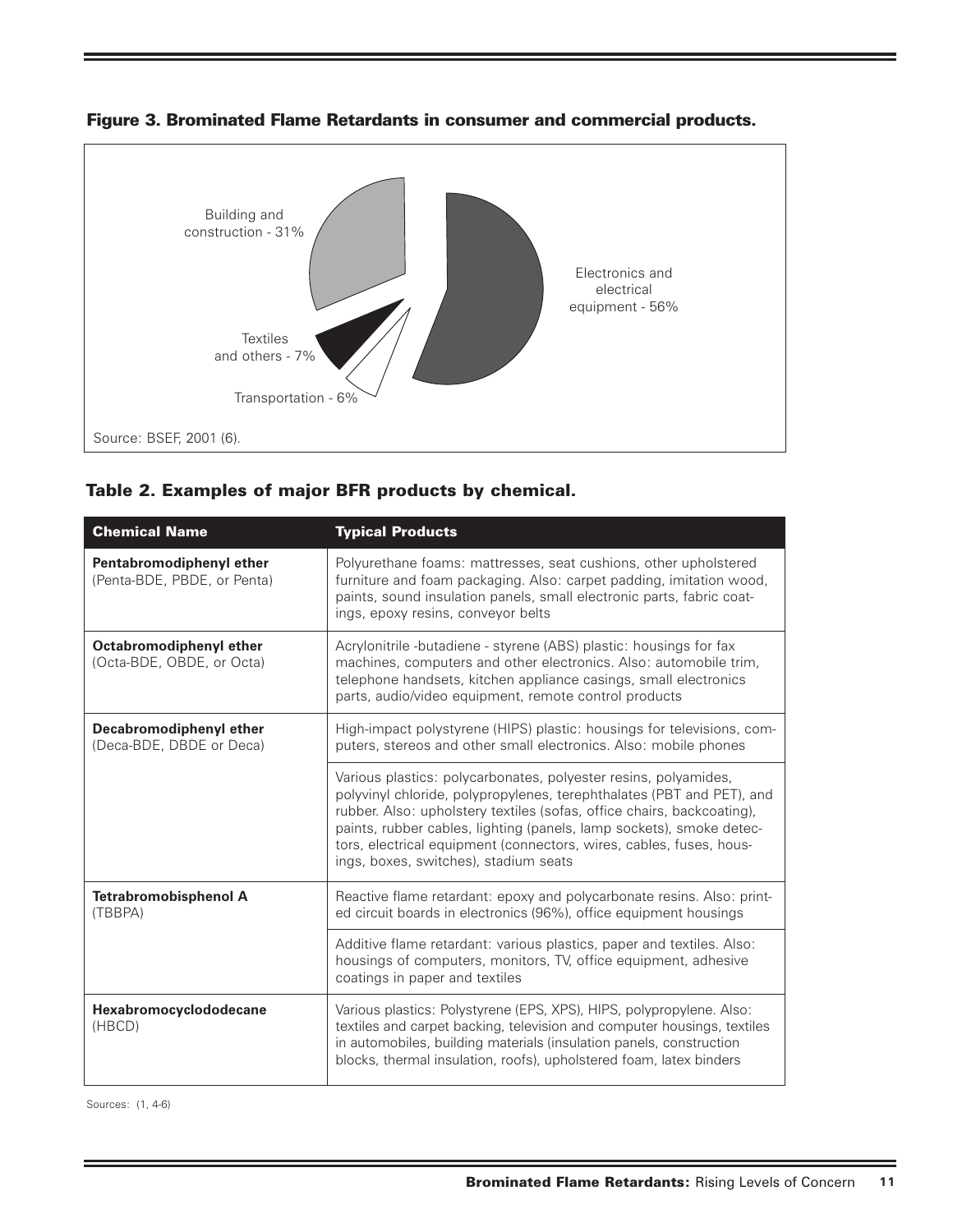**Figure 3. Brominated Flame Retardants in consumer and commercial products.**

Building and construction - 31%

Electronics and electrical equipment - 56%

Textiles and others - 7%

Transportation - 6%

Source: BSEF, 2001 (6).

**Table 2. Examples of major BFR products by chemical.**

| Chemical Name | Typical Products |
|---|---|
| **Pentabromodiphenyl ether** (Penta-BDE, PBDE, or Penta) | Polyurethane foams: mattresses, seat cushions, other upholstered furniture and foam packaging. Also: carpet padding, imitation wood, paints, sound insulation panels, small electronic parts, fabric coatings, epoxy resins, conveyor belts |
| **Octabromodiphenyl ether** (Octa-BDE, OBDE, or Octa) | Acrylonitrile -butadiene - styrene (ABS) plastic: housings for fax machines, computers and other electronics. Also: automobile trim, telephone handsets, kitchen appliance casings, small electronics parts, audio/video equipment, remote control products |
| **Decabromodiphenyl ether** (Deca-BDE, DBDE or Deca) | High-impact polystyrene (HIPS) plastic: housings for televisions, computers, stereos and other small electronics. Also: mobile phones |
| | Various plastics: polycarbonates, polyester resins, polyamides, polyvinyl chloride, polypropylenes, terephthalates (PBT and PET), and rubber. Also: upholstery textiles (sofas, office chairs, backcoating), paints, rubber cables, lighting (panels, lamp sockets), smoke detectors, electrical equipment (connectors, wires, cables, fuses, housings, boxes, switches), stadium seats |
| **Tetrabromobisphenol A** (TBBPA) | Reactive flame retardant: epoxy and polycarbonate resins. Also: printed circuit boards in electronics (96%), office equipment housings |
| | Additive flame retardant: various plastics, paper and textiles. Also: housings of computers, monitors, TV, office equipment, adhesive coatings in paper and textiles |
| **Hexabromocyclododecane** (HBCD) | Various plastics: Polystyrene (EPS, XPS), HIPS, polypropylene. Also: textiles and carpet backing, television and computer housings, textiles in automobiles, building materials (insulation panels, construction blocks, thermal insulation, roofs), upholstered foam, latex binders |

Sources: (1, 4-6)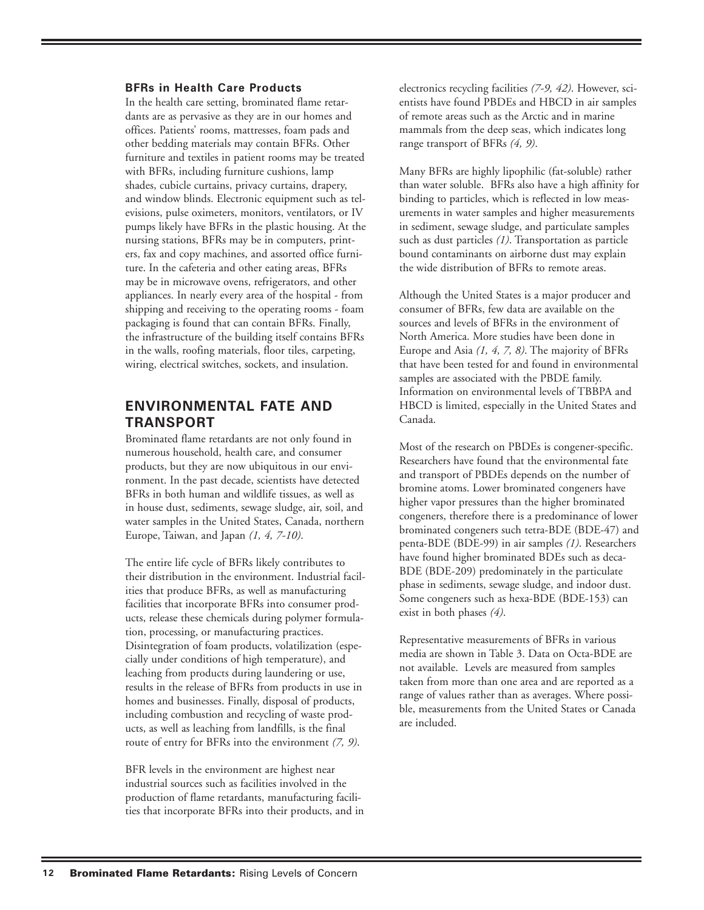### BFRs in Health Care Products

In the health care setting, brominated flame retardants are as pervasive as they are in our homes and offices. Patients' rooms, mattresses, foam pads and other bedding materials may contain BFRs. Other furniture and textiles in patient rooms may be treated with BFRs, including furniture cushions, lamp shades, cubicle curtains, privacy curtains, drapery, and window blinds. Electronic equipment such as televisions, pulse oximeters, monitors, ventilators, or IV pumps likely have BFRs in the plastic housing. At the nursing stations, BFRs may be in computers, printers, fax and copy machines, and assorted office furniture. In the cafeteria and other eating areas, BFRs may be in microwave ovens, refrigerators, and other appliances. In nearly every area of the hospital - from shipping and receiving to the operating rooms - foam packaging is found that can contain BFRs. Finally, the infrastructure of the building itself contains BFRs in the walls, roofing materials, floor tiles, carpeting, wiring, electrical switches, sockets, and insulation.

## ENVIRONMENTAL FATE AND TRANSPORT

Brominated flame retardants are not only found in numerous household, health care, and consumer products, but they are now ubiquitous in our environment. In the past decade, scientists have detected BFRs in both human and wildlife tissues, as well as in house dust, sediments, sewage sludge, air, soil, and water samples in the United States, Canada, northern Europe, Taiwan, and Japan *(1, 4, 7-10)*.

The entire life cycle of BFRs likely contributes to their distribution in the environment. Industrial facilities that produce BFRs, as well as manufacturing facilities that incorporate BFRs into consumer products, release these chemicals during polymer formulation, processing, or manufacturing practices. Disintegration of foam products, volatilization (especially under conditions of high temperature), and leaching from products during laundering or use, results in the release of BFRs from products in use in homes and businesses. Finally, disposal of products, including combustion and recycling of waste products, as well as leaching from landfills, is the final route of entry for BFRs into the environment *(7, 9)*.

BFR levels in the environment are highest near industrial sources such as facilities involved in the production of flame retardants, manufacturing facilities that incorporate BFRs into their products, and in electronics recycling facilities *(7-9, 42)*. However, scientists have found PBDEs and HBCD in air samples of remote areas such as the Arctic and in marine mammals from the deep seas, which indicates long range transport of BFRs *(4, 9)*.

Many BFRs are highly lipophilic (fat-soluble) rather than water soluble. BFRs also have a high affinity for binding to particles, which is reflected in low measurements in water samples and higher measurements in sediment, sewage sludge, and particulate samples such as dust particles *(1)*. Transportation as particle bound contaminants on airborne dust may explain the wide distribution of BFRs to remote areas.

Although the United States is a major producer and consumer of BFRs, few data are available on the sources and levels of BFRs in the environment of North America. More studies have been done in Europe and Asia *(1, 4, 7, 8)*. The majority of BFRs that have been tested for and found in environmental samples are associated with the PBDE family. Information on environmental levels of TBBPA and HBCD is limited, especially in the United States and Canada.

Most of the research on PBDEs is congener-specific. Researchers have found that the environmental fate and transport of PBDEs depends on the number of bromine atoms. Lower brominated congeners have higher vapor pressures than the higher brominated congeners, therefore there is a predominance of lower brominated congeners such tetra-BDE (BDE-47) and penta-BDE (BDE-99) in air samples *(1)*. Researchers have found higher brominated BDEs such as deca-BDE (BDE-209) predominately in the particulate phase in sediments, sewage sludge, and indoor dust. Some congeners such as hexa-BDE (BDE-153) can exist in both phases *(4)*.

Representative measurements of BFRs in various media are shown in Table 3. Data on Octa-BDE are not available. Levels are measured from samples taken from more than one area and are reported as a range of values rather than as averages. Where possible, measurements from the United States or Canada are included.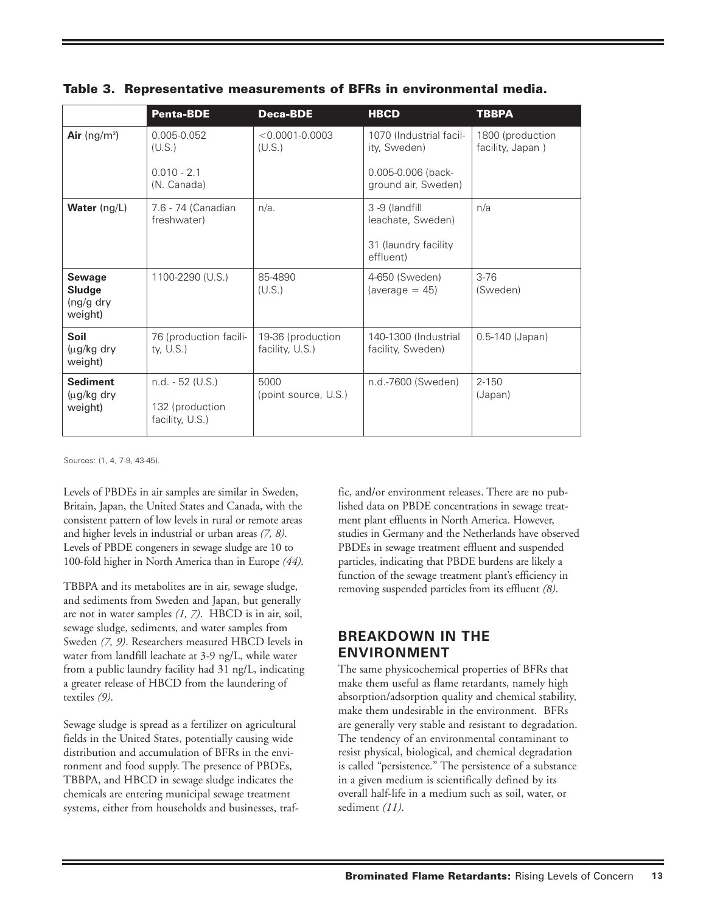**Table 3. Representative measurements of BFRs in environmental media.**

| | Penta-BDE | Deca-BDE | HBCD | TBBPA |
|---|---|---|---|---|
| **Air** (ng/m³) | 0.005-0.052 (U.S.)<br><br>0.010 - 2.1 (N. Canada) | <0.0001-0.0003 (U.S.) | 1070 (Industrial facility, Sweden)<br><br>0.005-0.006 (background air, Sweden) | 1800 (production facility, Japan ) |
| **Water** (ng/L) | 7.6 - 74 (Canadian freshwater) | n/a. | 3 -9 (landfill leachate, Sweden)<br><br>31 (laundry facility effluent) | n/a |
| **Sewage Sludge** (ng/g dry weight) | 1100-2290 (U.S.) | 85-4890 (U.S.) | 4-650 (Sweden) (average = 45) | 3-76 (Sweden) |
| **Soil** (µg/kg dry weight) | 76 (production facility, U.S.) | 19-36 (production facility, U.S.) | 140-1300 (Industrial facility, Sweden) | 0.5-140 (Japan) |
| **Sediment** (µg/kg dry weight) | n.d. - 52 (U.S.)<br><br>132 (production facility, U.S.) | 5000 (point source, U.S.) | n.d.-7600 (Sweden) | 2-150 (Japan) |

Sources: (1, 4, 7-9, 43-45).

Levels of PBDEs in air samples are similar in Sweden, Britain, Japan, the United States and Canada, with the consistent pattern of low levels in rural or remote areas and higher levels in industrial or urban areas *(7, 8)*. Levels of PBDE congeners in sewage sludge are 10 to 100-fold higher in North America than in Europe *(44)*.

TBBPA and its metabolites are in air, sewage sludge, and sediments from Sweden and Japan, but generally are not in water samples *(1, 7)*. HBCD is in air, soil, sewage sludge, sediments, and water samples from Sweden *(7, 9)*. Researchers measured HBCD levels in water from landfill leachate at 3-9 ng/L, while water from a public laundry facility had 31 ng/L, indicating a greater release of HBCD from the laundering of textiles *(9)*.

Sewage sludge is spread as a fertilizer on agricultural fields in the United States, potentially causing wide distribution and accumulation of BFRs in the environment and food supply. The presence of PBDEs, TBBPA, and HBCD in sewage sludge indicates the chemicals are entering municipal sewage treatment systems, either from households and businesses, traffic, and/or environment releases. There are no published data on PBDE concentrations in sewage treatment plant effluents in North America. However, studies in Germany and the Netherlands have observed PBDEs in sewage treatment effluent and suspended particles, indicating that PBDE burdens are likely a function of the sewage treatment plant's efficiency in removing suspended particles from its effluent *(8)*.

## BREAKDOWN IN THE ENVIRONMENT

The same physicochemical properties of BFRs that make them useful as flame retardants, namely high absorption/adsorption quality and chemical stability, make them undesirable in the environment. BFRs are generally very stable and resistant to degradation. The tendency of an environmental contaminant to resist physical, biological, and chemical degradation is called "persistence." The persistence of a substance in a given medium is scientifically defined by its overall half-life in a medium such as soil, water, or sediment *(11)*.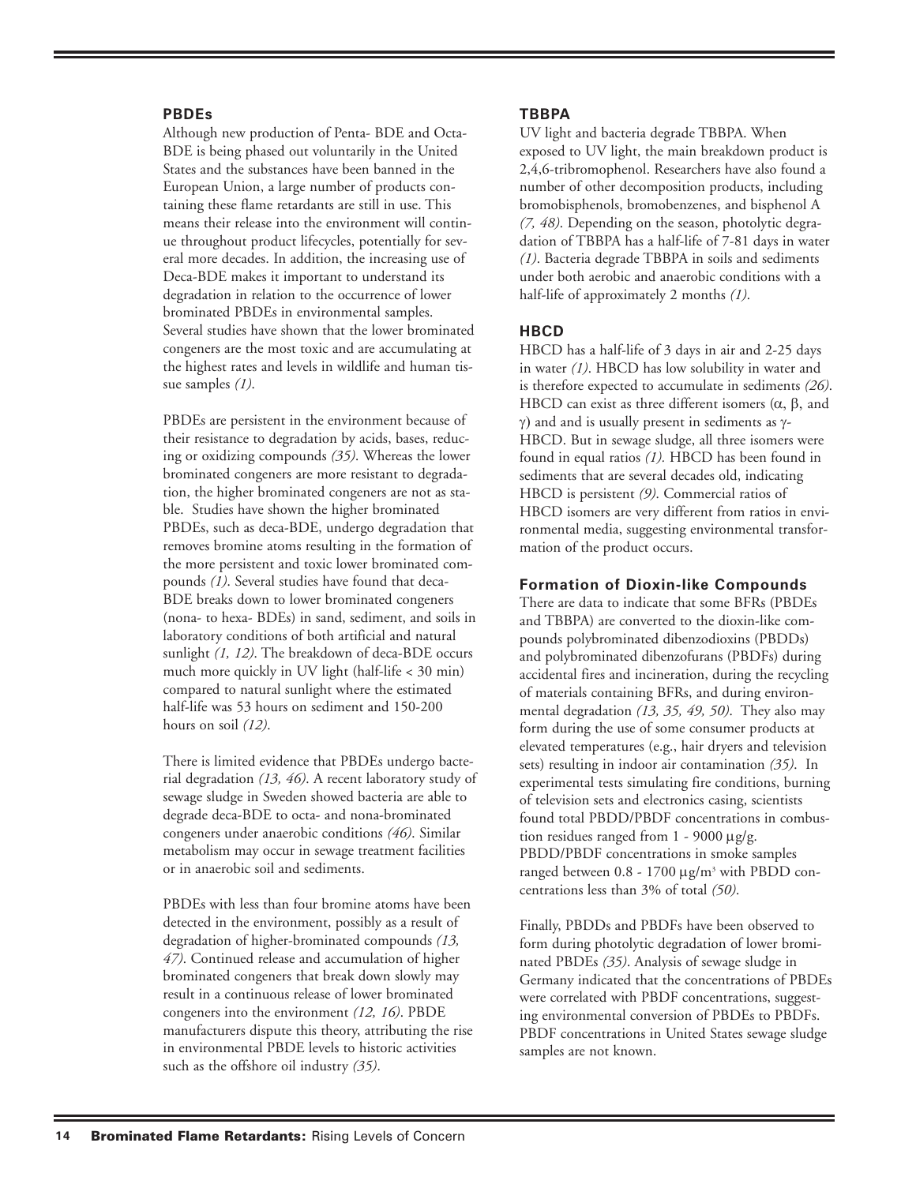### PBDEs

Although new production of Penta- BDE and Octa-BDE is being phased out voluntarily in the United States and the substances have been banned in the European Union, a large number of products containing these flame retardants are still in use. This means their release into the environment will continue throughout product lifecycles, potentially for several more decades. In addition, the increasing use of Deca-BDE makes it important to understand its degradation in relation to the occurrence of lower brominated PBDEs in environmental samples. Several studies have shown that the lower brominated congeners are the most toxic and are accumulating at the highest rates and levels in wildlife and human tissue samples *(1)*.

PBDEs are persistent in the environment because of their resistance to degradation by acids, bases, reducing or oxidizing compounds *(35)*. Whereas the lower brominated congeners are more resistant to degradation, the higher brominated congeners are not as stable. Studies have shown the higher brominated PBDEs, such as deca-BDE, undergo degradation that removes bromine atoms resulting in the formation of the more persistent and toxic lower brominated compounds *(1)*. Several studies have found that deca-BDE breaks down to lower brominated congeners (nona- to hexa- BDEs) in sand, sediment, and soils in laboratory conditions of both artificial and natural sunlight *(1, 12)*. The breakdown of deca-BDE occurs much more quickly in UV light (half-life < 30 min) compared to natural sunlight where the estimated half-life was 53 hours on sediment and 150-200 hours on soil *(12)*.

There is limited evidence that PBDEs undergo bacterial degradation *(13, 46)*. A recent laboratory study of sewage sludge in Sweden showed bacteria are able to degrade deca-BDE to octa- and nona-brominated congeners under anaerobic conditions *(46)*. Similar metabolism may occur in sewage treatment facilities or in anaerobic soil and sediments.

PBDEs with less than four bromine atoms have been detected in the environment, possibly as a result of degradation of higher-brominated compounds *(13, 47)*. Continued release and accumulation of higher brominated congeners that break down slowly may result in a continuous release of lower brominated congeners into the environment *(12, 16)*. PBDE manufacturers dispute this theory, attributing the rise in environmental PBDE levels to historic activities such as the offshore oil industry *(35)*.

### TBBPA

UV light and bacteria degrade TBBPA. When exposed to UV light, the main breakdown product is 2,4,6-tribromophenol. Researchers have also found a number of other decomposition products, including bromobisphenols, bromobenzenes, and bisphenol A *(7, 48)*. Depending on the season, photolytic degradation of TBBPA has a half-life of 7-81 days in water *(1)*. Bacteria degrade TBBPA in soils and sediments under both aerobic and anaerobic conditions with a half-life of approximately 2 months *(1)*.

### HBCD

HBCD has a half-life of 3 days in air and 2-25 days in water *(1)*. HBCD has low solubility in water and is therefore expected to accumulate in sediments *(26)*. HBCD can exist as three different isomers ($\alpha$, $\beta$, and $\gamma$) and and is usually present in sediments as $\gamma$-HBCD. But in sewage sludge, all three isomers were found in equal ratios *(1)*. HBCD has been found in sediments that are several decades old, indicating HBCD is persistent *(9)*. Commercial ratios of HBCD isomers are very different from ratios in environmental media, suggesting environmental transformation of the product occurs.

### Formation of Dioxin-like Compounds

There are data to indicate that some BFRs (PBDEs and TBBPA) are converted to the dioxin-like compounds polybrominated dibenzodioxins (PBDDs) and polybrominated dibenzofurans (PBDFs) during accidental fires and incineration, during the recycling of materials containing BFRs, and during environmental degradation *(13, 35, 49, 50)*. They also may form during the use of some consumer products at elevated temperatures (e.g., hair dryers and television sets) resulting in indoor air contamination *(35)*. In experimental tests simulating fire conditions, burning of television sets and electronics casing, scientists found total PBDD/PBDF concentrations in combustion residues ranged from 1 - 9000 $\mu$g/g. PBDD/PBDF concentrations in smoke samples ranged between 0.8 - 1700 $\mu g/m^3$ with PBDD concentrations less than 3% of total *(50)*.

Finally, PBDDs and PBDFs have been observed to form during photolytic degradation of lower brominated PBDEs *(35)*. Analysis of sewage sludge in Germany indicated that the concentrations of PBDEs were correlated with PBDF concentrations, suggesting environmental conversion of PBDEs to PBDFs. PBDF concentrations in United States sewage sludge samples are not known.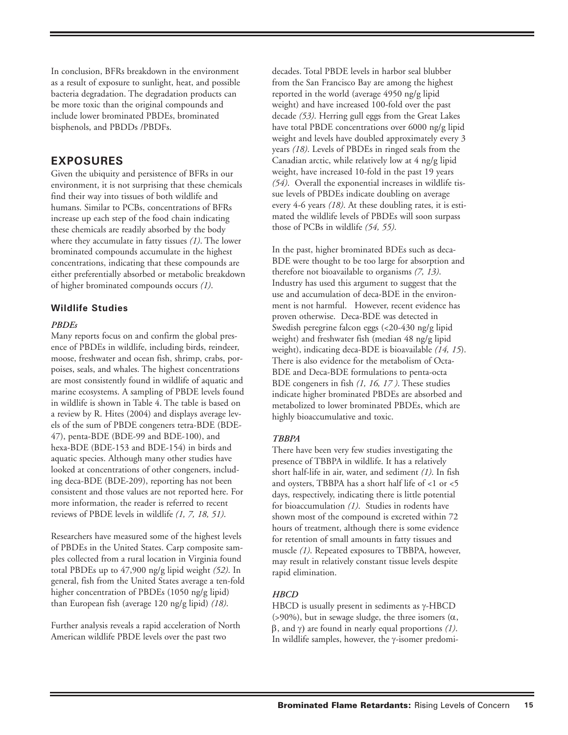In conclusion, BFRs breakdown in the environment as a result of exposure to sunlight, heat, and possible bacteria degradation. The degradation products can be more toxic than the original compounds and include lower brominated PBDEs, brominated bisphenols, and PBDDs /PBDFs.

## EXPOSURES

Given the ubiquity and persistence of BFRs in our environment, it is not surprising that these chemicals find their way into tissues of both wildlife and humans. Similar to PCBs, concentrations of BFRs increase up each step of the food chain indicating these chemicals are readily absorbed by the body where they accumulate in fatty tissues *(1)*. The lower brominated compounds accumulate in the highest concentrations, indicating that these compounds are either preferentially absorbed or metabolic breakdown of higher brominated compounds occurs *(1)*.

### Wildlife Studies

#### *PBDEs*

Many reports focus on and confirm the global presence of PBDEs in wildlife, including birds, reindeer, moose, freshwater and ocean fish, shrimp, crabs, porpoises, seals, and whales. The highest concentrations are most consistently found in wildlife of aquatic and marine ecosystems. A sampling of PBDE levels found in wildlife is shown in Table 4. The table is based on a review by R. Hites (2004) and displays average levels of the sum of PBDE congeners tetra-BDE (BDE-47), penta-BDE (BDE-99 and BDE-100), and hexa-BDE (BDE-153 and BDE-154) in birds and aquatic species. Although many other studies have looked at concentrations of other congeners, including deca-BDE (BDE-209), reporting has not been consistent and those values are not reported here. For more information, the reader is referred to recent reviews of PBDE levels in wildlife *(1, 7, 18, 51)*.

Researchers have measured some of the highest levels of PBDEs in the United States. Carp composite samples collected from a rural location in Virginia found total PBDEs up to 47,900 ng/g lipid weight *(52)*. In general, fish from the United States average a ten-fold higher concentration of PBDEs (1050 ng/g lipid) than European fish (average 120 ng/g lipid) *(18)*.

Further analysis reveals a rapid acceleration of North American wildlife PBDE levels over the past two decades. Total PBDE levels in harbor seal blubber from the San Francisco Bay are among the highest reported in the world (average 4950 ng/g lipid weight) and have increased 100-fold over the past decade *(53)*. Herring gull eggs from the Great Lakes have total PBDE concentrations over 6000 ng/g lipid weight and levels have doubled approximately every 3 years *(18)*. Levels of PBDEs in ringed seals from the Canadian arctic, while relatively low at 4 ng/g lipid weight, have increased 10-fold in the past 19 years *(54)*. Overall the exponential increases in wildlife tissue levels of PBDEs indicate doubling on average every 4-6 years *(18)*. At these doubling rates, it is estimated the wildlife levels of PBDEs will soon surpass those of PCBs in wildlife *(54, 55)*.

In the past, higher brominated BDEs such as deca-BDE were thought to be too large for absorption and therefore not bioavailable to organisms *(7, 13)*. Industry has used this argument to suggest that the use and accumulation of deca-BDE in the environment is not harmful. However, recent evidence has proven otherwise. Deca-BDE was detected in Swedish peregrine falcon eggs (<20-430 ng/g lipid weight) and freshwater fish (median 48 ng/g lipid weight), indicating deca-BDE is bioavailable *(14, 15)*. There is also evidence for the metabolism of Octa-BDE and Deca-BDE formulations to penta-octa BDE congeners in fish *(1, 16, 17)*. These studies indicate higher brominated PBDEs are absorbed and metabolized to lower brominated PBDEs, which are highly bioaccumulative and toxic.

#### *TBBPA*

There have been very few studies investigating the presence of TBBPA in wildlife. It has a relatively short half-life in air, water, and sediment *(1)*. In fish and oysters, TBBPA has a short half life of <1 or <5 days, respectively, indicating there is little potential for bioaccumulation *(1)*. Studies in rodents have shown most of the compound is excreted within 72 hours of treatment, although there is some evidence for retention of small amounts in fatty tissues and muscle *(1)*. Repeated exposures to TBBPA, however, may result in relatively constant tissue levels despite rapid elimination.

#### *HBCD*

HBCD is usually present in sediments as γ-HBCD (>90%), but in sewage sludge, the three isomers (α, β, and γ) are found in nearly equal proportions *(1)*. In wildlife samples, however, the γ-isomer predomi-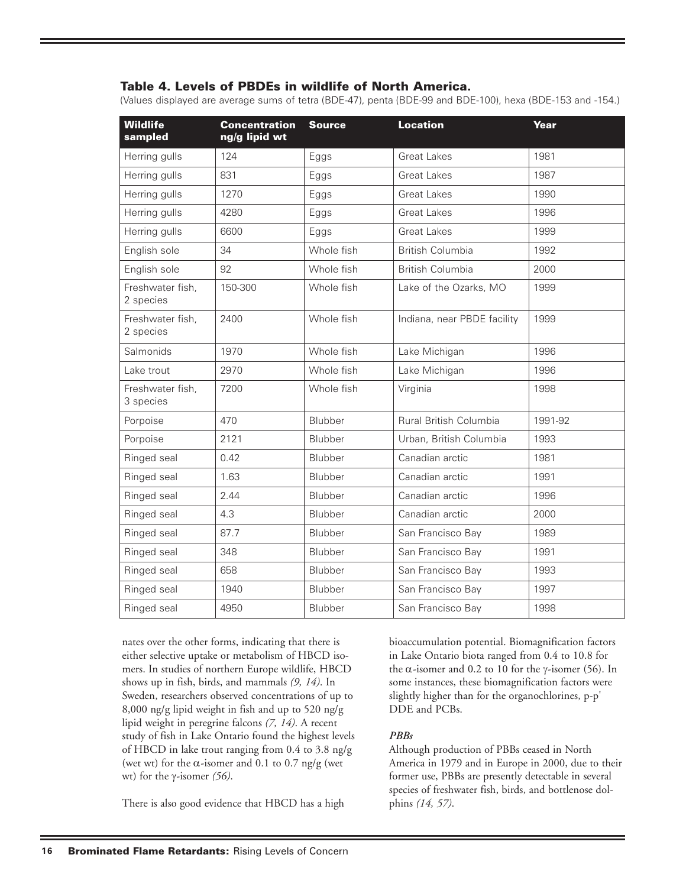## Table 4. Levels of PBDEs in wildlife of North America.

(Values displayed are average sums of tetra (BDE-47), penta (BDE-99 and BDE-100), hexa (BDE-153 and -154.)

| Wildlife sampled | Concentration ng/g lipid wt | Source | Location | Year |
|---|---|---|---|---|
| Herring gulls | 124 | Eggs | Great Lakes | 1981 |
| Herring gulls | 831 | Eggs | Great Lakes | 1987 |
| Herring gulls | 1270 | Eggs | Great Lakes | 1990 |
| Herring gulls | 4280 | Eggs | Great Lakes | 1996 |
| Herring gulls | 6600 | Eggs | Great Lakes | 1999 |
| English sole | 34 | Whole fish | British Columbia | 1992 |
| English sole | 92 | Whole fish | British Columbia | 2000 |
| Freshwater fish, 2 species | 150-300 | Whole fish | Lake of the Ozarks, MO | 1999 |
| Freshwater fish, 2 species | 2400 | Whole fish | Indiana, near PBDE facility | 1999 |
| Salmonids | 1970 | Whole fish | Lake Michigan | 1996 |
| Lake trout | 2970 | Whole fish | Lake Michigan | 1996 |
| Freshwater fish, 3 species | 7200 | Whole fish | Virginia | 1998 |
| Porpoise | 470 | Blubber | Rural British Columbia | 1991-92 |
| Porpoise | 2121 | Blubber | Urban, British Columbia | 1993 |
| Ringed seal | 0.42 | Blubber | Canadian arctic | 1981 |
| Ringed seal | 1.63 | Blubber | Canadian arctic | 1991 |
| Ringed seal | 2.44 | Blubber | Canadian arctic | 1996 |
| Ringed seal | 4.3 | Blubber | Canadian arctic | 2000 |
| Ringed seal | 87.7 | Blubber | San Francisco Bay | 1989 |
| Ringed seal | 348 | Blubber | San Francisco Bay | 1991 |
| Ringed seal | 658 | Blubber | San Francisco Bay | 1993 |
| Ringed seal | 1940 | Blubber | San Francisco Bay | 1997 |
| Ringed seal | 4950 | Blubber | San Francisco Bay | 1998 |

nates over the other forms, indicating that there is either selective uptake or metabolism of HBCD isomers. In studies of northern Europe wildlife, HBCD shows up in fish, birds, and mammals *(9, 14)*. In Sweden, researchers observed concentrations of up to 8,000 ng/g lipid weight in fish and up to 520 ng/g lipid weight in peregrine falcons *(7, 14)*. A recent study of fish in Lake Ontario found the highest levels of HBCD in lake trout ranging from 0.4 to 3.8 ng/g (wet wt) for the $\alpha$-isomer and 0.1 to 0.7 ng/g (wet wt) for the $\gamma$-isomer *(56)*.

There is also good evidence that HBCD has a high bioaccumulation potential. Biomagnification factors in Lake Ontario biota ranged from 0.4 to 10.8 for the $\alpha$-isomer and 0.2 to 10 for the $\gamma$-isomer (56). In some instances, these biomagnification factors were slightly higher than for the organochlorines, p-p' DDE and PCBs.

### *PBBs*

Although production of PBBs ceased in North America in 1979 and in Europe in 2000, due to their former use, PBBs are presently detectable in several species of freshwater fish, birds, and bottlenose dolphins *(14, 57)*.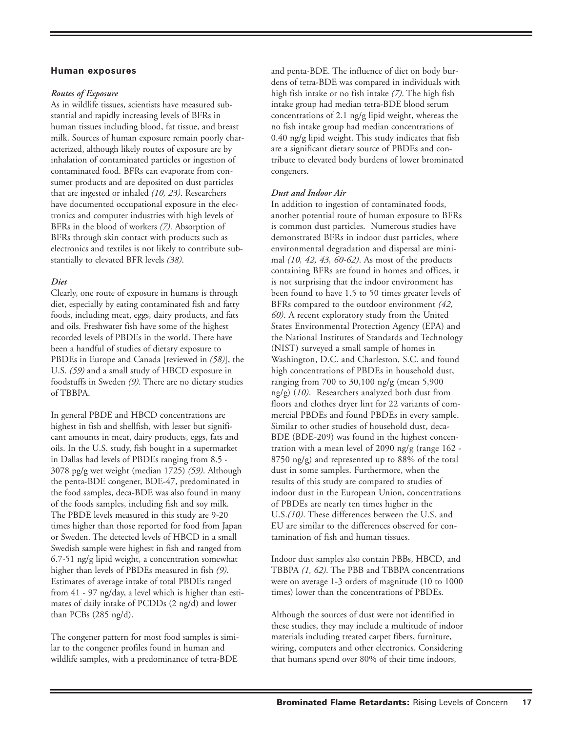## Human exposures

### *Routes of Exposure*

As in wildlife tissues, scientists have measured substantial and rapidly increasing levels of BFRs in human tissues including blood, fat tissue, and breast milk. Sources of human exposure remain poorly characterized, although likely routes of exposure are by inhalation of contaminated particles or ingestion of contaminated food. BFRs can evaporate from consumer products and are deposited on dust particles that are ingested or inhaled *(10, 23)*. Researchers have documented occupational exposure in the electronics and computer industries with high levels of BFRs in the blood of workers *(7)*. Absorption of BFRs through skin contact with products such as electronics and textiles is not likely to contribute substantially to elevated BFR levels *(38)*.

### *Diet*

Clearly, one route of exposure in humans is through diet, especially by eating contaminated fish and fatty foods, including meat, eggs, dairy products, and fats and oils. Freshwater fish have some of the highest recorded levels of PBDEs in the world. There have been a handful of studies of dietary exposure to PBDEs in Europe and Canada [reviewed in *(58)*], the U.S. *(59)* and a small study of HBCD exposure in foodstuffs in Sweden *(9)*. There are no dietary studies of TBBPA.

In general PBDE and HBCD concentrations are highest in fish and shellfish, with lesser but significant amounts in meat, dairy products, eggs, fats and oils. In the U.S. study, fish bought in a supermarket in Dallas had levels of PBDEs ranging from 8.5 - 3078 pg/g wet weight (median 1725) *(59)*. Although the penta-BDE congener, BDE-47, predominated in the food samples, deca-BDE was also found in many of the foods samples, including fish and soy milk. The PBDE levels measured in this study are 9-20 times higher than those reported for food from Japan or Sweden. The detected levels of HBCD in a small Swedish sample were highest in fish and ranged from 6.7-51 ng/g lipid weight, a concentration somewhat higher than levels of PBDEs measured in fish *(9)*. Estimates of average intake of total PBDEs ranged from 41 - 97 ng/day, a level which is higher than estimates of daily intake of PCDDs (2 ng/d) and lower than PCBs (285 ng/d).

The congener pattern for most food samples is similar to the congener profiles found in human and wildlife samples, with a predominance of tetra-BDE and penta-BDE. The influence of diet on body burdens of tetra-BDE was compared in individuals with high fish intake or no fish intake *(7)*. The high fish intake group had median tetra-BDE blood serum concentrations of 2.1 ng/g lipid weight, whereas the no fish intake group had median concentrations of 0.40 ng/g lipid weight. This study indicates that fish are a significant dietary source of PBDEs and contribute to elevated body burdens of lower brominated congeners.

### *Dust and Indoor Air*

In addition to ingestion of contaminated foods, another potential route of human exposure to BFRs is common dust particles. Numerous studies have demonstrated BFRs in indoor dust particles, where environmental degradation and dispersal are minimal *(10, 42, 43, 60-62)*. As most of the products containing BFRs are found in homes and offices, it is not surprising that the indoor environment has been found to have 1.5 to 50 times greater levels of BFRs compared to the outdoor environment *(42, 60)*. A recent exploratory study from the United States Environmental Protection Agency (EPA) and the National Institutes of Standards and Technology (NIST) surveyed a small sample of homes in Washington, D.C. and Charleston, S.C. and found high concentrations of PBDEs in household dust, ranging from 700 to 30,100 ng/g (mean 5,900 ng/g) (*10)*. Researchers analyzed both dust from floors and clothes dryer lint for 22 variants of commercial PBDEs and found PBDEs in every sample. Similar to other studies of household dust, deca-BDE (BDE-209) was found in the highest concentration with a mean level of 2090 ng/g (range 162 - 8750 ng/g) and represented up to 88% of the total dust in some samples. Furthermore, when the results of this study are compared to studies of indoor dust in the European Union, concentrations of PBDEs are nearly ten times higher in the U.S.*(10)*. These differences between the U.S. and EU are similar to the differences observed for contamination of fish and human tissues.

Indoor dust samples also contain PBBs, HBCD, and TBBPA *(1, 62)*. The PBB and TBBPA concentrations were on average 1-3 orders of magnitude (10 to 1000 times) lower than the concentrations of PBDEs.

Although the sources of dust were not identified in these studies, they may include a multitude of indoor materials including treated carpet fibers, furniture, wiring, computers and other electronics. Considering that humans spend over 80% of their time indoors,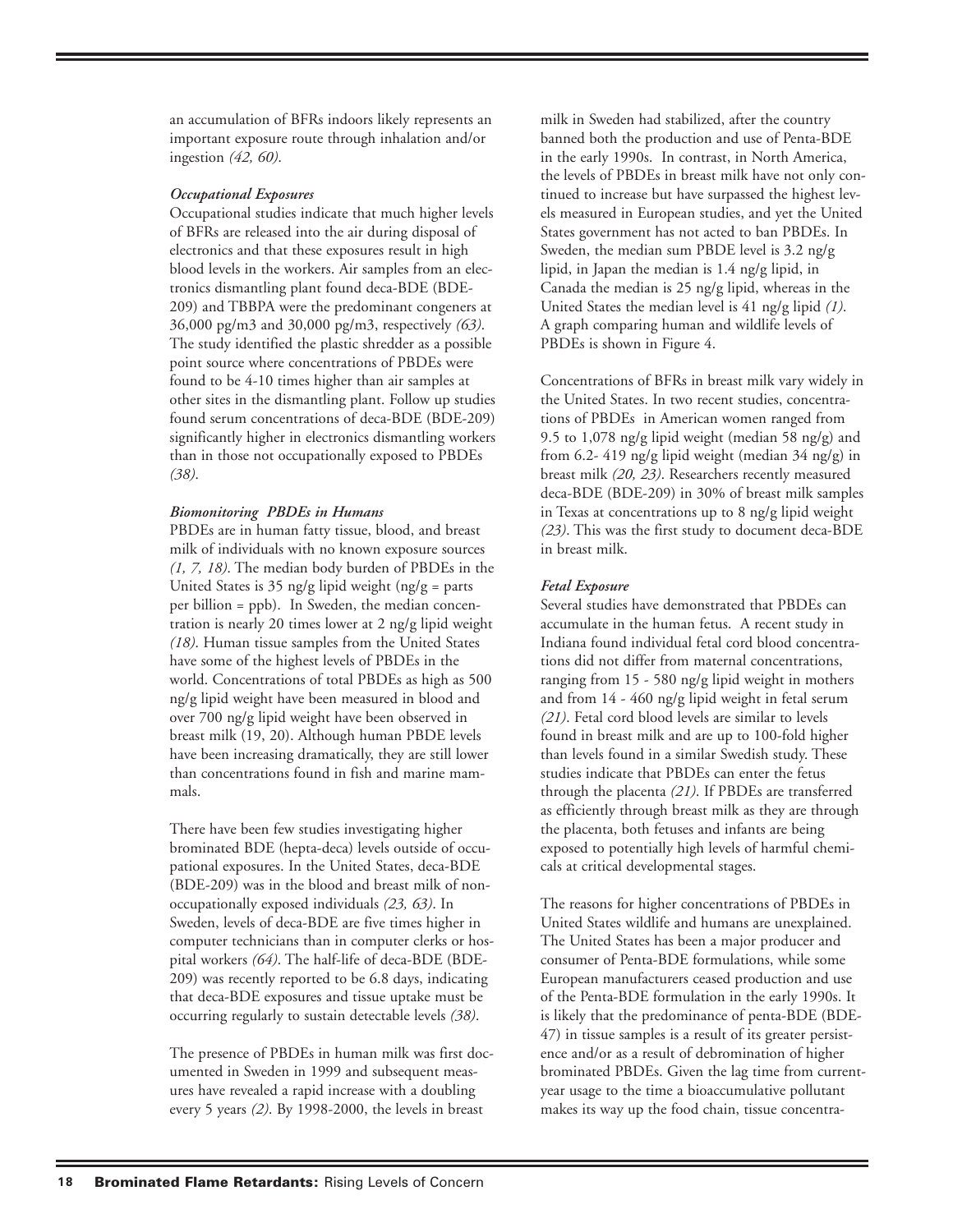an accumulation of BFRs indoors likely represents an important exposure route through inhalation and/or ingestion *(42, 60)*.

### *Occupational Exposures*

Occupational studies indicate that much higher levels of BFRs are released into the air during disposal of electronics and that these exposures result in high blood levels in the workers. Air samples from an electronics dismantling plant found deca-BDE (BDE-209) and TBBPA were the predominant congeners at 36,000 pg/m3 and 30,000 pg/m3, respectively *(63)*. The study identified the plastic shredder as a possible point source where concentrations of PBDEs were found to be 4-10 times higher than air samples at other sites in the dismantling plant. Follow up studies found serum concentrations of deca-BDE (BDE-209) significantly higher in electronics dismantling workers than in those not occupationally exposed to PBDEs *(38)*.

### *Biomonitoring PBDEs in Humans*

PBDEs are in human fatty tissue, blood, and breast milk of individuals with no known exposure sources *(1, 7, 18)*. The median body burden of PBDEs in the United States is 35 ng/g lipid weight (ng/g = parts per billion = ppb). In Sweden, the median concentration is nearly 20 times lower at 2 ng/g lipid weight *(18)*. Human tissue samples from the United States have some of the highest levels of PBDEs in the world. Concentrations of total PBDEs as high as 500 ng/g lipid weight have been measured in blood and over 700 ng/g lipid weight have been observed in breast milk (19, 20). Although human PBDE levels have been increasing dramatically, they are still lower than concentrations found in fish and marine mammals.

There have been few studies investigating higher brominated BDE (hepta-deca) levels outside of occupational exposures. In the United States, deca-BDE (BDE-209) was in the blood and breast milk of non-occupationally exposed individuals *(23, 63)*. In Sweden, levels of deca-BDE are five times higher in computer technicians than in computer clerks or hospital workers *(64)*. The half-life of deca-BDE (BDE-209) was recently reported to be 6.8 days, indicating that deca-BDE exposures and tissue uptake must be occurring regularly to sustain detectable levels *(38)*.

The presence of PBDEs in human milk was first documented in Sweden in 1999 and subsequent measures have revealed a rapid increase with a doubling every 5 years *(2)*. By 1998-2000, the levels in breast milk in Sweden had stabilized, after the country banned both the production and use of Penta-BDE in the early 1990s. In contrast, in North America, the levels of PBDEs in breast milk have not only continued to increase but have surpassed the highest levels measured in European studies, and yet the United States government has not acted to ban PBDEs. In Sweden, the median sum PBDE level is 3.2 ng/g lipid, in Japan the median is 1.4 ng/g lipid, in Canada the median is 25 ng/g lipid, whereas in the United States the median level is 41 ng/g lipid *(1)*. A graph comparing human and wildlife levels of PBDEs is shown in Figure 4.

Concentrations of BFRs in breast milk vary widely in the United States. In two recent studies, concentrations of PBDEs in American women ranged from 9.5 to 1,078 ng/g lipid weight (median 58 ng/g) and from 6.2- 419 ng/g lipid weight (median 34 ng/g) in breast milk *(20, 23)*. Researchers recently measured deca-BDE (BDE-209) in 30% of breast milk samples in Texas at concentrations up to 8 ng/g lipid weight *(23)*. This was the first study to document deca-BDE in breast milk.

### *Fetal Exposure*

Several studies have demonstrated that PBDEs can accumulate in the human fetus. A recent study in Indiana found individual fetal cord blood concentrations did not differ from maternal concentrations, ranging from 15 - 580 ng/g lipid weight in mothers and from 14 - 460 ng/g lipid weight in fetal serum *(21)*. Fetal cord blood levels are similar to levels found in breast milk and are up to 100-fold higher than levels found in a similar Swedish study. These studies indicate that PBDEs can enter the fetus through the placenta *(21)*. If PBDEs are transferred as efficiently through breast milk as they are through the placenta, both fetuses and infants are being exposed to potentially high levels of harmful chemicals at critical developmental stages.

The reasons for higher concentrations of PBDEs in United States wildlife and humans are unexplained. The United States has been a major producer and consumer of Penta-BDE formulations, while some European manufacturers ceased production and use of the Penta-BDE formulation in the early 1990s. It is likely that the predominance of penta-BDE (BDE-47) in tissue samples is a result of its greater persistence and/or as a result of debromination of higher brominated PBDEs. Given the lag time from current-year usage to the time a bioaccumulative pollutant makes its way up the food chain, tissue concentra-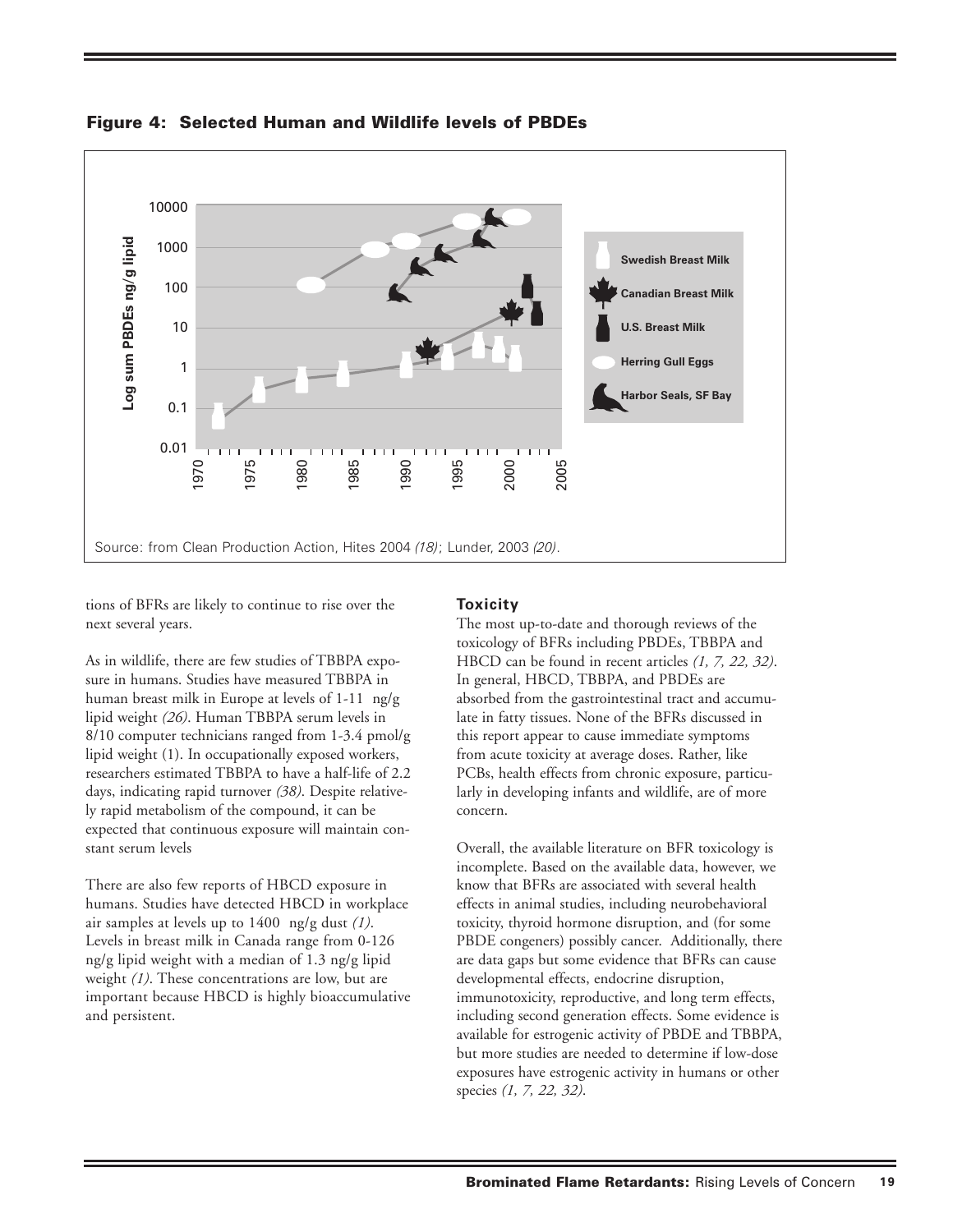**Figure 4: Selected Human and Wildlife levels of PBDEs**

Source: from Clean Production Action, Hites 2004 *(18)*; Lunder, 2003 *(20)*.

tions of BFRs are likely to continue to rise over the next several years.

As in wildlife, there are few studies of TBBPA exposure in humans. Studies have measured TBBPA in human breast milk in Europe at levels of 1-11 ng/g lipid weight *(26)*. Human TBBPA serum levels in 8/10 computer technicians ranged from 1-3.4 pmol/g lipid weight (1). In occupationally exposed workers, researchers estimated TBBPA to have a half-life of 2.2 days, indicating rapid turnover *(38)*. Despite relatively rapid metabolism of the compound, it can be expected that continuous exposure will maintain constant serum levels

There are also few reports of HBCD exposure in humans. Studies have detected HBCD in workplace air samples at levels up to 1400 ng/g dust *(1)*. Levels in breast milk in Canada range from 0-126 ng/g lipid weight with a median of 1.3 ng/g lipid weight *(1)*. These concentrations are low, but are important because HBCD is highly bioaccumulative and persistent.

### Toxicity

The most up-to-date and thorough reviews of the toxicology of BFRs including PBDEs, TBBPA and HBCD can be found in recent articles *(1, 7, 22, 32)*. In general, HBCD, TBBPA, and PBDEs are absorbed from the gastrointestinal tract and accumulate in fatty tissues. None of the BFRs discussed in this report appear to cause immediate symptoms from acute toxicity at average doses. Rather, like PCBs, health effects from chronic exposure, particularly in developing infants and wildlife, are of more concern.

Overall, the available literature on BFR toxicology is incomplete. Based on the available data, however, we know that BFRs are associated with several health effects in animal studies, including neurobehavioral toxicity, thyroid hormone disruption, and (for some PBDE congeners) possibly cancer. Additionally, there are data gaps but some evidence that BFRs can cause developmental effects, endocrine disruption, immunotoxicity, reproductive, and long term effects, including second generation effects. Some evidence is available for estrogenic activity of PBDE and TBBPA, but more studies are needed to determine if low-dose exposures have estrogenic activity in humans or other species *(1, 7, 22, 32)*.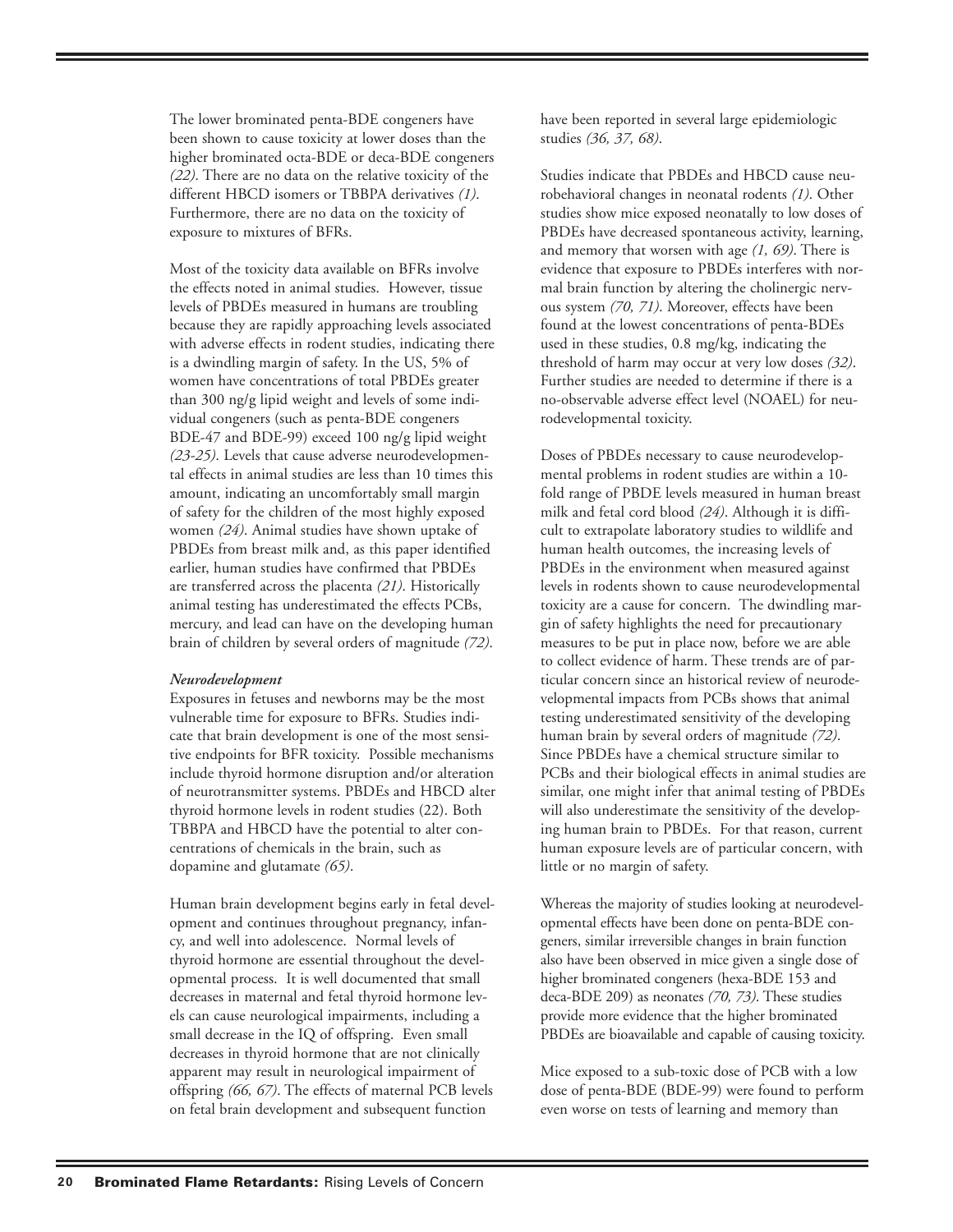The lower brominated penta-BDE congeners have been shown to cause toxicity at lower doses than the higher brominated octa-BDE or deca-BDE congeners *(22)*. There are no data on the relative toxicity of the different HBCD isomers or TBBPA derivatives *(1)*. Furthermore, there are no data on the toxicity of exposure to mixtures of BFRs.

Most of the toxicity data available on BFRs involve the effects noted in animal studies. However, tissue levels of PBDEs measured in humans are troubling because they are rapidly approaching levels associated with adverse effects in rodent studies, indicating there is a dwindling margin of safety. In the US, 5% of women have concentrations of total PBDEs greater than 300 ng/g lipid weight and levels of some individual congeners (such as penta-BDE congeners BDE-47 and BDE-99) exceed 100 ng/g lipid weight *(23-25)*. Levels that cause adverse neurodevelopmental effects in animal studies are less than 10 times this amount, indicating an uncomfortably small margin of safety for the children of the most highly exposed women *(24)*. Animal studies have shown uptake of PBDEs from breast milk and, as this paper identified earlier, human studies have confirmed that PBDEs are transferred across the placenta *(21)*. Historically animal testing has underestimated the effects PCBs, mercury, and lead can have on the developing human brain of children by several orders of magnitude *(72)*.

***Neurodevelopment***

Exposures in fetuses and newborns may be the most vulnerable time for exposure to BFRs. Studies indicate that brain development is one of the most sensitive endpoints for BFR toxicity. Possible mechanisms include thyroid hormone disruption and/or alteration of neurotransmitter systems. PBDEs and HBCD alter thyroid hormone levels in rodent studies (22). Both TBBPA and HBCD have the potential to alter concentrations of chemicals in the brain, such as dopamine and glutamate *(65)*.

Human brain development begins early in fetal development and continues throughout pregnancy, infancy, and well into adolescence. Normal levels of thyroid hormone are essential throughout the developmental process. It is well documented that small decreases in maternal and fetal thyroid hormone levels can cause neurological impairments, including a small decrease in the IQ of offspring. Even small decreases in thyroid hormone that are not clinically apparent may result in neurological impairment of offspring *(66, 67)*. The effects of maternal PCB levels on fetal brain development and subsequent function have been reported in several large epidemiologic studies *(36, 37, 68)*.

Studies indicate that PBDEs and HBCD cause neurobehavioral changes in neonatal rodents *(1)*. Other studies show mice exposed neonatally to low doses of PBDEs have decreased spontaneous activity, learning, and memory that worsen with age *(1, 69)*. There is evidence that exposure to PBDEs interferes with normal brain function by altering the cholinergic nervous system *(70, 71)*. Moreover, effects have been found at the lowest concentrations of penta-BDEs used in these studies, 0.8 mg/kg, indicating the threshold of harm may occur at very low doses *(32)*. Further studies are needed to determine if there is a no-observable adverse effect level (NOAEL) for neurodevelopmental toxicity.

Doses of PBDEs necessary to cause neurodevelopmental problems in rodent studies are within a 10-fold range of PBDE levels measured in human breast milk and fetal cord blood *(24)*. Although it is difficult to extrapolate laboratory studies to wildlife and human health outcomes, the increasing levels of PBDEs in the environment when measured against levels in rodents shown to cause neurodevelopmental toxicity are a cause for concern. The dwindling margin of safety highlights the need for precautionary measures to be put in place now, before we are able to collect evidence of harm. These trends are of particular concern since an historical review of neurodevelopmental impacts from PCBs shows that animal testing underestimated sensitivity of the developing human brain by several orders of magnitude *(72)*. Since PBDEs have a chemical structure similar to PCBs and their biological effects in animal studies are similar, one might infer that animal testing of PBDEs will also underestimate the sensitivity of the developing human brain to PBDEs. For that reason, current human exposure levels are of particular concern, with little or no margin of safety.

Whereas the majority of studies looking at neurodevelopmental effects have been done on penta-BDE congeners, similar irreversible changes in brain function also have been observed in mice given a single dose of higher brominated congeners (hexa-BDE 153 and deca-BDE 209) as neonates *(70, 73)*. These studies provide more evidence that the higher brominated PBDEs are bioavailable and capable of causing toxicity.

Mice exposed to a sub-toxic dose of PCB with a low dose of penta-BDE (BDE-99) were found to perform even worse on tests of learning and memory than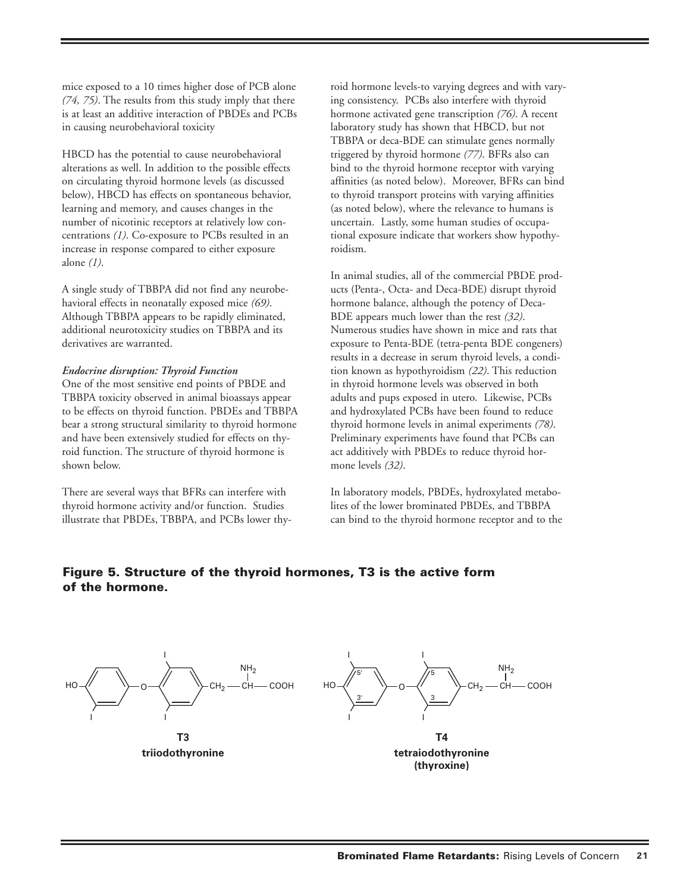mice exposed to a 10 times higher dose of PCB alone *(74, 75)*. The results from this study imply that there is at least an additive interaction of PBDEs and PCBs in causing neurobehavioral toxicity

HBCD has the potential to cause neurobehavioral alterations as well. In addition to the possible effects on circulating thyroid hormone levels (as discussed below), HBCD has effects on spontaneous behavior, learning and memory, and causes changes in the number of nicotinic receptors at relatively low concentrations *(1)*. Co-exposure to PCBs resulted in an increase in response compared to either exposure alone *(1)*.

A single study of TBBPA did not find any neurobehavioral effects in neonatally exposed mice *(69)*. Although TBBPA appears to be rapidly eliminated, additional neurotoxicity studies on TBBPA and its derivatives are warranted.

***Endocrine disruption: Thyroid Function***

One of the most sensitive end points of PBDE and TBBPA toxicity observed in animal bioassays appear to be effects on thyroid function. PBDEs and TBBPA bear a strong structural similarity to thyroid hormone and have been extensively studied for effects on thyroid function. The structure of thyroid hormone is shown below.

There are several ways that BFRs can interfere with thyroid hormone activity and/or function. Studies illustrate that PBDEs, TBBPA, and PCBs lower thyroid hormone levels-to varying degrees and with varying consistency. PCBs also interfere with thyroid hormone activated gene transcription *(76)*. A recent laboratory study has shown that HBCD, but not TBBPA or deca-BDE can stimulate genes normally triggered by thyroid hormone *(77)*. BFRs also can bind to the thyroid hormone receptor with varying affinities (as noted below). Moreover, BFRs can bind to thyroid transport proteins with varying affinities (as noted below), where the relevance to humans is uncertain. Lastly, some human studies of occupational exposure indicate that workers show hypothyroidism.

In animal studies, all of the commercial PBDE products (Penta-, Octa- and Deca-BDE) disrupt thyroid hormone balance, although the potency of Deca-BDE appears much lower than the rest *(32)*. Numerous studies have shown in mice and rats that exposure to Penta-BDE (tetra-penta BDE congeners) results in a decrease in serum thyroid levels, a condition known as hypothyroidism *(22)*. This reduction in thyroid hormone levels was observed in both adults and pups exposed in utero. Likewise, PCBs and hydroxylated PCBs have been found to reduce thyroid hormone levels in animal experiments *(78)*. Preliminary experiments have found that PCBs can act additively with PBDEs to reduce thyroid hormone levels *(32)*.

In laboratory models, PBDEs, hydroxylated metabolites of the lower brominated PBDEs, and TBBPA can bind to the thyroid hormone receptor and to the

**Figure 5. Structure of the thyroid hormones, T3 is the active form of the hormone.**

**T3**
**triiodothyronine**

**T4**
**tetraiodothyronine (thyroxine)**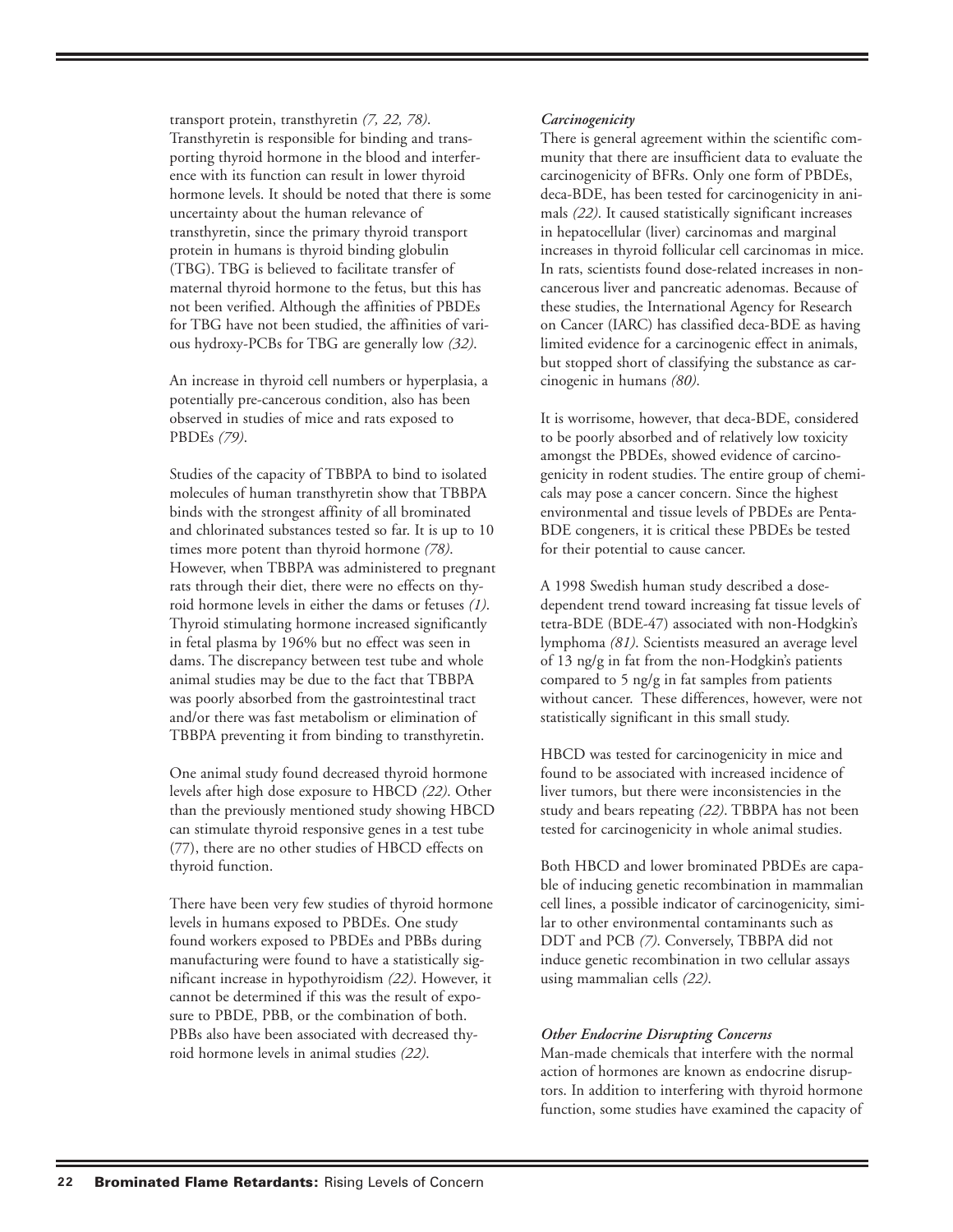transport protein, transthyretin *(7, 22, 78)*. Transthyretin is responsible for binding and transporting thyroid hormone in the blood and interference with its function can result in lower thyroid hormone levels. It should be noted that there is some uncertainty about the human relevance of transthyretin, since the primary thyroid transport protein in humans is thyroid binding globulin (TBG). TBG is believed to facilitate transfer of maternal thyroid hormone to the fetus, but this has not been verified. Although the affinities of PBDEs for TBG have not been studied, the affinities of various hydroxy-PCBs for TBG are generally low *(32)*.

An increase in thyroid cell numbers or hyperplasia, a potentially pre-cancerous condition, also has been observed in studies of mice and rats exposed to PBDEs *(79)*.

Studies of the capacity of TBBPA to bind to isolated molecules of human transthyretin show that TBBPA binds with the strongest affinity of all brominated and chlorinated substances tested so far. It is up to 10 times more potent than thyroid hormone *(78)*. However, when TBBPA was administered to pregnant rats through their diet, there were no effects on thyroid hormone levels in either the dams or fetuses *(1)*. Thyroid stimulating hormone increased significantly in fetal plasma by 196% but no effect was seen in dams. The discrepancy between test tube and whole animal studies may be due to the fact that TBBPA was poorly absorbed from the gastrointestinal tract and/or there was fast metabolism or elimination of TBBPA preventing it from binding to transthyretin.

One animal study found decreased thyroid hormone levels after high dose exposure to HBCD *(22)*. Other than the previously mentioned study showing HBCD can stimulate thyroid responsive genes in a test tube (77), there are no other studies of HBCD effects on thyroid function.

There have been very few studies of thyroid hormone levels in humans exposed to PBDEs. One study found workers exposed to PBDEs and PBBs during manufacturing were found to have a statistically significant increase in hypothyroidism *(22)*. However, it cannot be determined if this was the result of exposure to PBDE, PBB, or the combination of both. PBBs also have been associated with decreased thyroid hormone levels in animal studies *(22)*.

### *Carcinogenicity*

There is general agreement within the scientific community that there are insufficient data to evaluate the carcinogenicity of BFRs. Only one form of PBDEs, deca-BDE, has been tested for carcinogenicity in animals *(22)*. It caused statistically significant increases in hepatocellular (liver) carcinomas and marginal increases in thyroid follicular cell carcinomas in mice. In rats, scientists found dose-related increases in noncancerous liver and pancreatic adenomas. Because of these studies, the International Agency for Research on Cancer (IARC) has classified deca-BDE as having limited evidence for a carcinogenic effect in animals, but stopped short of classifying the substance as carcinogenic in humans *(80)*.

It is worrisome, however, that deca-BDE, considered to be poorly absorbed and of relatively low toxicity amongst the PBDEs, showed evidence of carcinogenicity in rodent studies. The entire group of chemicals may pose a cancer concern. Since the highest environmental and tissue levels of PBDEs are Penta-BDE congeners, it is critical these PBDEs be tested for their potential to cause cancer.

A 1998 Swedish human study described a dose-dependent trend toward increasing fat tissue levels of tetra-BDE (BDE-47) associated with non-Hodgkin's lymphoma *(81)*. Scientists measured an average level of 13 ng/g in fat from the non-Hodgkin's patients compared to 5 ng/g in fat samples from patients without cancer. These differences, however, were not statistically significant in this small study.

HBCD was tested for carcinogenicity in mice and found to be associated with increased incidence of liver tumors, but there were inconsistencies in the study and bears repeating *(22)*. TBBPA has not been tested for carcinogenicity in whole animal studies.

Both HBCD and lower brominated PBDEs are capable of inducing genetic recombination in mammalian cell lines, a possible indicator of carcinogenicity, similar to other environmental contaminants such as DDT and PCB *(7)*. Conversely, TBBPA did not induce genetic recombination in two cellular assays using mammalian cells *(22)*.

### *Other Endocrine Disrupting Concerns*

Man-made chemicals that interfere with the normal action of hormones are known as endocrine disruptors. In addition to interfering with thyroid hormone function, some studies have examined the capacity of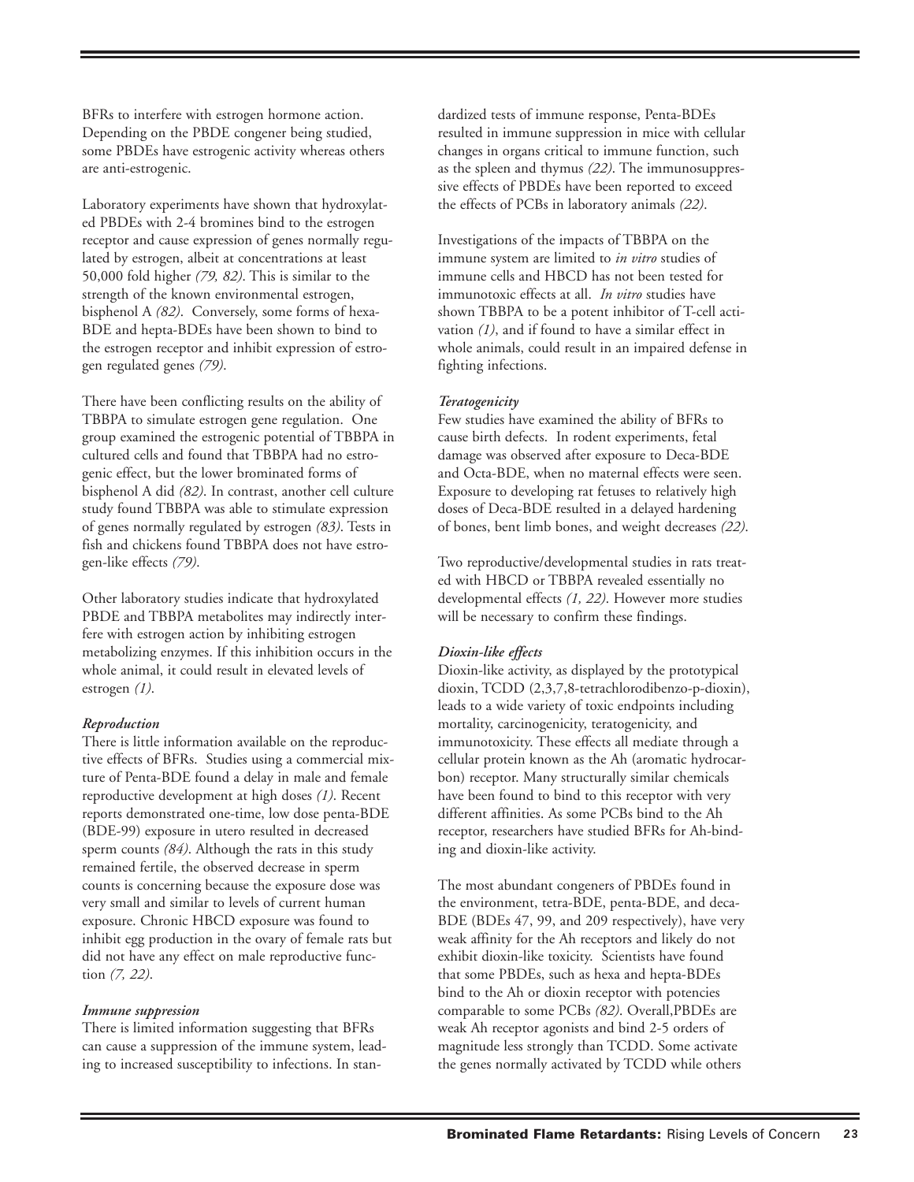BFRs to interfere with estrogen hormone action. Depending on the PBDE congener being studied, some PBDEs have estrogenic activity whereas others are anti-estrogenic.

Laboratory experiments have shown that hydroxylated PBDEs with 2-4 bromines bind to the estrogen receptor and cause expression of genes normally regulated by estrogen, albeit at concentrations at least 50,000 fold higher *(79, 82)*. This is similar to the strength of the known environmental estrogen, bisphenol A *(82)*. Conversely, some forms of hexa-BDE and hepta-BDEs have been shown to bind to the estrogen receptor and inhibit expression of estrogen regulated genes *(79)*.

There have been conflicting results on the ability of TBBPA to simulate estrogen gene regulation. One group examined the estrogenic potential of TBBPA in cultured cells and found that TBBPA had no estrogenic effect, but the lower brominated forms of bisphenol A did *(82)*. In contrast, another cell culture study found TBBPA was able to stimulate expression of genes normally regulated by estrogen *(83)*. Tests in fish and chickens found TBBPA does not have estrogen-like effects *(79)*.

Other laboratory studies indicate that hydroxylated PBDE and TBBPA metabolites may indirectly interfere with estrogen action by inhibiting estrogen metabolizing enzymes. If this inhibition occurs in the whole animal, it could result in elevated levels of estrogen *(1)*.

***Reproduction***

There is little information available on the reproductive effects of BFRs. Studies using a commercial mixture of Penta-BDE found a delay in male and female reproductive development at high doses *(1)*. Recent reports demonstrated one-time, low dose penta-BDE (BDE-99) exposure in utero resulted in decreased sperm counts *(84)*. Although the rats in this study remained fertile, the observed decrease in sperm counts is concerning because the exposure dose was very small and similar to levels of current human exposure. Chronic HBCD exposure was found to inhibit egg production in the ovary of female rats but did not have any effect on male reproductive function *(7, 22)*.

***Immune suppression***

There is limited information suggesting that BFRs can cause a suppression of the immune system, leading to increased susceptibility to infections. In standardized tests of immune response, Penta-BDEs resulted in immune suppression in mice with cellular changes in organs critical to immune function, such as the spleen and thymus *(22)*. The immunosuppressive effects of PBDEs have been reported to exceed the effects of PCBs in laboratory animals *(22)*.

Investigations of the impacts of TBBPA on the immune system are limited to *in vitro* studies of immune cells and HBCD has not been tested for immunotoxic effects at all. *In vitro* studies have shown TBBPA to be a potent inhibitor of T-cell activation *(1)*, and if found to have a similar effect in whole animals, could result in an impaired defense in fighting infections.

***Teratogenicity***

Few studies have examined the ability of BFRs to cause birth defects. In rodent experiments, fetal damage was observed after exposure to Deca-BDE and Octa-BDE, when no maternal effects were seen. Exposure to developing rat fetuses to relatively high doses of Deca-BDE resulted in a delayed hardening of bones, bent limb bones, and weight decreases *(22)*.

Two reproductive/developmental studies in rats treated with HBCD or TBBPA revealed essentially no developmental effects *(1, 22)*. However more studies will be necessary to confirm these findings.

***Dioxin-like effects***

Dioxin-like activity, as displayed by the prototypical dioxin, TCDD (2,3,7,8-tetrachlorodibenzo-p-dioxin), leads to a wide variety of toxic endpoints including mortality, carcinogenicity, teratogenicity, and immunotoxicity. These effects all mediate through a cellular protein known as the Ah (aromatic hydrocarbon) receptor. Many structurally similar chemicals have been found to bind to this receptor with very different affinities. As some PCBs bind to the Ah receptor, researchers have studied BFRs for Ah-binding and dioxin-like activity.

The most abundant congeners of PBDEs found in the environment, tetra-BDE, penta-BDE, and deca-BDE (BDEs 47, 99, and 209 respectively), have very weak affinity for the Ah receptors and likely do not exhibit dioxin-like toxicity. Scientists have found that some PBDEs, such as hexa and hepta-BDEs bind to the Ah or dioxin receptor with potencies comparable to some PCBs *(82)*. Overall,PBDEs are weak Ah receptor agonists and bind 2-5 orders of magnitude less strongly than TCDD. Some activate the genes normally activated by TCDD while others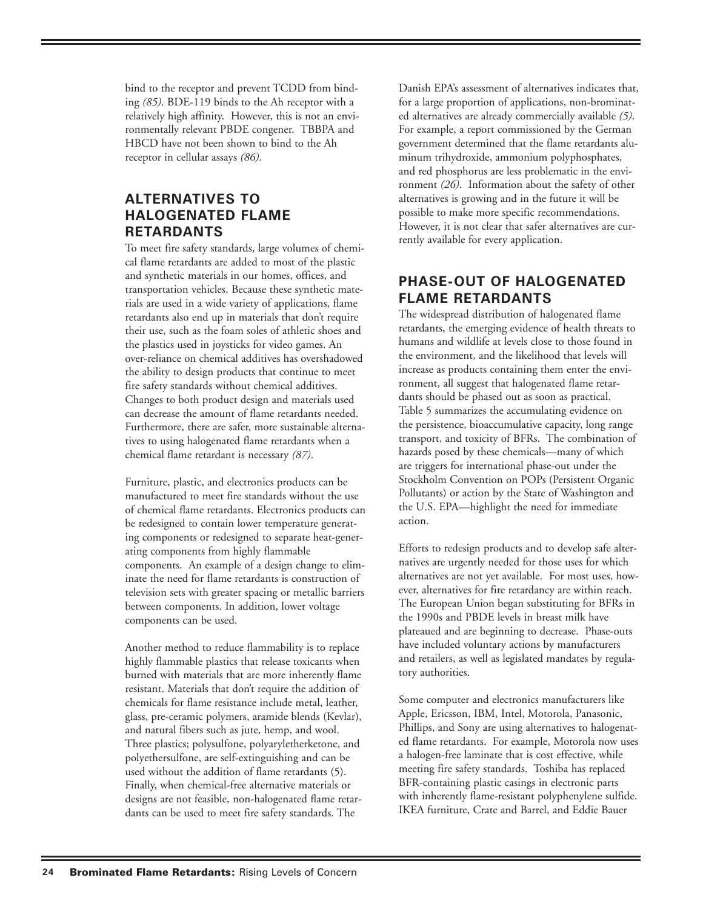bind to the receptor and prevent TCDD from binding *(85)*. BDE-119 binds to the Ah receptor with a relatively high affinity. However, this is not an environmentally relevant PBDE congener. TBBPA and HBCD have not been shown to bind to the Ah receptor in cellular assays *(86)*.

## ALTERNATIVES TO HALOGENATED FLAME RETARDANTS

To meet fire safety standards, large volumes of chemical flame retardants are added to most of the plastic and synthetic materials in our homes, offices, and transportation vehicles. Because these synthetic materials are used in a wide variety of applications, flame retardants also end up in materials that don't require their use, such as the foam soles of athletic shoes and the plastics used in joysticks for video games. An over-reliance on chemical additives has overshadowed the ability to design products that continue to meet fire safety standards without chemical additives. Changes to both product design and materials used can decrease the amount of flame retardants needed. Furthermore, there are safer, more sustainable alternatives to using halogenated flame retardants when a chemical flame retardant is necessary *(87)*.

Furniture, plastic, and electronics products can be manufactured to meet fire standards without the use of chemical flame retardants. Electronics products can be redesigned to contain lower temperature generating components or redesigned to separate heat-generating components from highly flammable components. An example of a design change to eliminate the need for flame retardants is construction of television sets with greater spacing or metallic barriers between components. In addition, lower voltage components can be used.

Another method to reduce flammability is to replace highly flammable plastics that release toxicants when burned with materials that are more inherently flame resistant. Materials that don't require the addition of chemicals for flame resistance include metal, leather, glass, pre-ceramic polymers, aramide blends (Kevlar), and natural fibers such as jute, hemp, and wool. Three plastics; polysulfone, polyaryletherketone, and polyethersulfone, are self-extinguishing and can be used without the addition of flame retardants (5). Finally, when chemical-free alternative materials or designs are not feasible, non-halogenated flame retardants can be used to meet fire safety standards. The Danish EPA's assessment of alternatives indicates that, for a large proportion of applications, non-brominated alternatives are already commercially available *(5)*. For example, a report commissioned by the German government determined that the flame retardants aluminum trihydroxide, ammonium polyphosphates, and red phosphorus are less problematic in the environment *(26)*. Information about the safety of other alternatives is growing and in the future it will be possible to make more specific recommendations. However, it is not clear that safer alternatives are currently available for every application.

## PHASE-OUT OF HALOGENATED FLAME RETARDANTS

The widespread distribution of halogenated flame retardants, the emerging evidence of health threats to humans and wildlife at levels close to those found in the environment, and the likelihood that levels will increase as products containing them enter the environment, all suggest that halogenated flame retardants should be phased out as soon as practical. Table 5 summarizes the accumulating evidence on the persistence, bioaccumulative capacity, long range transport, and toxicity of BFRs. The combination of hazards posed by these chemicals—many of which are triggers for international phase-out under the Stockholm Convention on POPs (Persistent Organic Pollutants) or action by the State of Washington and the U.S. EPA—highlight the need for immediate action.

Efforts to redesign products and to develop safe alternatives are urgently needed for those uses for which alternatives are not yet available. For most uses, however, alternatives for fire retardancy are within reach. The European Union began substituting for BFRs in the 1990s and PBDE levels in breast milk have plateaued and are beginning to decrease. Phase-outs have included voluntary actions by manufacturers and retailers, as well as legislated mandates by regulatory authorities.

Some computer and electronics manufacturers like Apple, Ericsson, IBM, Intel, Motorola, Panasonic, Phillips, and Sony are using alternatives to halogenated flame retardants. For example, Motorola now uses a halogen-free laminate that is cost effective, while meeting fire safety standards. Toshiba has replaced BFR-containing plastic casings in electronic parts with inherently flame-resistant polyphenylene sulfide. IKEA furniture, Crate and Barrel, and Eddie Bauer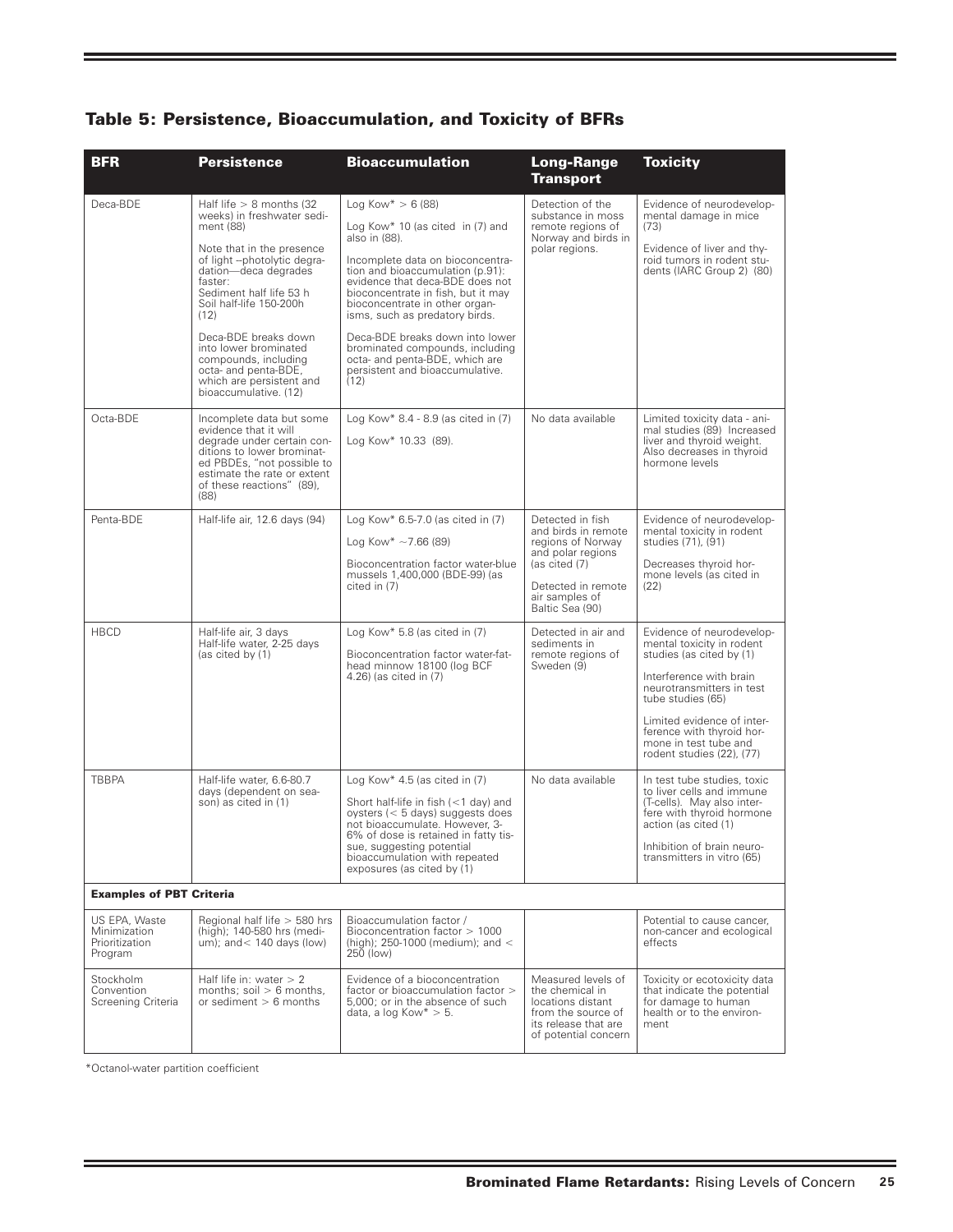## Table 5: Persistence, Bioaccumulation, and Toxicity of BFRs

| BFR | Persistence | Bioaccumulation | Long-Range Transport | Toxicity |
|---|---|---|---|---|
| Deca-BDE | Half life > 8 months (32 weeks) in freshwater sediment (88)<br><br>Note that in the presence of light –photolytic degradation—deca degrades faster:<br>Sediment half life 53 h<br>Soil half-life 150-200h (12)<br><br>Deca-BDE breaks down into lower brominated compounds, including octa- and penta-BDE, which are persistent and bioaccumulative. (12) | Log Kow* > 6 (88)<br><br>Log Kow* 10 (as cited in (7) and also in (88).<br><br>Incomplete data on bioconcentration and bioaccumulation (p.91): evidence that deca-BDE does not bioconcentrate in fish, but it may bioconcentrate in other organisms, such as predatory birds.<br><br>Deca-BDE breaks down into lower brominated compounds, including octa- and penta-BDE, which are persistent and bioaccumulative. (12) | Detection of the substance in moss remote regions of Norway and birds in polar regions. | Evidence of neurodevelopmental damage in mice (73)<br><br>Evidence of liver and thyroid tumors in rodent students (IARC Group 2) (80) |
| Octa-BDE | Incomplete data but some evidence that it will degrade under certain conditions to lower brominated PBDEs, "not possible to estimate the rate or extent of these reactions" (89), (88) | Log Kow* 8.4 - 8.9 (as cited in (7)<br><br>Log Kow* 10.33 (89). | No data available | Limited toxicity data - animal studies (89) Increased liver and thyroid weight. Also decreases in thyroid hormone levels |
| Penta-BDE | Half-life air, 12.6 days (94) | Log Kow* 6.5-7.0 (as cited in (7)<br><br>Log Kow* ~7.66 (89)<br><br>Bioconcentration factor water-blue mussels 1,400,000 (BDE-99) (as cited in (7) | Detected in fish and birds in remote regions of Norway and polar regions (as cited (7)<br><br>Detected in remote air samples of Baltic Sea (90) | Evidence of neurodevelopmental toxicity in rodent studies (71), (91)<br><br>Decreases thyroid hormone levels (as cited in (22) |
| HBCD | Half-life air, 3 days<br>Half-life water, 2-25 days (as cited by (1) | Log Kow* 5.8 (as cited in (7)<br><br>Bioconcentration factor water-fathead minnow 18100 (log BCF 4.26) (as cited in (7) | Detected in air and sediments in remote regions of Sweden (9) | Evidence of neurodevelopmental toxicity in rodent studies (as cited by (1)<br><br>Interference with brain neurotransmitters in test tube studies (65)<br><br>Limited evidence of interference with thyroid hormone in test tube and rodent studies (22), (77) |
| TBBPA | Half-life water, 6.6-80.7 days (dependent on season) as cited in (1) | Log Kow* 4.5 (as cited in (7)<br><br>Short half-life in fish (<1 day) and oysters (< 5 days) suggests does not bioaccumulate. However, 3-6% of dose is retained in fatty tissue, suggesting potential bioaccumulation with repeated exposures (as cited by (1) | No data available | In test tube studies, toxic to liver cells and immune (T-cells). May also interfere with thyroid hormone action (as cited (1)<br><br>Inhibition of brain neurotransmitters in vitro (65) |
| **Examples of PBT Criteria** | | | | |
| US EPA, Waste Minimization Prioritization Program | Regional half life > 580 hrs (high); 140-580 hrs (medium); and< 140 days (low) | Bioaccumulation factor / Bioconcentration factor > 1000 (high); 250-1000 (medium); and < 250 (low) | | Potential to cause cancer, non-cancer and ecological effects |
| Stockholm Convention Screening Criteria | Half life in: water > 2 months; soil > 6 months, or sediment > 6 months | Evidence of a bioconcentration factor or bioaccumulation factor > 5,000; or in the absence of such data, a log Kow* > 5. | Measured levels of the chemical in locations distant from the source of its release that are of potential concern | Toxicity or ecotoxicity data that indicate the potential for damage to human health or to the environment |

*Octanol-water partition coefficient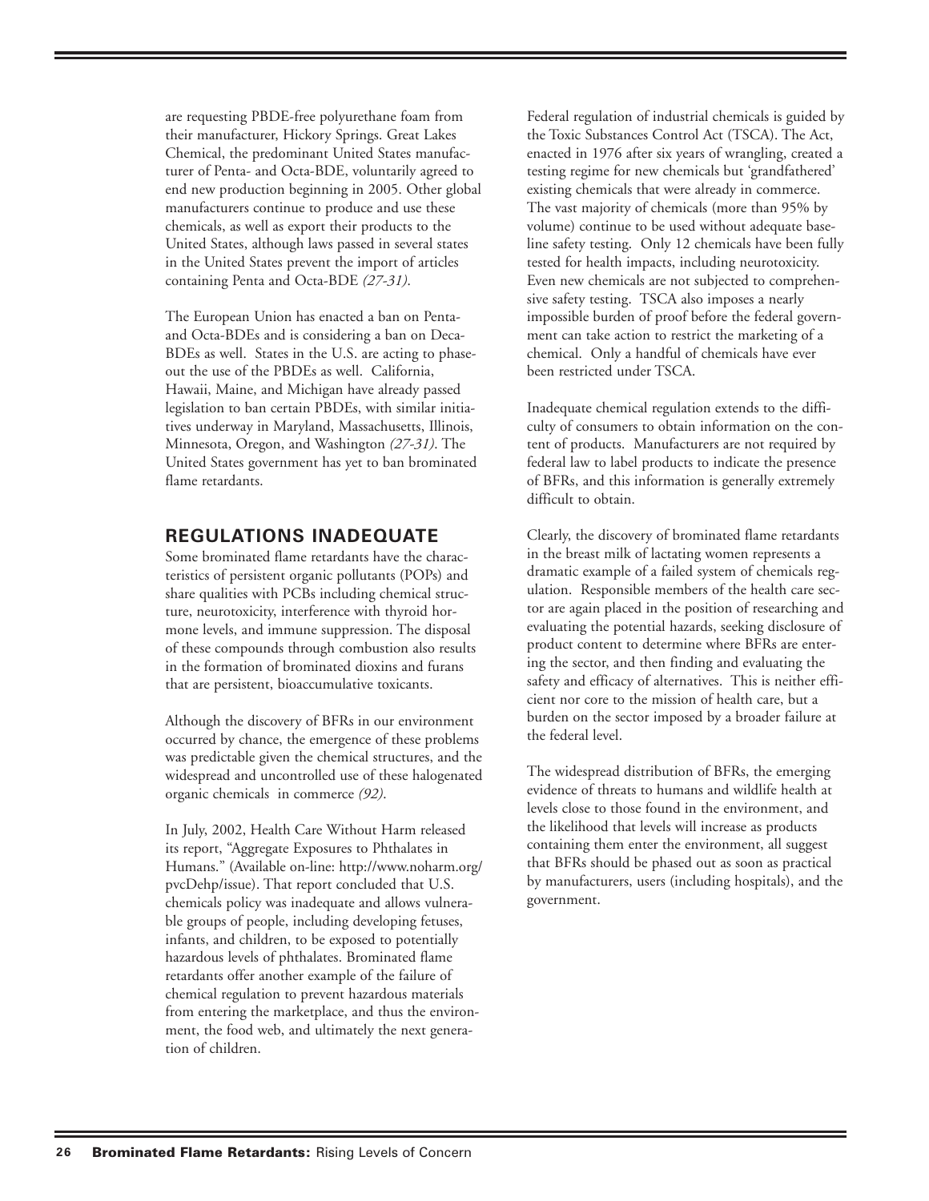are requesting PBDE-free polyurethane foam from their manufacturer, Hickory Springs. Great Lakes Chemical, the predominant United States manufacturer of Penta- and Octa-BDE, voluntarily agreed to end new production beginning in 2005. Other global manufacturers continue to produce and use these chemicals, as well as export their products to the United States, although laws passed in several states in the United States prevent the import of articles containing Penta and Octa-BDE *(27-31)*.

The European Union has enacted a ban on Penta- and Octa-BDEs and is considering a ban on Deca-BDEs as well. States in the U.S. are acting to phase-out the use of the PBDEs as well. California, Hawaii, Maine, and Michigan have already passed legislation to ban certain PBDEs, with similar initiatives underway in Maryland, Massachusetts, Illinois, Minnesota, Oregon, and Washington *(27-31)*. The United States government has yet to ban brominated flame retardants.

## REGULATIONS INADEQUATE

Some brominated flame retardants have the characteristics of persistent organic pollutants (POPs) and share qualities with PCBs including chemical structure, neurotoxicity, interference with thyroid hormone levels, and immune suppression. The disposal of these compounds through combustion also results in the formation of brominated dioxins and furans that are persistent, bioaccumulative toxicants.

Although the discovery of BFRs in our environment occurred by chance, the emergence of these problems was predictable given the chemical structures, and the widespread and uncontrolled use of these halogenated organic chemicals in commerce *(92)*.

In July, 2002, Health Care Without Harm released its report, "Aggregate Exposures to Phthalates in Humans." (Available on-line: http://www.noharm.org/pvcDehp/issue). That report concluded that U.S. chemicals policy was inadequate and allows vulnerable groups of people, including developing fetuses, infants, and children, to be exposed to potentially hazardous levels of phthalates. Brominated flame retardants offer another example of the failure of chemical regulation to prevent hazardous materials from entering the marketplace, and thus the environment, the food web, and ultimately the next generation of children.

Federal regulation of industrial chemicals is guided by the Toxic Substances Control Act (TSCA). The Act, enacted in 1976 after six years of wrangling, created a testing regime for new chemicals but 'grandfathered' existing chemicals that were already in commerce. The vast majority of chemicals (more than 95% by volume) continue to be used without adequate baseline safety testing. Only 12 chemicals have been fully tested for health impacts, including neurotoxicity. Even new chemicals are not subjected to comprehensive safety testing. TSCA also imposes a nearly impossible burden of proof before the federal government can take action to restrict the marketing of a chemical. Only a handful of chemicals have ever been restricted under TSCA.

Inadequate chemical regulation extends to the difficulty of consumers to obtain information on the content of products. Manufacturers are not required by federal law to label products to indicate the presence of BFRs, and this information is generally extremely difficult to obtain.

Clearly, the discovery of brominated flame retardants in the breast milk of lactating women represents a dramatic example of a failed system of chemicals regulation. Responsible members of the health care sector are again placed in the position of researching and evaluating the potential hazards, seeking disclosure of product content to determine where BFRs are entering the sector, and then finding and evaluating the safety and efficacy of alternatives. This is neither efficient nor core to the mission of health care, but a burden on the sector imposed by a broader failure at the federal level.

The widespread distribution of BFRs, the emerging evidence of threats to humans and wildlife health at levels close to those found in the environment, and the likelihood that levels will increase as products containing them enter the environment, all suggest that BFRs should be phased out as soon as practical by manufacturers, users (including hospitals), and the government.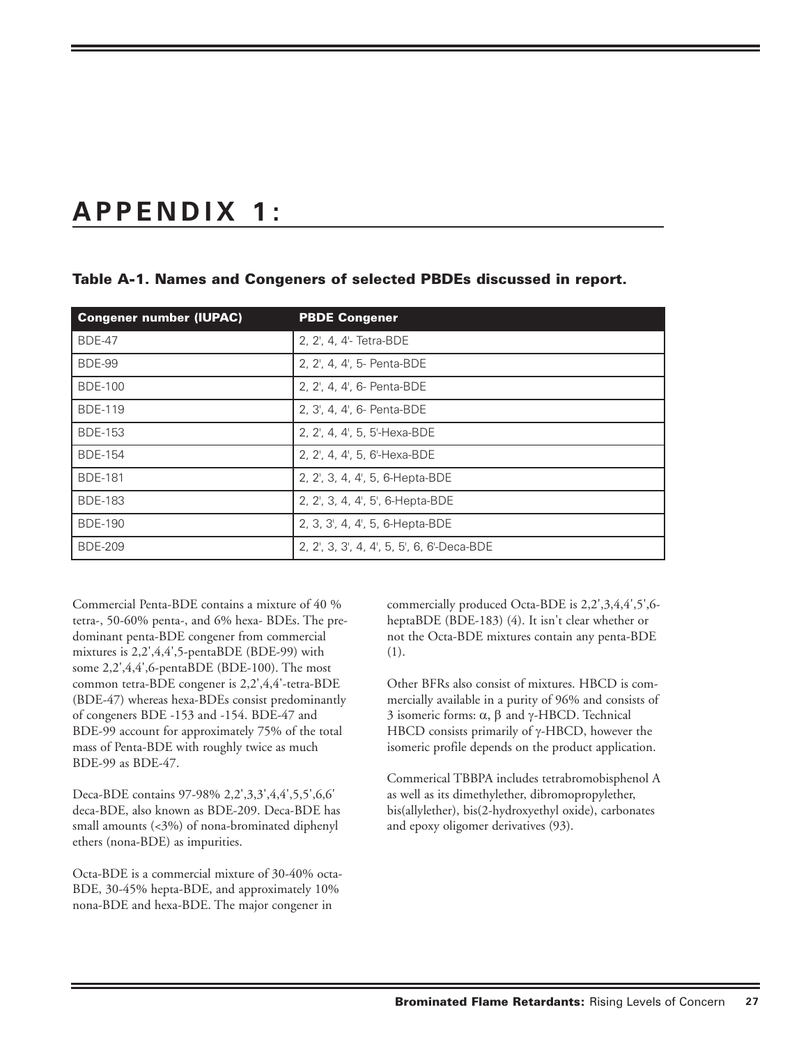# APPENDIX 1:

### Table A-1. Names and Congeners of selected PBDEs discussed in report.

| Congener number (IUPAC) | PBDE Congener |
|---|---|
| BDE-47 | 2, 2', 4, 4'- Tetra-BDE |
| BDE-99 | 2, 2', 4, 4', 5- Penta-BDE |
| BDE-100 | 2, 2', 4, 4', 6- Penta-BDE |
| BDE-119 | 2, 3', 4, 4', 6- Penta-BDE |
| BDE-153 | 2, 2', 4, 4', 5, 5'-Hexa-BDE |
| BDE-154 | 2, 2', 4, 4', 5, 6'-Hexa-BDE |
| BDE-181 | 2, 2', 3, 4, 4', 5, 6-Hepta-BDE |
| BDE-183 | 2, 2', 3, 4, 4', 5', 6-Hepta-BDE |
| BDE-190 | 2, 3, 3', 4, 4', 5, 6-Hepta-BDE |
| BDE-209 | 2, 2', 3, 3', 4, 4', 5, 5', 6, 6'-Deca-BDE |

Commercial Penta-BDE contains a mixture of 40 % tetra-, 50-60% penta-, and 6% hexa- BDEs. The predominant penta-BDE congener from commercial mixtures is 2,2',4,4',5-pentaBDE (BDE-99) with some 2,2',4,4',6-pentaBDE (BDE-100). The most common tetra-BDE congener is 2,2',4,4'-tetra-BDE (BDE-47) whereas hexa-BDEs consist predominantly of congeners BDE -153 and -154. BDE-47 and BDE-99 account for approximately 75% of the total mass of Penta-BDE with roughly twice as much BDE-99 as BDE-47.

Deca-BDE contains 97-98% 2,2',3,3',4,4',5,5',6,6' deca-BDE, also known as BDE-209. Deca-BDE has small amounts (<3%) of nona-brominated diphenyl ethers (nona-BDE) as impurities.

Octa-BDE is a commercial mixture of 30-40% octa-BDE, 30-45% hepta-BDE, and approximately 10% nona-BDE and hexa-BDE. The major congener in commercially produced Octa-BDE is 2,2',3,4,4',5',6-heptaBDE (BDE-183) (4). It isn't clear whether or not the Octa-BDE mixtures contain any penta-BDE (1).

Other BFRs also consist of mixtures. HBCD is commercially available in a purity of 96% and consists of 3 isomeric forms: $\alpha$, $\beta$ and $\gamma$-HBCD. Technical HBCD consists primarily of $\gamma$-HBCD, however the isomeric profile depends on the product application.

Commerical TBBPA includes tetrabromobisphenol A as well as its dimethylether, dibromopropylether, bis(allylether), bis(2-hydroxyethyl oxide), carbonates and epoxy oligomer derivatives (93).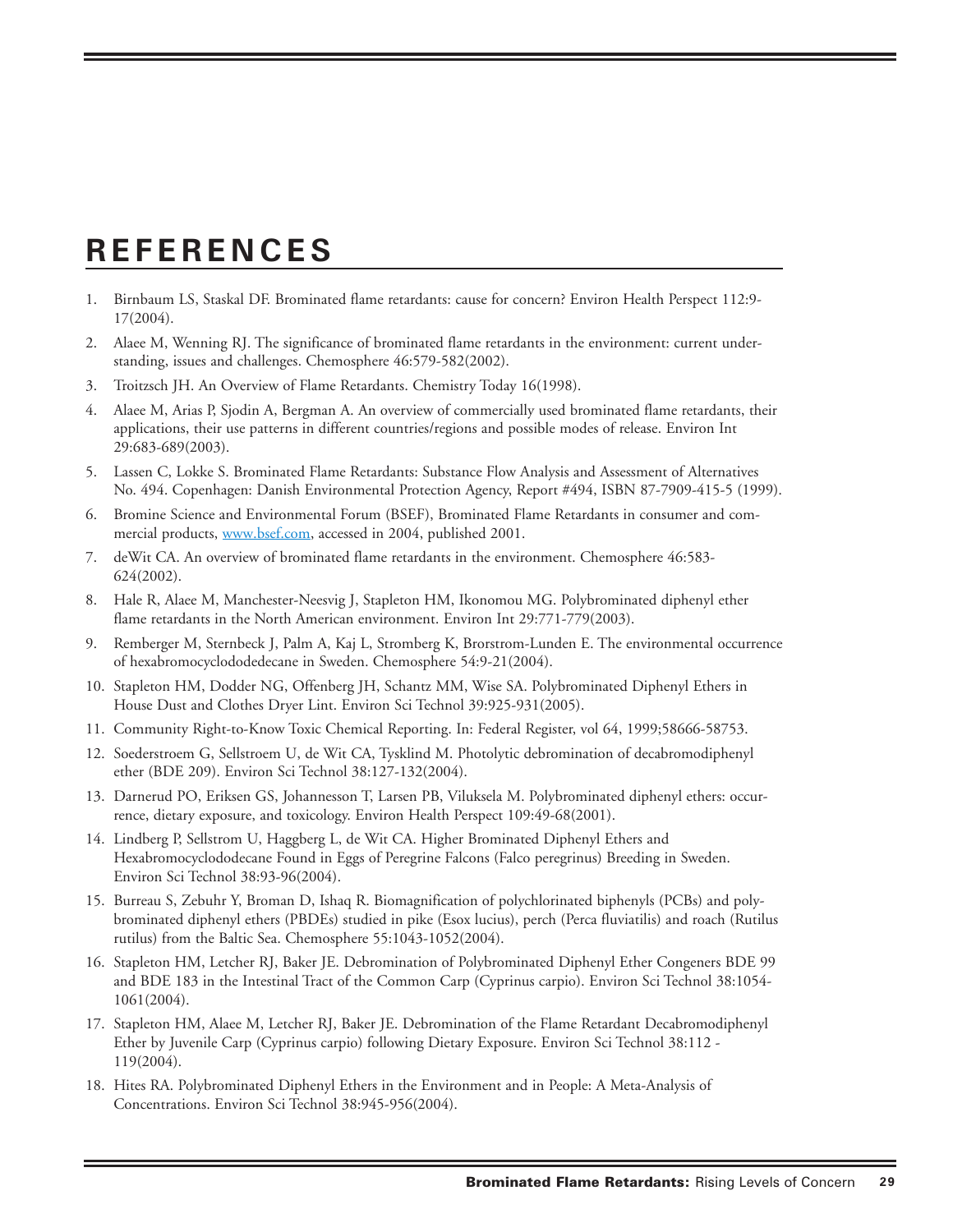# REFERENCES

1. Birnbaum LS, Staskal DF. Brominated flame retardants: cause for concern? Environ Health Perspect 112:9-17(2004).
2. Alaee M, Wenning RJ. The significance of brominated flame retardants in the environment: current understanding, issues and challenges. Chemosphere 46:579-582(2002).
3. Troitzsch JH. An Overview of Flame Retardants. Chemistry Today 16(1998).
4. Alaee M, Arias P, Sjodin A, Bergman A. An overview of commercially used brominated flame retardants, their applications, their use patterns in different countries/regions and possible modes of release. Environ Int 29:683-689(2003).
5. Lassen C, Lokke S. Brominated Flame Retardants: Substance Flow Analysis and Assessment of Alternatives No. 494. Copenhagen: Danish Environmental Protection Agency, Report #494, ISBN 87-7909-415-5 (1999).
6. Bromine Science and Environmental Forum (BSEF), Brominated Flame Retardants in consumer and commercial products, www.bsef.com, accessed in 2004, published 2001.
7. deWit CA. An overview of brominated flame retardants in the environment. Chemosphere 46:583-624(2002).
8. Hale R, Alaee M, Manchester-Neesvig J, Stapleton HM, Ikonomou MG. Polybrominated diphenyl ether flame retardants in the North American environment. Environ Int 29:771-779(2003).
9. Remberger M, Sternbeck J, Palm A, Kaj L, Stromberg K, Brorstrom-Lunden E. The environmental occurrence of hexabromocyclododedecane in Sweden. Chemosphere 54:9-21(2004).
10. Stapleton HM, Dodder NG, Offenberg JH, Schantz MM, Wise SA. Polybrominated Diphenyl Ethers in House Dust and Clothes Dryer Lint. Environ Sci Technol 39:925-931(2005).
11. Community Right-to-Know Toxic Chemical Reporting. In: Federal Register, vol 64, 1999;58666-58753.
12. Soederstroem G, Sellstroem U, de Wit CA, Tysklind M. Photolytic debromination of decabromodiphenyl ether (BDE 209). Environ Sci Technol 38:127-132(2004).
13. Darnerud PO, Eriksen GS, Johannesson T, Larsen PB, Viluksela M. Polybrominated diphenyl ethers: occurrence, dietary exposure, and toxicology. Environ Health Perspect 109:49-68(2001).
14. Lindberg P, Sellstrom U, Haggberg L, de Wit CA. Higher Brominated Diphenyl Ethers and Hexabromocyclododecane Found in Eggs of Peregrine Falcons (Falco peregrinus) Breeding in Sweden. Environ Sci Technol 38:93-96(2004).
15. Burreau S, Zebuhr Y, Broman D, Ishaq R. Biomagnification of polychlorinated biphenyls (PCBs) and polybrominated diphenyl ethers (PBDEs) studied in pike (Esox lucius), perch (Perca fluviatilis) and roach (Rutilus rutilus) from the Baltic Sea. Chemosphere 55:1043-1052(2004).
16. Stapleton HM, Letcher RJ, Baker JE. Debromination of Polybrominated Diphenyl Ether Congeners BDE 99 and BDE 183 in the Intestinal Tract of the Common Carp (Cyprinus carpio). Environ Sci Technol 38:1054-1061(2004).
17. Stapleton HM, Alaee M, Letcher RJ, Baker JE. Debromination of the Flame Retardant Decabromodiphenyl Ether by Juvenile Carp (Cyprinus carpio) following Dietary Exposure. Environ Sci Technol 38:112 - 119(2004).
18. Hites RA. Polybrominated Diphenyl Ethers in the Environment and in People: A Meta-Analysis of Concentrations. Environ Sci Technol 38:945-956(2004).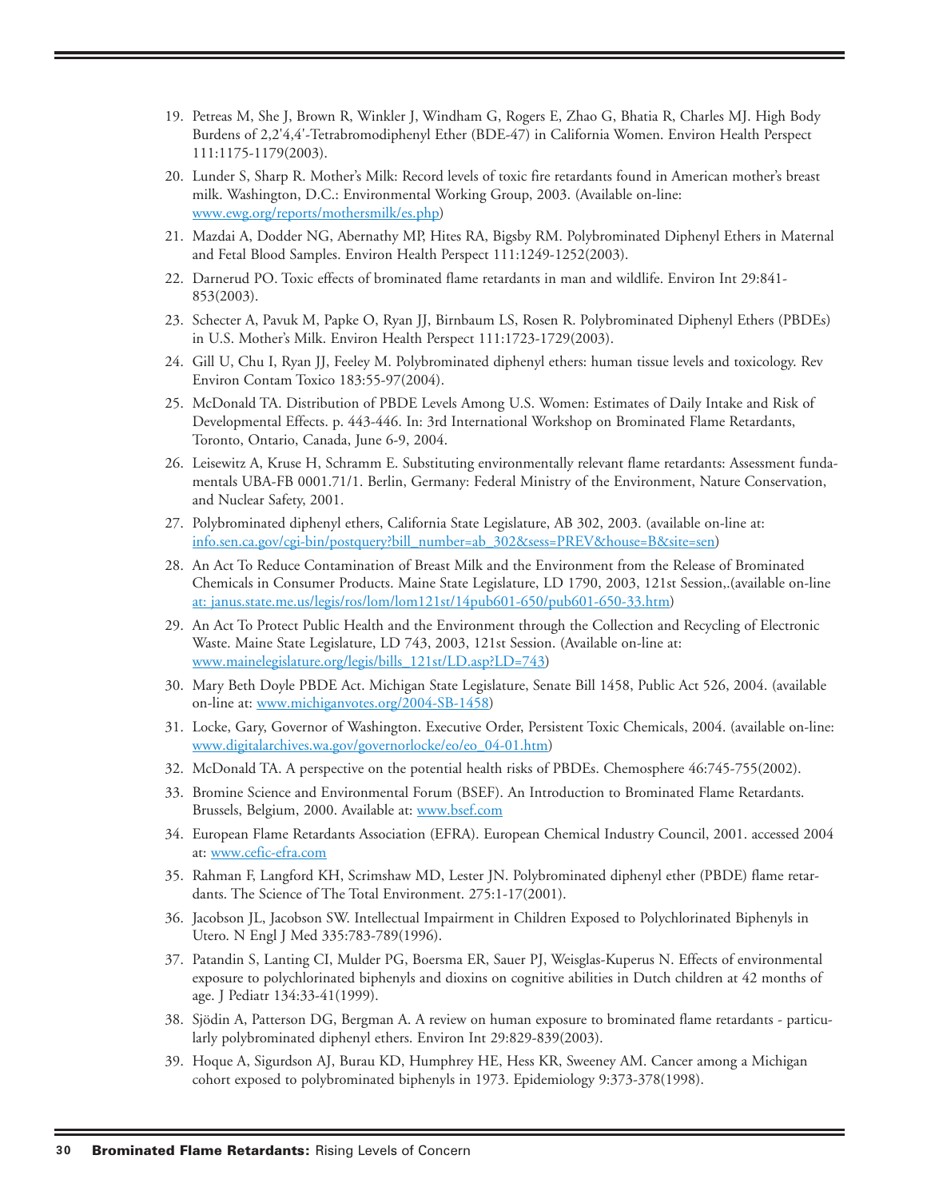19. Petreas M, She J, Brown R, Winkler J, Windham G, Rogers E, Zhao G, Bhatia R, Charles MJ. High Body Burdens of 2,2'4,4'-Tetrabromodiphenyl Ether (BDE-47) in California Women. Environ Health Perspect 111:1175-1179(2003).

20. Lunder S, Sharp R. Mother's Milk: Record levels of toxic fire retardants found in American mother's breast milk. Washington, D.C.: Environmental Working Group, 2003. (Available on-line: www.ewg.org/reports/mothersmilk/es.php)

21. Mazdai A, Dodder NG, Abernathy MP, Hites RA, Bigsby RM. Polybrominated Diphenyl Ethers in Maternal and Fetal Blood Samples. Environ Health Perspect 111:1249-1252(2003).

22. Darnerud PO. Toxic effects of brominated flame retardants in man and wildlife. Environ Int 29:841-853(2003).

23. Schecter A, Pavuk M, Papke O, Ryan JJ, Birnbaum LS, Rosen R. Polybrominated Diphenyl Ethers (PBDEs) in U.S. Mother's Milk. Environ Health Perspect 111:1723-1729(2003).

24. Gill U, Chu I, Ryan JJ, Feeley M. Polybrominated diphenyl ethers: human tissue levels and toxicology. Rev Environ Contam Toxico 183:55-97(2004).

25. McDonald TA. Distribution of PBDE Levels Among U.S. Women: Estimates of Daily Intake and Risk of Developmental Effects. p. 443-446. In: 3rd International Workshop on Brominated Flame Retardants, Toronto, Ontario, Canada, June 6-9, 2004.

26. Leisewitz A, Kruse H, Schramm E. Substituting environmentally relevant flame retardants: Assessment fundamentals UBA-FB 0001.71/1. Berlin, Germany: Federal Ministry of the Environment, Nature Conservation, and Nuclear Safety, 2001.

27. Polybrominated diphenyl ethers, California State Legislature, AB 302, 2003. (available on-line at: info.sen.ca.gov/cgi-bin/postquery?bill_number=ab_302&sess=PREV&house=B&site=sen)

28. An Act To Reduce Contamination of Breast Milk and the Environment from the Release of Brominated Chemicals in Consumer Products. Maine State Legislature, LD 1790, 2003, 121st Session,.(available on-line at: janus.state.me.us/legis/ros/lom/lom121st/14pub601-650/pub601-650-33.htm)

29. An Act To Protect Public Health and the Environment through the Collection and Recycling of Electronic Waste. Maine State Legislature, LD 743, 2003, 121st Session. (Available on-line at: www.mainelegislature.org/legis/bills_121st/LD.asp?LD=743)

30. Mary Beth Doyle PBDE Act. Michigan State Legislature, Senate Bill 1458, Public Act 526, 2004. (available on-line at: www.michiganvotes.org/2004-SB-1458)

31. Locke, Gary, Governor of Washington. Executive Order, Persistent Toxic Chemicals, 2004. (available on-line: www.digitalarchives.wa.gov/governorlocke/eo/eo_04-01.htm)

32. McDonald TA. A perspective on the potential health risks of PBDEs. Chemosphere 46:745-755(2002).

33. Bromine Science and Environmental Forum (BSEF). An Introduction to Brominated Flame Retardants. Brussels, Belgium, 2000. Available at: www.bsef.com

34. European Flame Retardants Association (EFRA). European Chemical Industry Council, 2001. accessed 2004 at: www.cefic-efra.com

35. Rahman F, Langford KH, Scrimshaw MD, Lester JN. Polybrominated diphenyl ether (PBDE) flame retardants. The Science of The Total Environment. 275:1-17(2001).

36. Jacobson JL, Jacobson SW. Intellectual Impairment in Children Exposed to Polychlorinated Biphenyls in Utero. N Engl J Med 335:783-789(1996).

37. Patandin S, Lanting CI, Mulder PG, Boersma ER, Sauer PJ, Weisglas-Kuperus N. Effects of environmental exposure to polychlorinated biphenyls and dioxins on cognitive abilities in Dutch children at 42 months of age. J Pediatr 134:33-41(1999).

38. Sjödin A, Patterson DG, Bergman A. A review on human exposure to brominated flame retardants - particularly polybrominated diphenyl ethers. Environ Int 29:829-839(2003).

39. Hoque A, Sigurdson AJ, Burau KD, Humphrey HE, Hess KR, Sweeney AM. Cancer among a Michigan cohort exposed to polybrominated biphenyls in 1973. Epidemiology 9:373-378(1998).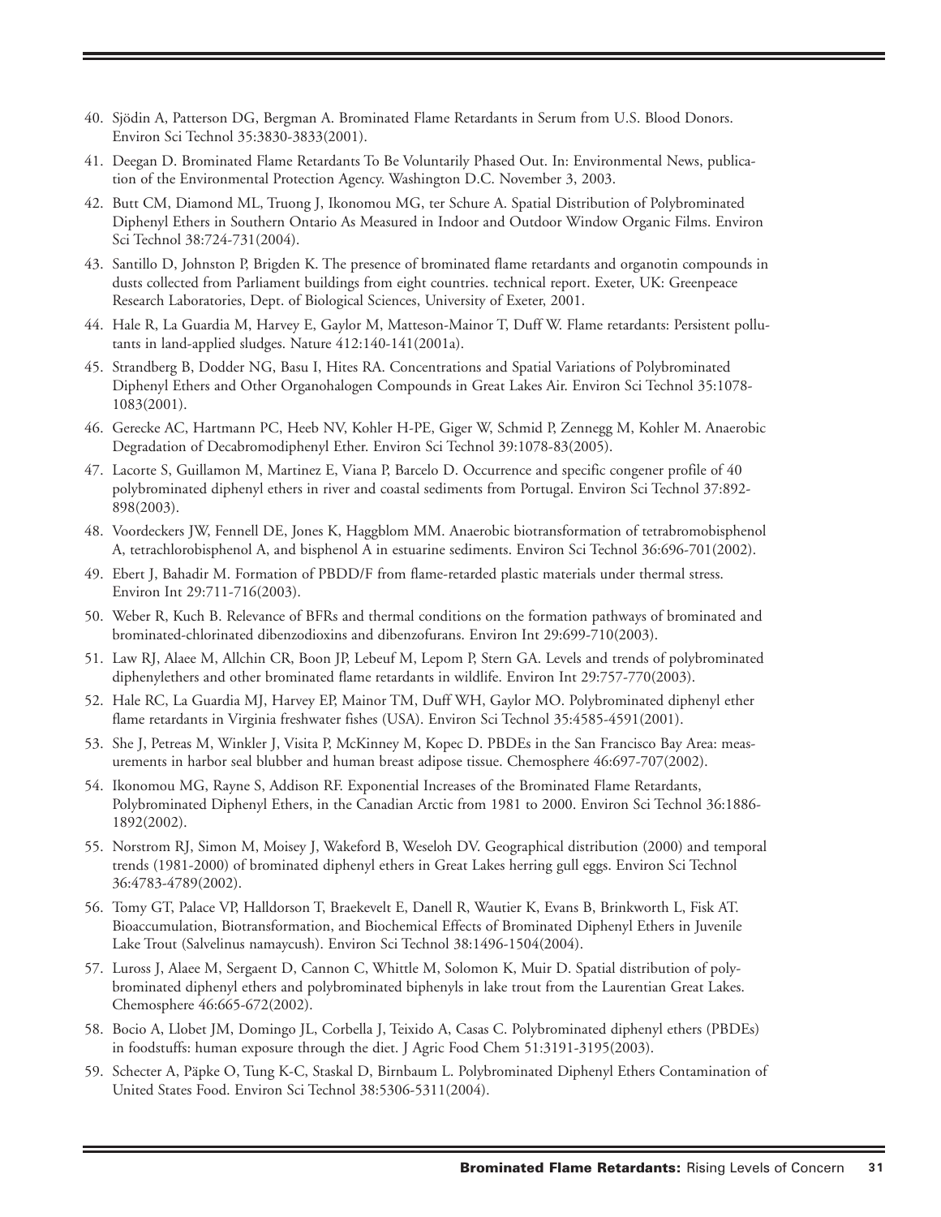40. Sjödin A, Patterson DG, Bergman A. Brominated Flame Retardants in Serum from U.S. Blood Donors. Environ Sci Technol 35:3830-3833(2001).
41. Deegan D. Brominated Flame Retardants To Be Voluntarily Phased Out. In: Environmental News, publication of the Environmental Protection Agency. Washington D.C. November 3, 2003.
42. Butt CM, Diamond ML, Truong J, Ikonomou MG, ter Schure A. Spatial Distribution of Polybrominated Diphenyl Ethers in Southern Ontario As Measured in Indoor and Outdoor Window Organic Films. Environ Sci Technol 38:724-731(2004).
43. Santillo D, Johnston P, Brigden K. The presence of brominated flame retardants and organotin compounds in dusts collected from Parliament buildings from eight countries. technical report. Exeter, UK: Greenpeace Research Laboratories, Dept. of Biological Sciences, University of Exeter, 2001.
44. Hale R, La Guardia M, Harvey E, Gaylor M, Matteson-Mainor T, Duff W. Flame retardants: Persistent pollutants in land-applied sludges. Nature 412:140-141(2001a).
45. Strandberg B, Dodder NG, Basu I, Hites RA. Concentrations and Spatial Variations of Polybrominated Diphenyl Ethers and Other Organohalogen Compounds in Great Lakes Air. Environ Sci Technol 35:1078-1083(2001).
46. Gerecke AC, Hartmann PC, Heeb NV, Kohler H-PE, Giger W, Schmid P, Zennegg M, Kohler M. Anaerobic Degradation of Decabromodiphenyl Ether. Environ Sci Technol 39:1078-83(2005).
47. Lacorte S, Guillamon M, Martinez E, Viana P, Barcelo D. Occurrence and specific congener profile of 40 polybrominated diphenyl ethers in river and coastal sediments from Portugal. Environ Sci Technol 37:892-898(2003).
48. Voordeckers JW, Fennell DE, Jones K, Haggblom MM. Anaerobic biotransformation of tetrabromobisphenol A, tetrachlorobisphenol A, and bisphenol A in estuarine sediments. Environ Sci Technol 36:696-701(2002).
49. Ebert J, Bahadir M. Formation of PBDD/F from flame-retarded plastic materials under thermal stress. Environ Int 29:711-716(2003).
50. Weber R, Kuch B. Relevance of BFRs and thermal conditions on the formation pathways of brominated and brominated-chlorinated dibenzodioxins and dibenzofurans. Environ Int 29:699-710(2003).
51. Law RJ, Alaee M, Allchin CR, Boon JP, Lebeuf M, Lepom P, Stern GA. Levels and trends of polybrominated diphenylethers and other brominated flame retardants in wildlife. Environ Int 29:757-770(2003).
52. Hale RC, La Guardia MJ, Harvey EP, Mainor TM, Duff WH, Gaylor MO. Polybrominated diphenyl ether flame retardants in Virginia freshwater fishes (USA). Environ Sci Technol 35:4585-4591(2001).
53. She J, Petreas M, Winkler J, Visita P, McKinney M, Kopec D. PBDEs in the San Francisco Bay Area: measurements in harbor seal blubber and human breast adipose tissue. Chemosphere 46:697-707(2002).
54. Ikonomou MG, Rayne S, Addison RF. Exponential Increases of the Brominated Flame Retardants, Polybrominated Diphenyl Ethers, in the Canadian Arctic from 1981 to 2000. Environ Sci Technol 36:1886-1892(2002).
55. Norstrom RJ, Simon M, Moisey J, Wakeford B, Weseloh DV. Geographical distribution (2000) and temporal trends (1981-2000) of brominated diphenyl ethers in Great Lakes herring gull eggs. Environ Sci Technol 36:4783-4789(2002).
56. Tomy GT, Palace VP, Halldorson T, Braekevelt E, Danell R, Wautier K, Evans B, Brinkworth L, Fisk AT. Bioaccumulation, Biotransformation, and Biochemical Effects of Brominated Diphenyl Ethers in Juvenile Lake Trout (Salvelinus namaycush). Environ Sci Technol 38:1496-1504(2004).
57. Luross J, Alaee M, Sergaent D, Cannon C, Whittle M, Solomon K, Muir D. Spatial distribution of polybrominated diphenyl ethers and polybrominated biphenyls in lake trout from the Laurentian Great Lakes. Chemosphere 46:665-672(2002).
58. Bocio A, Llobet JM, Domingo JL, Corbella J, Teixido A, Casas C. Polybrominated diphenyl ethers (PBDEs) in foodstuffs: human exposure through the diet. J Agric Food Chem 51:3191-3195(2003).
59. Schecter A, Päpke O, Tung K-C, Staskal D, Birnbaum L. Polybrominated Diphenyl Ethers Contamination of United States Food. Environ Sci Technol 38:5306-5311(2004).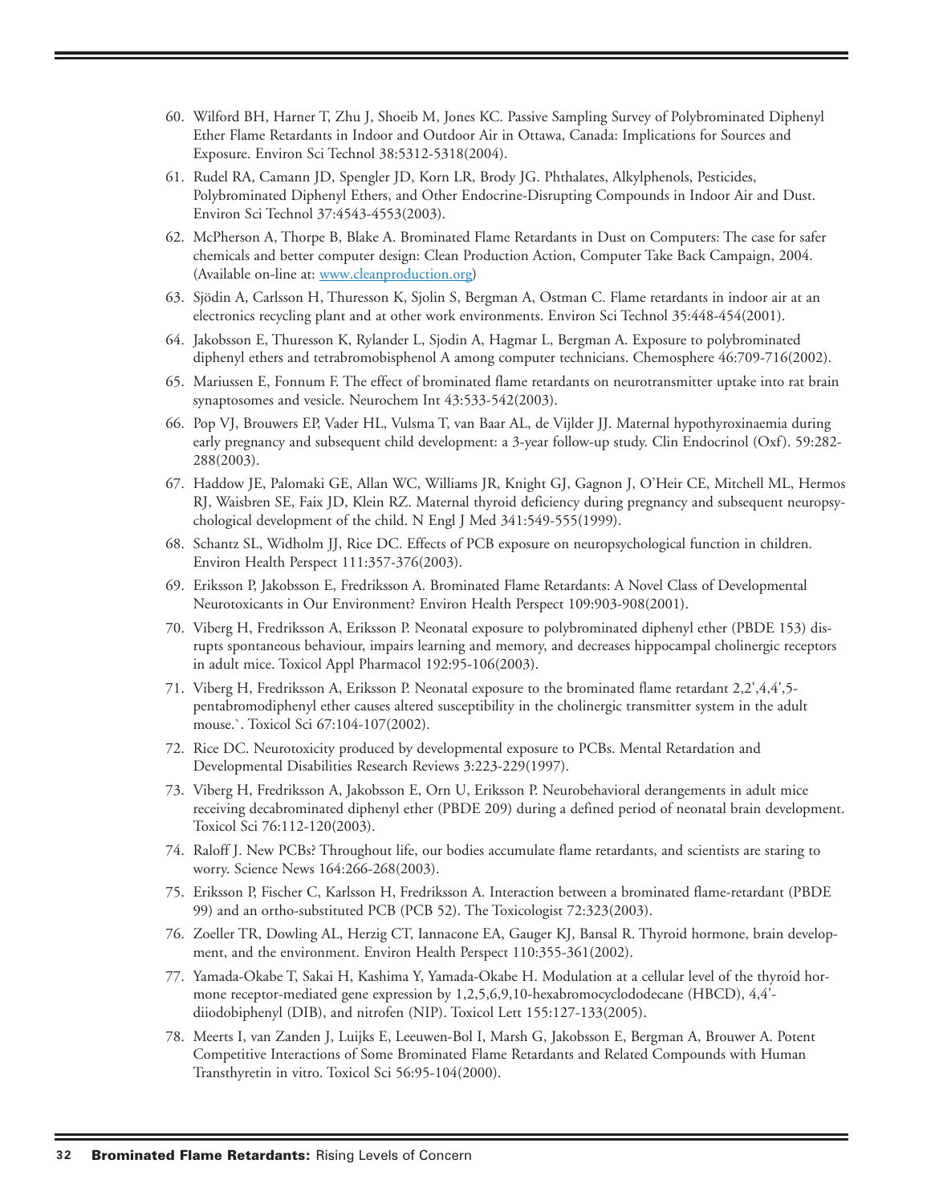60. Wilford BH, Harner T, Zhu J, Shoeib M, Jones KC. Passive Sampling Survey of Polybrominated Diphenyl Ether Flame Retardants in Indoor and Outdoor Air in Ottawa, Canada: Implications for Sources and Exposure. Environ Sci Technol 38:5312-5318(2004).
61. Rudel RA, Camann JD, Spengler JD, Korn LR, Brody JG. Phthalates, Alkylphenols, Pesticides, Polybrominated Diphenyl Ethers, and Other Endocrine-Disrupting Compounds in Indoor Air and Dust. Environ Sci Technol 37:4543-4553(2003).
62. McPherson A, Thorpe B, Blake A. Brominated Flame Retardants in Dust on Computers: The case for safer chemicals and better computer design: Clean Production Action, Computer Take Back Campaign, 2004. (Available on-line at: www.cleanproduction.org)
63. Sjödin A, Carlsson H, Thuresson K, Sjolin S, Bergman A, Ostman C. Flame retardants in indoor air at an electronics recycling plant and at other work environments. Environ Sci Technol 35:448-454(2001).
64. Jakobsson E, Thuresson K, Rylander L, Sjodin A, Hagmar L, Bergman A. Exposure to polybrominated diphenyl ethers and tetrabromobisphenol A among computer technicians. Chemosphere 46:709-716(2002).
65. Mariussen E, Fonnum F. The effect of brominated flame retardants on neurotransmitter uptake into rat brain synaptosomes and vesicle. Neurochem Int 43:533-542(2003).
66. Pop VJ, Brouwers EP, Vader HL, Vulsma T, van Baar AL, de Vijlder JJ. Maternal hypothyroxinaemia during early pregnancy and subsequent child development: a 3-year follow-up study. Clin Endocrinol (Oxf). 59:282-288(2003).
67. Haddow JE, Palomaki GE, Allan WC, Williams JR, Knight GJ, Gagnon J, O'Heir CE, Mitchell ML, Hermos RJ, Waisbren SE, Faix JD, Klein RZ. Maternal thyroid deficiency during pregnancy and subsequent neuropsychological development of the child. N Engl J Med 341:549-555(1999).
68. Schantz SL, Widholm JJ, Rice DC. Effects of PCB exposure on neuropsychological function in children. Environ Health Perspect 111:357-376(2003).
69. Eriksson P, Jakobsson E, Fredriksson A. Brominated Flame Retardants: A Novel Class of Developmental Neurotoxicants in Our Environment? Environ Health Perspect 109:903-908(2001).
70. Viberg H, Fredriksson A, Eriksson P. Neonatal exposure to polybrominated diphenyl ether (PBDE 153) disrupts spontaneous behaviour, impairs learning and memory, and decreases hippocampal cholinergic receptors in adult mice. Toxicol Appl Pharmacol 192:95-106(2003).
71. Viberg H, Fredriksson A, Eriksson P. Neonatal exposure to the brominated flame retardant 2,2',4,4',5-pentabromodiphenyl ether causes altered susceptibility in the cholinergic transmitter system in the adult mouse.`. Toxicol Sci 67:104-107(2002).
72. Rice DC. Neurotoxicity produced by developmental exposure to PCBs. Mental Retardation and Developmental Disabilities Research Reviews 3:223-229(1997).
73. Viberg H, Fredriksson A, Jakobsson E, Orn U, Eriksson P. Neurobehavioral derangements in adult mice receiving decabrominated diphenyl ether (PBDE 209) during a defined period of neonatal brain development. Toxicol Sci 76:112-120(2003).
74. Raloff J. New PCBs? Throughout life, our bodies accumulate flame retardants, and scientists are staring to worry. Science News 164:266-268(2003).
75. Eriksson P, Fischer C, Karlsson H, Fredriksson A. Interaction between a brominated flame-retardant (PBDE 99) and an ortho-substituted PCB (PCB 52). The Toxicologist 72:323(2003).
76. Zoeller TR, Dowling AL, Herzig CT, Iannacone EA, Gauger KJ, Bansal R. Thyroid hormone, brain development, and the environment. Environ Health Perspect 110:355-361(2002).
77. Yamada-Okabe T, Sakai H, Kashima Y, Yamada-Okabe H. Modulation at a cellular level of the thyroid hormone receptor-mediated gene expression by 1,2,5,6,9,10-hexabromocyclododecane (HBCD), 4,4'-diiodobiphenyl (DIB), and nitrofen (NIP). Toxicol Lett 155:127-133(2005).
78. Meerts I, van Zanden J, Luijks E, Leeuwen-Bol I, Marsh G, Jakobsson E, Bergman A, Brouwer A. Potent Competitive Interactions of Some Brominated Flame Retardants and Related Compounds with Human Transthyretin in vitro. Toxicol Sci 56:95-104(2000).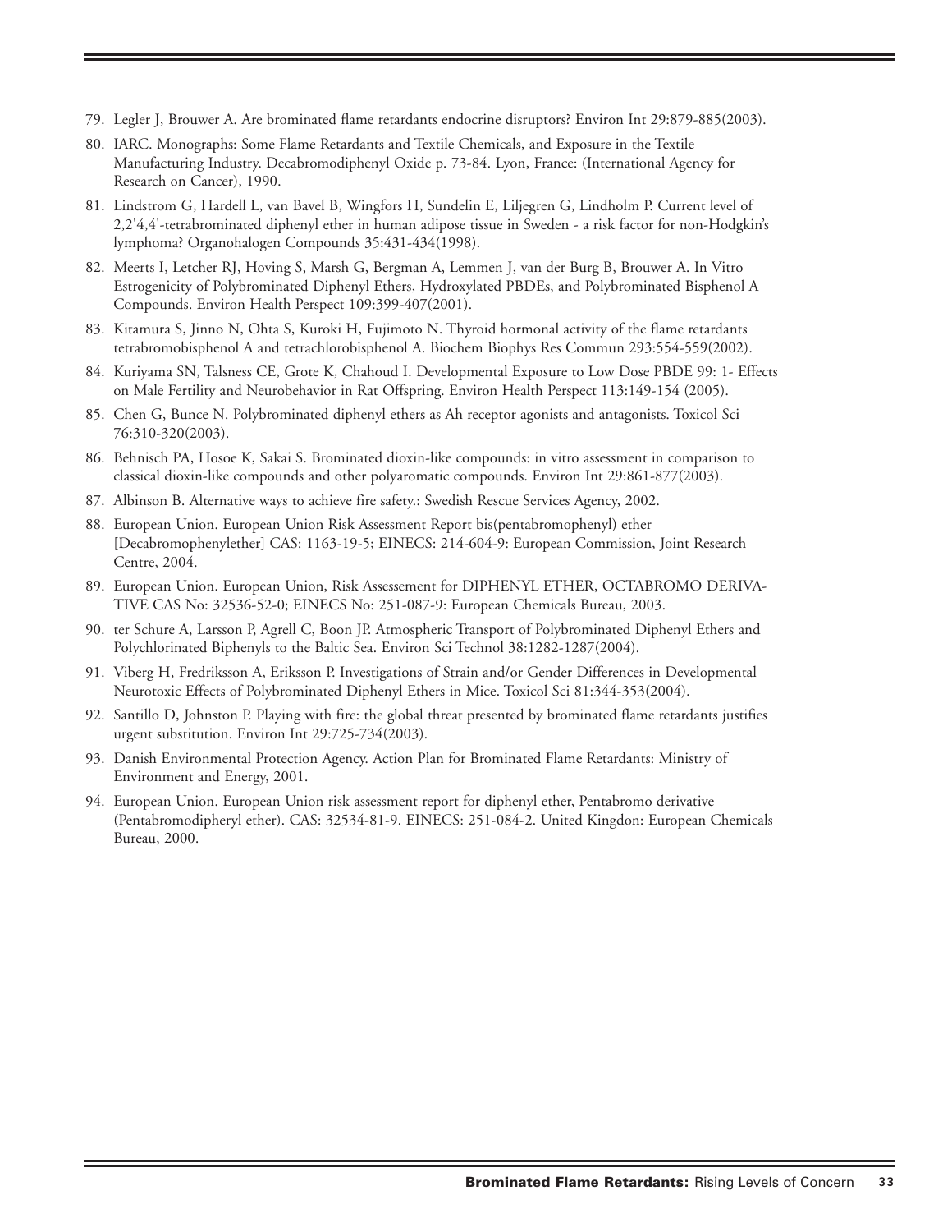79. Legler J, Brouwer A. Are brominated flame retardants endocrine disruptors? Environ Int 29:879-885(2003).
80. IARC. Monographs: Some Flame Retardants and Textile Chemicals, and Exposure in the Textile Manufacturing Industry. Decabromodiphenyl Oxide p. 73-84. Lyon, France: (International Agency for Research on Cancer), 1990.
81. Lindstrom G, Hardell L, van Bavel B, Wingfors H, Sundelin E, Liljegren G, Lindholm P. Current level of 2,2'4,4'-tetrabrominated diphenyl ether in human adipose tissue in Sweden - a risk factor for non-Hodgkin's lymphoma? Organohalogen Compounds 35:431-434(1998).
82. Meerts I, Letcher RJ, Hoving S, Marsh G, Bergman A, Lemmen J, van der Burg B, Brouwer A. In Vitro Estrogenicity of Polybrominated Diphenyl Ethers, Hydroxylated PBDEs, and Polybrominated Bisphenol A Compounds. Environ Health Perspect 109:399-407(2001).
83. Kitamura S, Jinno N, Ohta S, Kuroki H, Fujimoto N. Thyroid hormonal activity of the flame retardants tetrabromobisphenol A and tetrachlorobisphenol A. Biochem Biophys Res Commun 293:554-559(2002).
84. Kuriyama SN, Talsness CE, Grote K, Chahoud I. Developmental Exposure to Low Dose PBDE 99: 1- Effects on Male Fertility and Neurobehavior in Rat Offspring. Environ Health Perspect 113:149-154 (2005).
85. Chen G, Bunce N. Polybrominated diphenyl ethers as Ah receptor agonists and antagonists. Toxicol Sci 76:310-320(2003).
86. Behnisch PA, Hosoe K, Sakai S. Brominated dioxin-like compounds: in vitro assessment in comparison to classical dioxin-like compounds and other polyaromatic compounds. Environ Int 29:861-877(2003).
87. Albinson B. Alternative ways to achieve fire safety.: Swedish Rescue Services Agency, 2002.
88. European Union. European Union Risk Assessment Report bis(pentabromophenyl) ether [Decabromophenylether] CAS: 1163-19-5; EINECS: 214-604-9: European Commission, Joint Research Centre, 2004.
89. European Union. European Union, Risk Assessement for DIPHENYL ETHER, OCTABROMO DERIVATIVE CAS No: 32536-52-0; EINECS No: 251-087-9: European Chemicals Bureau, 2003.
90. ter Schure A, Larsson P, Agrell C, Boon JP. Atmospheric Transport of Polybrominated Diphenyl Ethers and Polychlorinated Biphenyls to the Baltic Sea. Environ Sci Technol 38:1282-1287(2004).
91. Viberg H, Fredriksson A, Eriksson P. Investigations of Strain and/or Gender Differences in Developmental Neurotoxic Effects of Polybrominated Diphenyl Ethers in Mice. Toxicol Sci 81:344-353(2004).
92. Santillo D, Johnston P. Playing with fire: the global threat presented by brominated flame retardants justifies urgent substitution. Environ Int 29:725-734(2003).
93. Danish Environmental Protection Agency. Action Plan for Brominated Flame Retardants: Ministry of Environment and Energy, 2001.
94. European Union. European Union risk assessment report for diphenyl ether, Pentabromo derivative (Pentabromodipheryl ether). CAS: 32534-81-9. EINECS: 251-084-2. United Kingdon: European Chemicals Bureau, 2000.